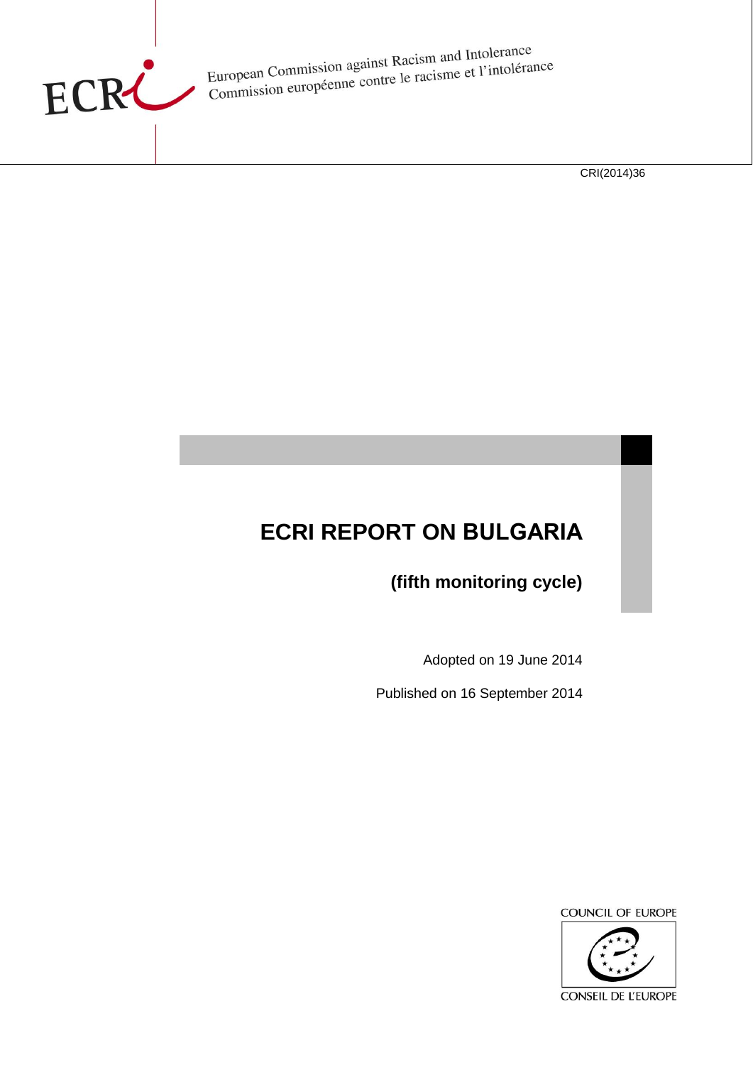ECRI

European Commission against Racism and Intolerance
Commission européenne contre le racisme et l'intolérance

CRI(2014)36

# ECRI REPORT ON BULGARIA

## (fifth monitoring cycle)

Adopted on 19 June 2014

Published on 16 September 2014

COUNCIL OF EUROPE

CONSEIL DE L'EUROPE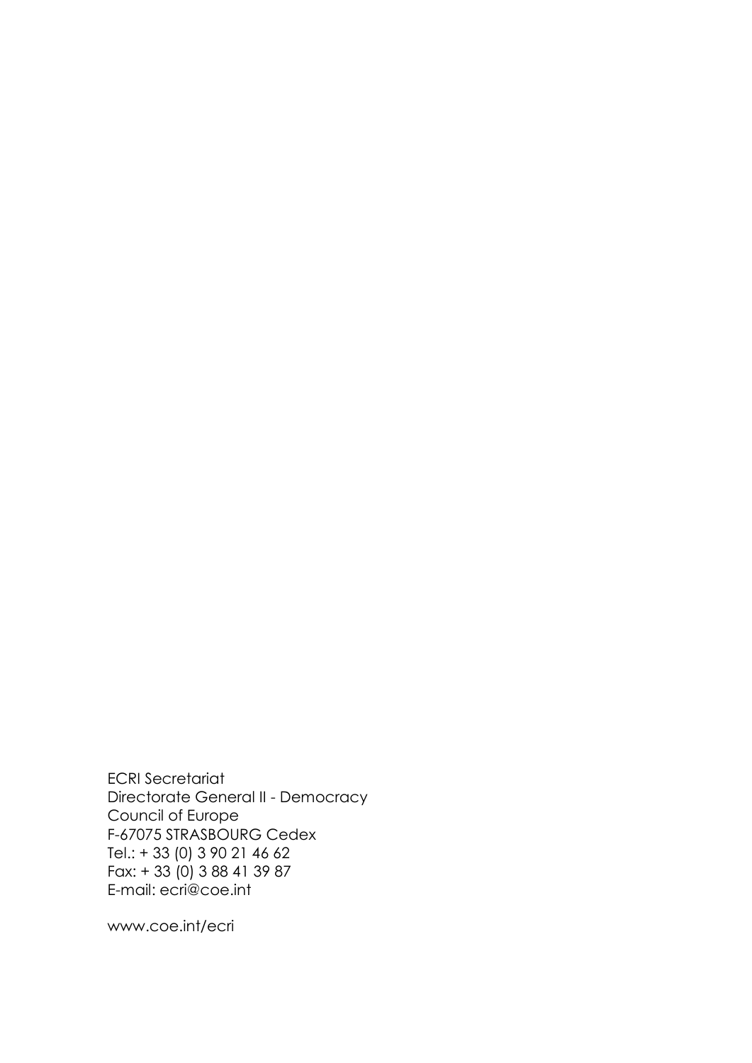ECRI Secretariat
Directorate General II - Democracy
Council of Europe
F-67075 STRASBOURG Cedex
Tel.: + 33 (0) 3 90 21 46 62
Fax: + 33 (0) 3 88 41 39 87
E-mail: ecri@coe.int

www.coe.int/ecri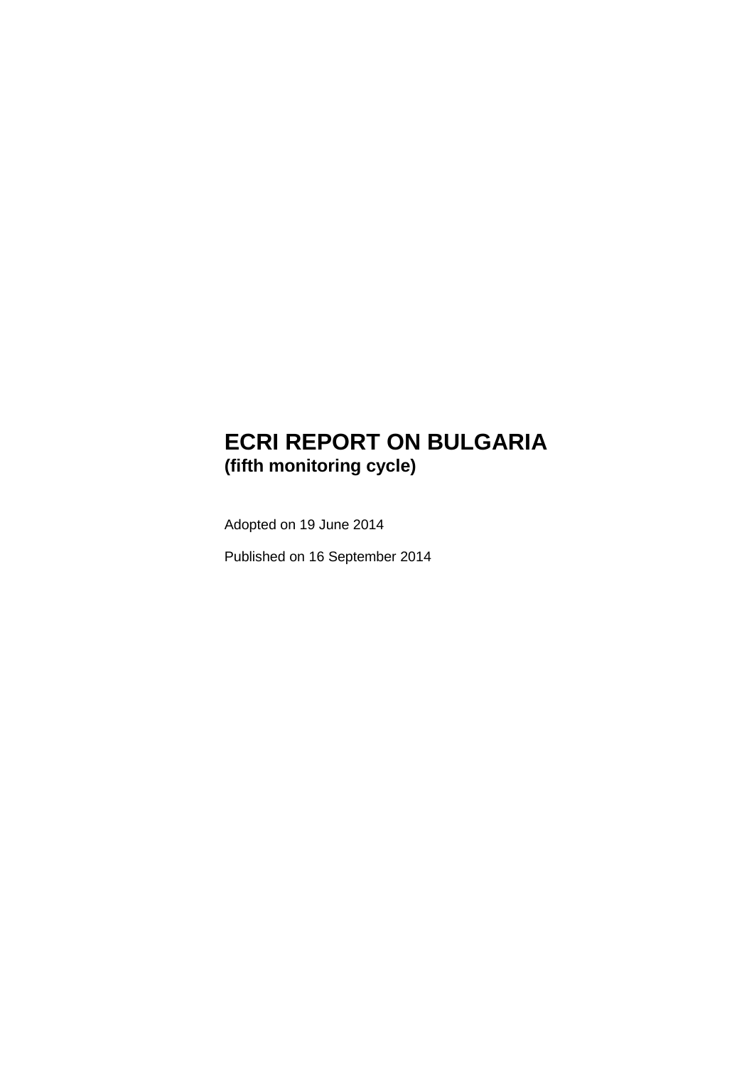# ECRI REPORT ON BULGARIA

**(fifth monitoring cycle)**

Adopted on 19 June 2014

Published on 16 September 2014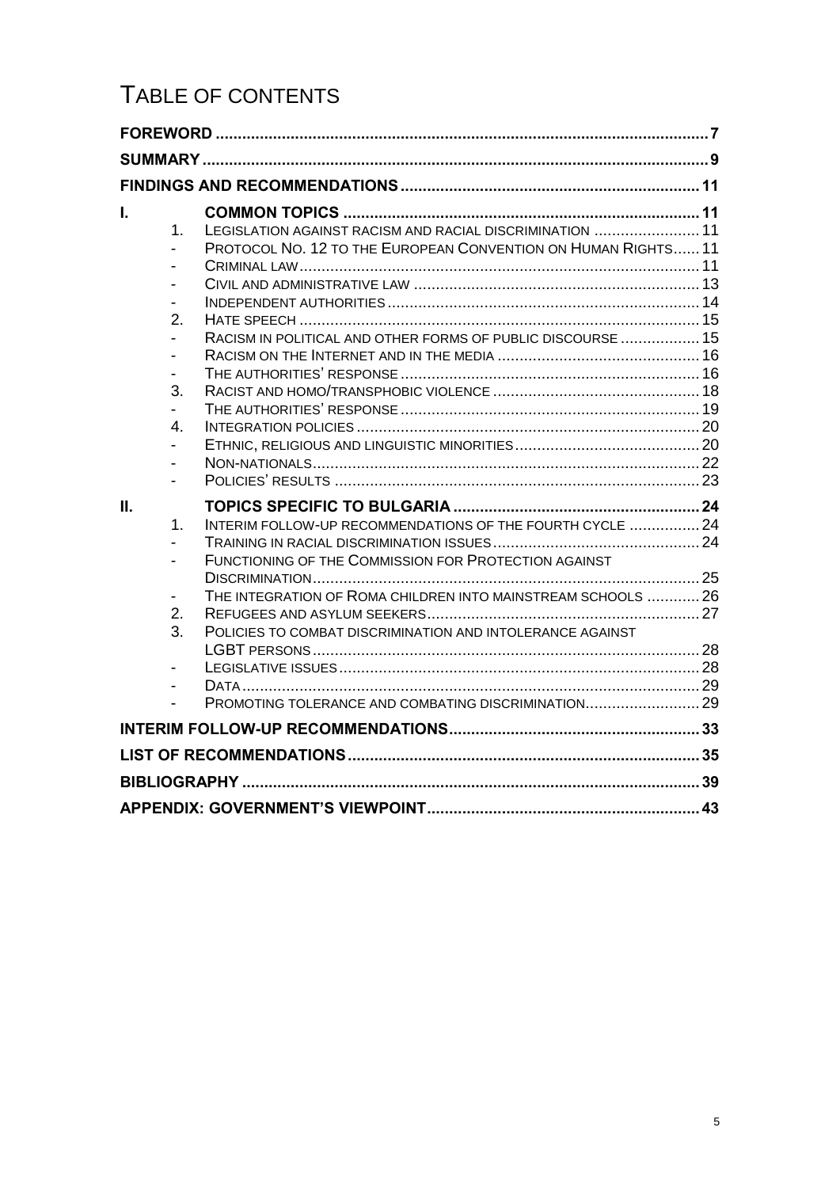# TABLE OF CONTENTS

**FOREWORD** .......... 7

**SUMMARY** .......... 9

**FINDINGS AND RECOMMENDATIONS** .......... 11

**I. COMMON TOPICS** .......... 11

1. LEGISLATION AGAINST RACISM AND RACIAL DISCRIMINATION .......... 11
   - PROTOCOL NO. 12 TO THE EUROPEAN CONVENTION ON HUMAN RIGHTS .......... 11
   - CRIMINAL LAW .......... 11
   - CIVIL AND ADMINISTRATIVE LAW .......... 13
   - INDEPENDENT AUTHORITIES .......... 14
2. HATE SPEECH .......... 15
   - RACISM IN POLITICAL AND OTHER FORMS OF PUBLIC DISCOURSE .......... 15
   - RACISM ON THE INTERNET AND IN THE MEDIA .......... 16
   - THE AUTHORITIES' RESPONSE .......... 16
3. RACIST AND HOMO/TRANSPHOBIC VIOLENCE .......... 18
   - THE AUTHORITIES' RESPONSE .......... 19
4. INTEGRATION POLICIES .......... 20
   - ETHNIC, RELIGIOUS AND LINGUISTIC MINORITIES .......... 20
   - NON-NATIONALS .......... 22
   - POLICIES' RESULTS .......... 23

**II. TOPICS SPECIFIC TO BULGARIA** .......... 24

1. INTERIM FOLLOW-UP RECOMMENDATIONS OF THE FOURTH CYCLE .......... 24
   - TRAINING IN RACIAL DISCRIMINATION ISSUES .......... 24
   - FUNCTIONING OF THE COMMISSION FOR PROTECTION AGAINST DISCRIMINATION .......... 25
   - THE INTEGRATION OF ROMA CHILDREN INTO MAINSTREAM SCHOOLS .......... 26
2. REFUGEES AND ASYLUM SEEKERS .......... 27
3. POLICIES TO COMBAT DISCRIMINATION AND INTOLERANCE AGAINST LGBT PERSONS .......... 28
   - LEGISLATIVE ISSUES .......... 28
   - DATA .......... 29
   - PROMOTING TOLERANCE AND COMBATING DISCRIMINATION .......... 29

**INTERIM FOLLOW-UP RECOMMENDATIONS** .......... 33

**LIST OF RECOMMENDATIONS** .......... 35

**BIBLIOGRAPHY** .......... 39

**APPENDIX: GOVERNMENT'S VIEWPOINT** .......... 43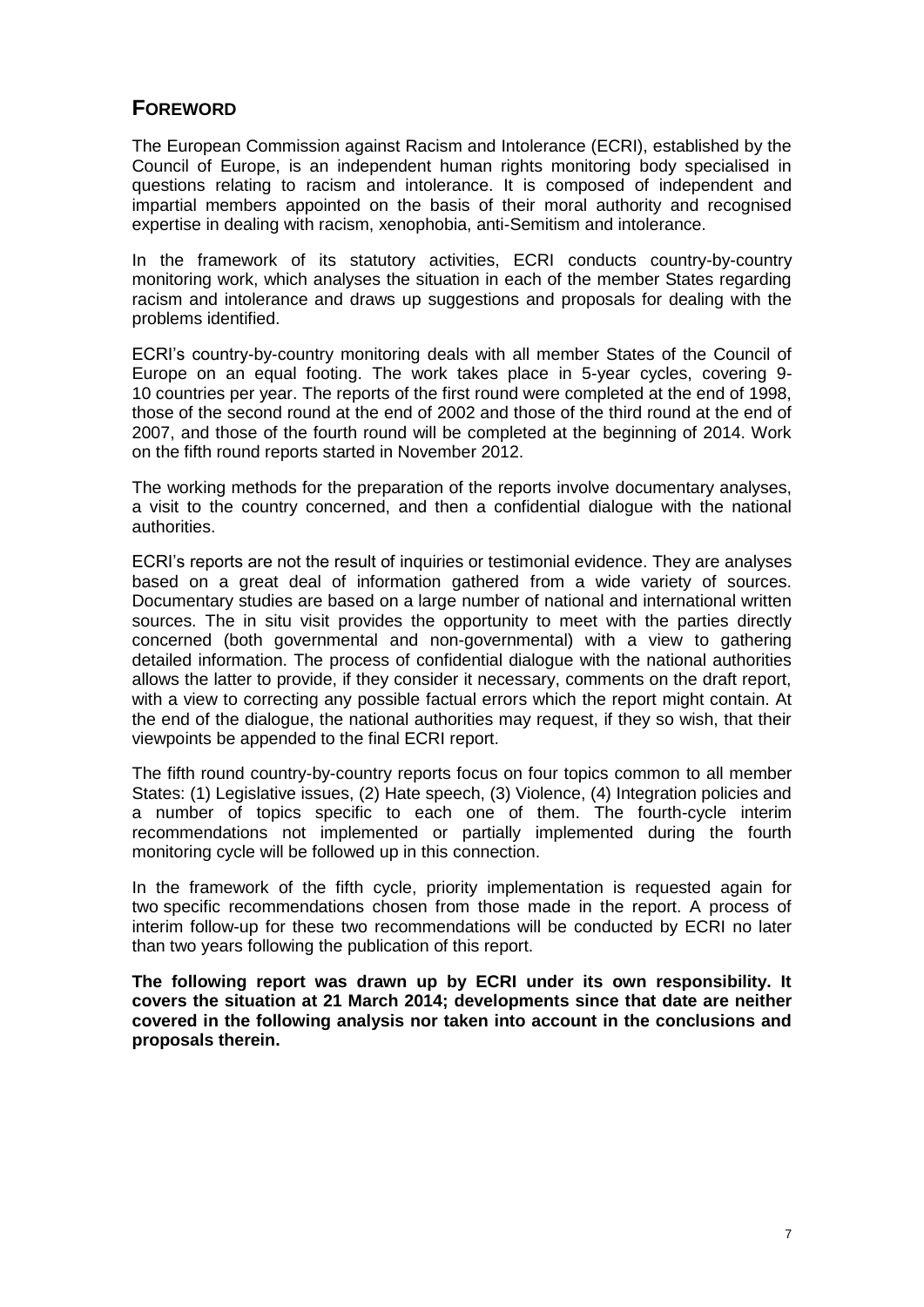## FOREWORD

The European Commission against Racism and Intolerance (ECRI), established by the Council of Europe, is an independent human rights monitoring body specialised in questions relating to racism and intolerance. It is composed of independent and impartial members appointed on the basis of their moral authority and recognised expertise in dealing with racism, xenophobia, anti-Semitism and intolerance.

In the framework of its statutory activities, ECRI conducts country-by-country monitoring work, which analyses the situation in each of the member States regarding racism and intolerance and draws up suggestions and proposals for dealing with the problems identified.

ECRI's country-by-country monitoring deals with all member States of the Council of Europe on an equal footing. The work takes place in 5-year cycles, covering 9-10 countries per year. The reports of the first round were completed at the end of 1998, those of the second round at the end of 2002 and those of the third round at the end of 2007, and those of the fourth round will be completed at the beginning of 2014. Work on the fifth round reports started in November 2012.

The working methods for the preparation of the reports involve documentary analyses, a visit to the country concerned, and then a confidential dialogue with the national authorities.

ECRI's reports are not the result of inquiries or testimonial evidence. They are analyses based on a great deal of information gathered from a wide variety of sources. Documentary studies are based on a large number of national and international written sources. The in situ visit provides the opportunity to meet with the parties directly concerned (both governmental and non-governmental) with a view to gathering detailed information. The process of confidential dialogue with the national authorities allows the latter to provide, if they consider it necessary, comments on the draft report, with a view to correcting any possible factual errors which the report might contain. At the end of the dialogue, the national authorities may request, if they so wish, that their viewpoints be appended to the final ECRI report.

The fifth round country-by-country reports focus on four topics common to all member States: (1) Legislative issues, (2) Hate speech, (3) Violence, (4) Integration policies and a number of topics specific to each one of them. The fourth-cycle interim recommendations not implemented or partially implemented during the fourth monitoring cycle will be followed up in this connection.

In the framework of the fifth cycle, priority implementation is requested again for two specific recommendations chosen from those made in the report. A process of interim follow-up for these two recommendations will be conducted by ECRI no later than two years following the publication of this report.

**The following report was drawn up by ECRI under its own responsibility. It covers the situation at 21 March 2014; developments since that date are neither covered in the following analysis nor taken into account in the conclusions and proposals therein.**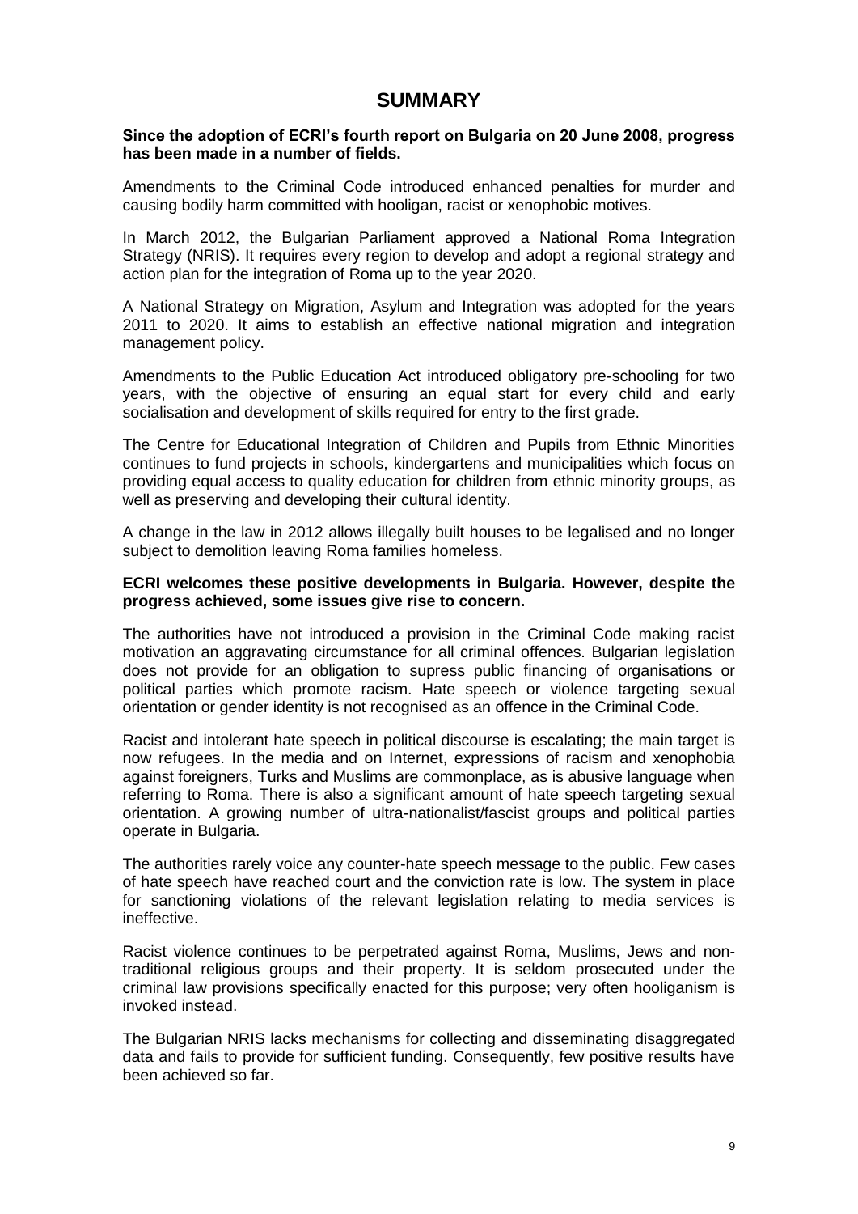# SUMMARY

**Since the adoption of ECRI's fourth report on Bulgaria on 20 June 2008, progress has been made in a number of fields.**

Amendments to the Criminal Code introduced enhanced penalties for murder and causing bodily harm committed with hooligan, racist or xenophobic motives.

In March 2012, the Bulgarian Parliament approved a National Roma Integration Strategy (NRIS). It requires every region to develop and adopt a regional strategy and action plan for the integration of Roma up to the year 2020.

A National Strategy on Migration, Asylum and Integration was adopted for the years 2011 to 2020. It aims to establish an effective national migration and integration management policy.

Amendments to the Public Education Act introduced obligatory pre-schooling for two years, with the objective of ensuring an equal start for every child and early socialisation and development of skills required for entry to the first grade.

The Centre for Educational Integration of Children and Pupils from Ethnic Minorities continues to fund projects in schools, kindergartens and municipalities which focus on providing equal access to quality education for children from ethnic minority groups, as well as preserving and developing their cultural identity.

A change in the law in 2012 allows illegally built houses to be legalised and no longer subject to demolition leaving Roma families homeless.

**ECRI welcomes these positive developments in Bulgaria. However, despite the progress achieved, some issues give rise to concern.**

The authorities have not introduced a provision in the Criminal Code making racist motivation an aggravating circumstance for all criminal offences. Bulgarian legislation does not provide for an obligation to supress public financing of organisations or political parties which promote racism. Hate speech or violence targeting sexual orientation or gender identity is not recognised as an offence in the Criminal Code.

Racist and intolerant hate speech in political discourse is escalating; the main target is now refugees. In the media and on Internet, expressions of racism and xenophobia against foreigners, Turks and Muslims are commonplace, as is abusive language when referring to Roma. There is also a significant amount of hate speech targeting sexual orientation. A growing number of ultra-nationalist/fascist groups and political parties operate in Bulgaria.

The authorities rarely voice any counter-hate speech message to the public. Few cases of hate speech have reached court and the conviction rate is low. The system in place for sanctioning violations of the relevant legislation relating to media services is ineffective.

Racist violence continues to be perpetrated against Roma, Muslims, Jews and non-traditional religious groups and their property. It is seldom prosecuted under the criminal law provisions specifically enacted for this purpose; very often hooliganism is invoked instead.

The Bulgarian NRIS lacks mechanisms for collecting and disseminating disaggregated data and fails to provide for sufficient funding. Consequently, few positive results have been achieved so far.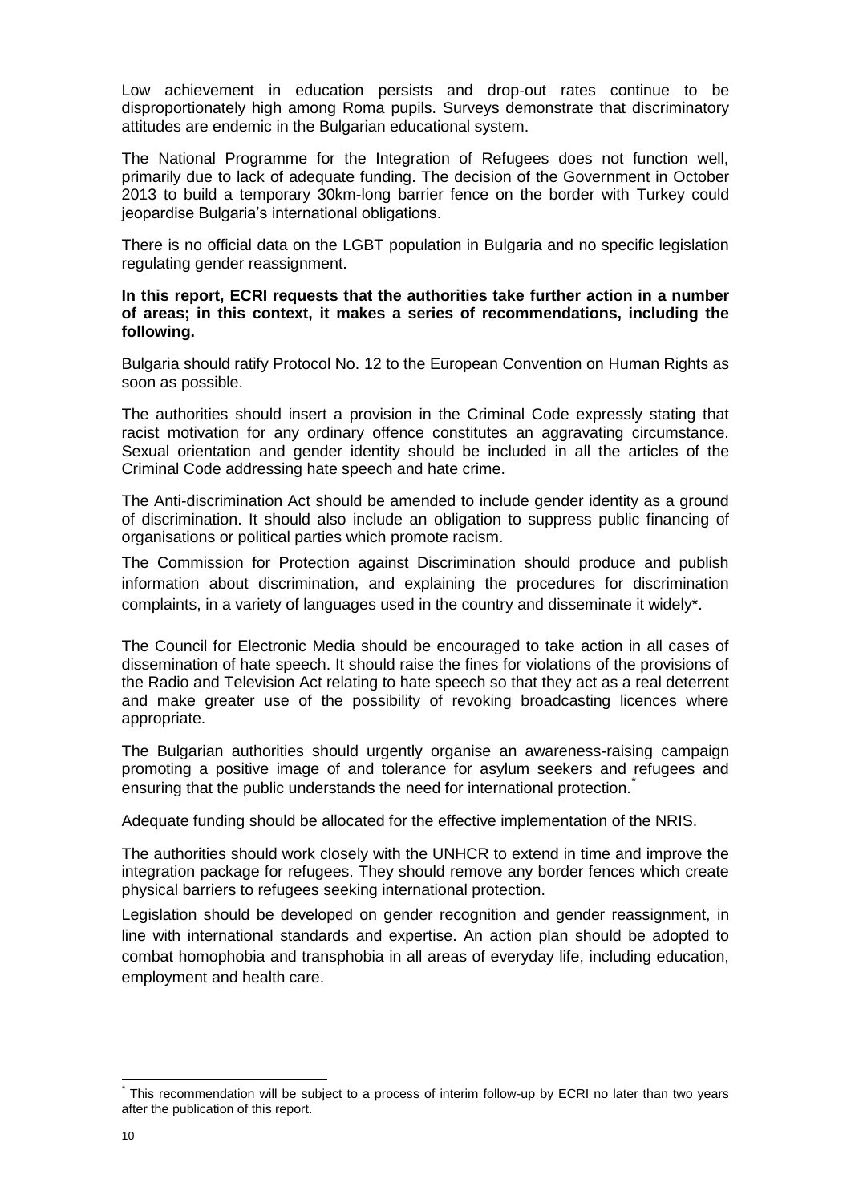Low achievement in education persists and drop-out rates continue to be disproportionately high among Roma pupils. Surveys demonstrate that discriminatory attitudes are endemic in the Bulgarian educational system.

The National Programme for the Integration of Refugees does not function well, primarily due to lack of adequate funding. The decision of the Government in October 2013 to build a temporary 30km-long barrier fence on the border with Turkey could jeopardise Bulgaria's international obligations.

There is no official data on the LGBT population in Bulgaria and no specific legislation regulating gender reassignment.

**In this report, ECRI requests that the authorities take further action in a number of areas; in this context, it makes a series of recommendations, including the following.**

Bulgaria should ratify Protocol No. 12 to the European Convention on Human Rights as soon as possible.

The authorities should insert a provision in the Criminal Code expressly stating that racist motivation for any ordinary offence constitutes an aggravating circumstance. Sexual orientation and gender identity should be included in all the articles of the Criminal Code addressing hate speech and hate crime.

The Anti-discrimination Act should be amended to include gender identity as a ground of discrimination. It should also include an obligation to suppress public financing of organisations or political parties which promote racism.

The Commission for Protection against Discrimination should produce and publish information about discrimination, and explaining the procedures for discrimination complaints, in a variety of languages used in the country and disseminate it widely*.

The Council for Electronic Media should be encouraged to take action in all cases of dissemination of hate speech. It should raise the fines for violations of the provisions of the Radio and Television Act relating to hate speech so that they act as a real deterrent and make greater use of the possibility of revoking broadcasting licences where appropriate.

The Bulgarian authorities should urgently organise an awareness-raising campaign promoting a positive image of and tolerance for asylum seekers and refugees and ensuring that the public understands the need for international protection.*

Adequate funding should be allocated for the effective implementation of the NRIS.

The authorities should work closely with the UNHCR to extend in time and improve the integration package for refugees. They should remove any border fences which create physical barriers to refugees seeking international protection.

Legislation should be developed on gender recognition and gender reassignment, in line with international standards and expertise. An action plan should be adopted to combat homophobia and transphobia in all areas of everyday life, including education, employment and health care.

* This recommendation will be subject to a process of interim follow-up by ECRI no later than two years after the publication of this report.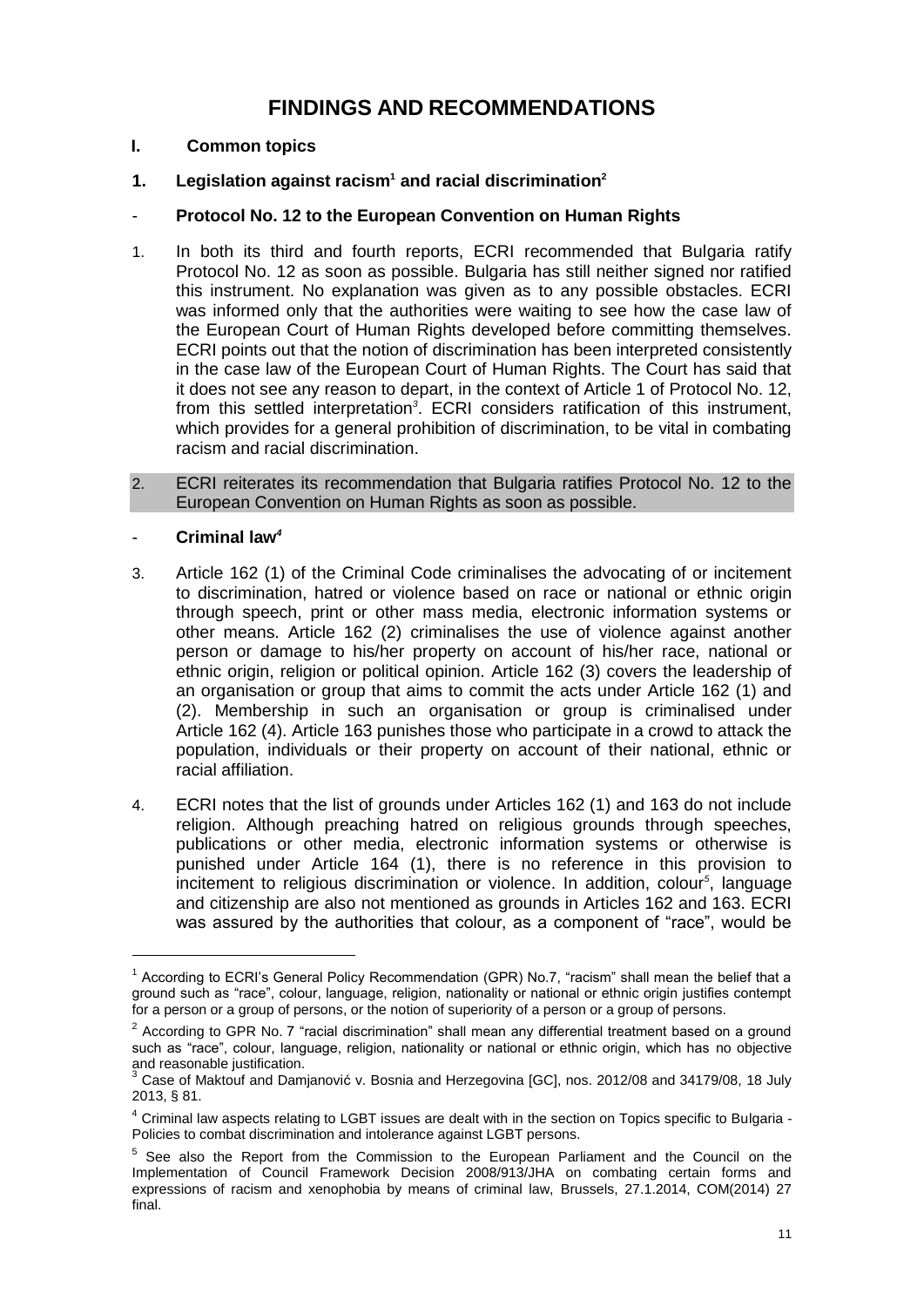# FINDINGS AND RECOMMENDATIONS

## I. Common topics

### 1. Legislation against racism[1] and racial discrimination[2]

#### - Protocol No. 12 to the European Convention on Human Rights

1. In both its third and fourth reports, ECRI recommended that Bulgaria ratify Protocol No. 12 as soon as possible. Bulgaria has still neither signed nor ratified this instrument. No explanation was given as to any possible obstacles. ECRI was informed only that the authorities were waiting to see how the case law of the European Court of Human Rights developed before committing themselves. ECRI points out that the notion of discrimination has been interpreted consistently in the case law of the European Court of Human Rights. The Court has said that it does not see any reason to depart, in the context of Article 1 of Protocol No. 12, from this settled interpretation[3]. ECRI considers ratification of this instrument, which provides for a general prohibition of discrimination, to be vital in combating racism and racial discrimination.

2. ECRI reiterates its recommendation that Bulgaria ratifies Protocol No. 12 to the European Convention on Human Rights as soon as possible.

#### - Criminal law[4]

3. Article 162 (1) of the Criminal Code criminalises the advocating of or incitement to discrimination, hatred or violence based on race or national or ethnic origin through speech, print or other mass media, electronic information systems or other means. Article 162 (2) criminalises the use of violence against another person or damage to his/her property on account of his/her race, national or ethnic origin, religion or political opinion. Article 162 (3) covers the leadership of an organisation or group that aims to commit the acts under Article 162 (1) and (2). Membership in such an organisation or group is criminalised under Article 162 (4). Article 163 punishes those who participate in a crowd to attack the population, individuals or their property on account of their national, ethnic or racial affiliation.

4. ECRI notes that the list of grounds under Articles 162 (1) and 163 do not include religion. Although preaching hatred on religious grounds through speeches, publications or other media, electronic information systems or otherwise is punished under Article 164 (1), there is no reference in this provision to incitement to religious discrimination or violence. In addition, colour[5], language and citizenship are also not mentioned as grounds in Articles 162 and 163. ECRI was assured by the authorities that colour, as a component of "race", would be

---

[1] According to ECRI's General Policy Recommendation (GPR) No.7, "racism" shall mean the belief that a ground such as "race", colour, language, religion, nationality or national or ethnic origin justifies contempt for a person or a group of persons, or the notion of superiority of a person or a group of persons.

[2] According to GPR No. 7 "racial discrimination" shall mean any differential treatment based on a ground such as "race", colour, language, religion, nationality or national or ethnic origin, which has no objective and reasonable justification.

[3] Case of Maktouf and Damjanović v. Bosnia and Herzegovina [GC], nos. 2012/08 and 34179/08, 18 July 2013, § 81.

[4] Criminal law aspects relating to LGBT issues are dealt with in the section on Topics specific to Bulgaria - Policies to combat discrimination and intolerance against LGBT persons.

[5] See also the Report from the Commission to the European Parliament and the Council on the Implementation of Council Framework Decision 2008/913/JHA on combating certain forms and expressions of racism and xenophobia by means of criminal law, Brussels, 27.1.2014, COM(2014) 27 final.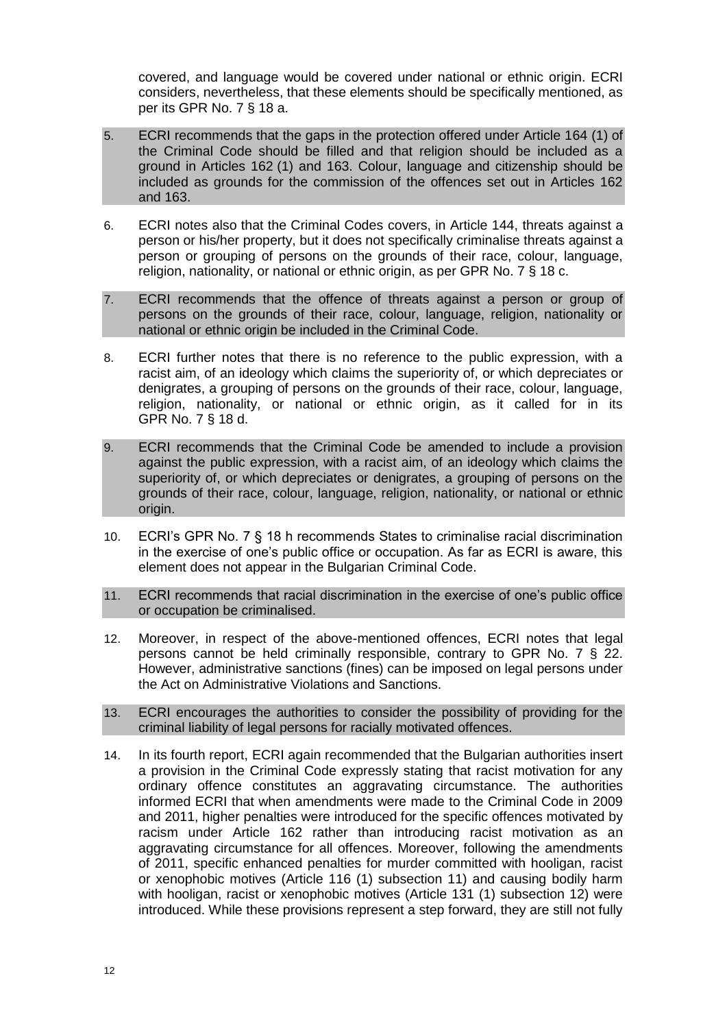covered, and language would be covered under national or ethnic origin. ECRI considers, nevertheless, that these elements should be specifically mentioned, as per its GPR No. 7 § 18 a.

5. ECRI recommends that the gaps in the protection offered under Article 164 (1) of the Criminal Code should be filled and that religion should be included as a ground in Articles 162 (1) and 163. Colour, language and citizenship should be included as grounds for the commission of the offences set out in Articles 162 and 163.

6. ECRI notes also that the Criminal Codes covers, in Article 144, threats against a person or his/her property, but it does not specifically criminalise threats against a person or grouping of persons on the grounds of their race, colour, language, religion, nationality, or national or ethnic origin, as per GPR No. 7 § 18 c.

7. ECRI recommends that the offence of threats against a person or group of persons on the grounds of their race, colour, language, religion, nationality or national or ethnic origin be included in the Criminal Code.

8. ECRI further notes that there is no reference to the public expression, with a racist aim, of an ideology which claims the superiority of, or which depreciates or denigrates, a grouping of persons on the grounds of their race, colour, language, religion, nationality, or national or ethnic origin, as it called for in its GPR No. 7 § 18 d.

9. ECRI recommends that the Criminal Code be amended to include a provision against the public expression, with a racist aim, of an ideology which claims the superiority of, or which depreciates or denigrates, a grouping of persons on the grounds of their race, colour, language, religion, nationality, or national or ethnic origin.

10. ECRI's GPR No. 7 § 18 h recommends States to criminalise racial discrimination in the exercise of one's public office or occupation. As far as ECRI is aware, this element does not appear in the Bulgarian Criminal Code.

11. ECRI recommends that racial discrimination in the exercise of one's public office or occupation be criminalised.

12. Moreover, in respect of the above-mentioned offences, ECRI notes that legal persons cannot be held criminally responsible, contrary to GPR No. 7 § 22. However, administrative sanctions (fines) can be imposed on legal persons under the Act on Administrative Violations and Sanctions.

13. ECRI encourages the authorities to consider the possibility of providing for the criminal liability of legal persons for racially motivated offences.

14. In its fourth report, ECRI again recommended that the Bulgarian authorities insert a provision in the Criminal Code expressly stating that racist motivation for any ordinary offence constitutes an aggravating circumstance. The authorities informed ECRI that when amendments were made to the Criminal Code in 2009 and 2011, higher penalties were introduced for the specific offences motivated by racism under Article 162 rather than introducing racist motivation as an aggravating circumstance for all offences. Moreover, following the amendments of 2011, specific enhanced penalties for murder committed with hooligan, racist or xenophobic motives (Article 116 (1) subsection 11) and causing bodily harm with hooligan, racist or xenophobic motives (Article 131 (1) subsection 12) were introduced. While these provisions represent a step forward, they are still not fully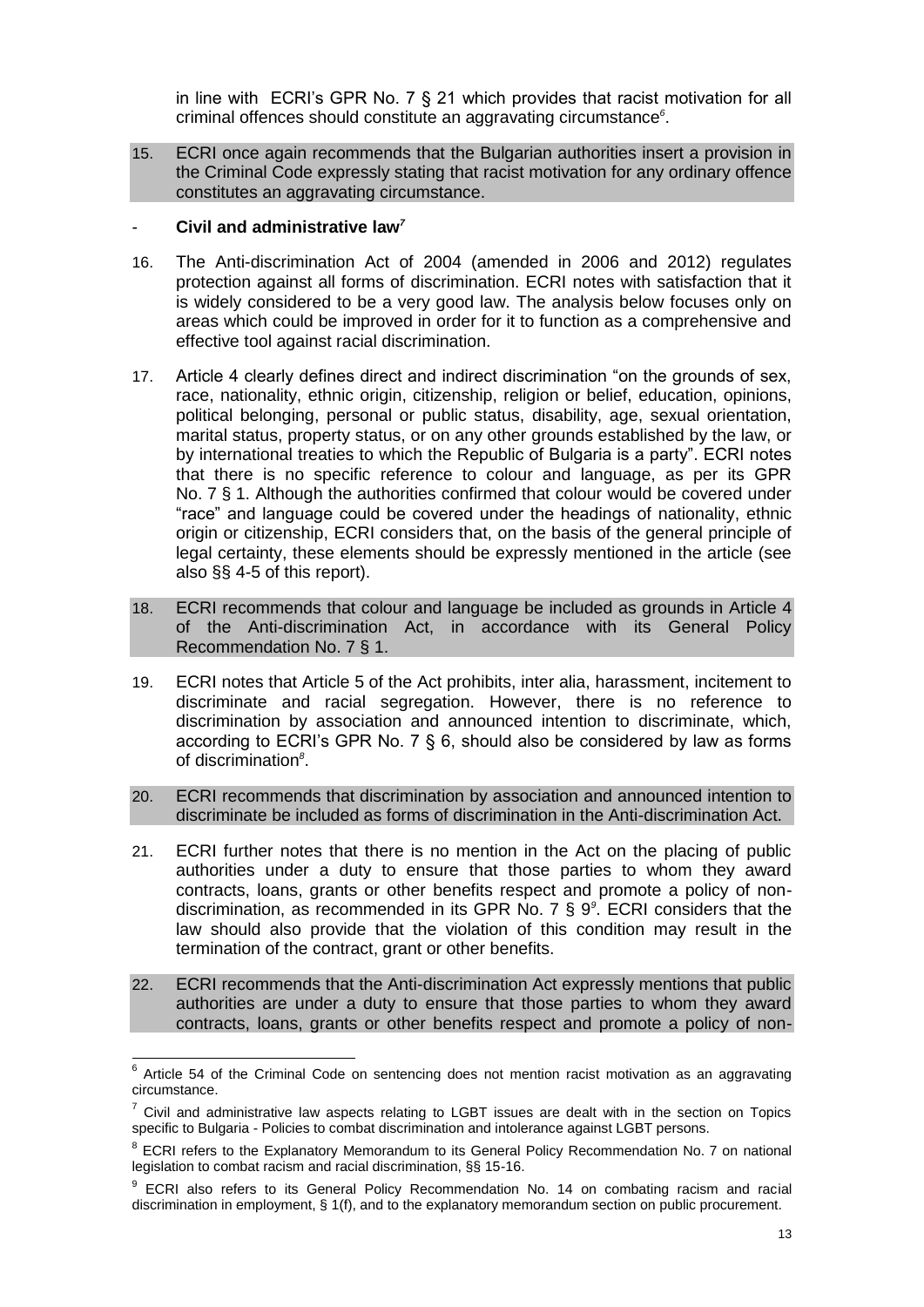in line with ECRI's GPR No. 7 § 21 which provides that racist motivation for all criminal offences should constitute an aggravating circumstance[6].

15. ECRI once again recommends that the Bulgarian authorities insert a provision in the Criminal Code expressly stating that racist motivation for any ordinary offence constitutes an aggravating circumstance.

- **Civil and administrative law**[7]

16. The Anti-discrimination Act of 2004 (amended in 2006 and 2012) regulates protection against all forms of discrimination. ECRI notes with satisfaction that it is widely considered to be a very good law. The analysis below focuses only on areas which could be improved in order for it to function as a comprehensive and effective tool against racial discrimination.

17. Article 4 clearly defines direct and indirect discrimination "on the grounds of sex, race, nationality, ethnic origin, citizenship, religion or belief, education, opinions, political belonging, personal or public status, disability, age, sexual orientation, marital status, property status, or on any other grounds established by the law, or by international treaties to which the Republic of Bulgaria is a party". ECRI notes that there is no specific reference to colour and language, as per its GPR No. 7 § 1. Although the authorities confirmed that colour would be covered under "race" and language could be covered under the headings of nationality, ethnic origin or citizenship, ECRI considers that, on the basis of the general principle of legal certainty, these elements should be expressly mentioned in the article (see also §§ 4-5 of this report).

18. ECRI recommends that colour and language be included as grounds in Article 4 of the Anti-discrimination Act, in accordance with its General Policy Recommendation No. 7 § 1.

19. ECRI notes that Article 5 of the Act prohibits, inter alia, harassment, incitement to discriminate and racial segregation. However, there is no reference to discrimination by association and announced intention to discriminate, which, according to ECRI's GPR No. 7 § 6, should also be considered by law as forms of discrimination[8].

20. ECRI recommends that discrimination by association and announced intention to discriminate be included as forms of discrimination in the Anti-discrimination Act.

21. ECRI further notes that there is no mention in the Act on the placing of public authorities under a duty to ensure that those parties to whom they award contracts, loans, grants or other benefits respect and promote a policy of non-discrimination, as recommended in its GPR No. 7 § 9[9]. ECRI considers that the law should also provide that the violation of this condition may result in the termination of the contract, grant or other benefits.

22. ECRI recommends that the Anti-discrimination Act expressly mentions that public authorities are under a duty to ensure that those parties to whom they award contracts, loans, grants or other benefits respect and promote a policy of non-

---

[6] Article 54 of the Criminal Code on sentencing does not mention racist motivation as an aggravating circumstance.

[7] Civil and administrative law aspects relating to LGBT issues are dealt with in the section on Topics specific to Bulgaria - Policies to combat discrimination and intolerance against LGBT persons.

[8] ECRI refers to the Explanatory Memorandum to its General Policy Recommendation No. 7 on national legislation to combat racism and racial discrimination, §§ 15-16.

[9] ECRI also refers to its General Policy Recommendation No. 14 on combating racism and racial discrimination in employment, § 1(f), and to the explanatory memorandum section on public procurement.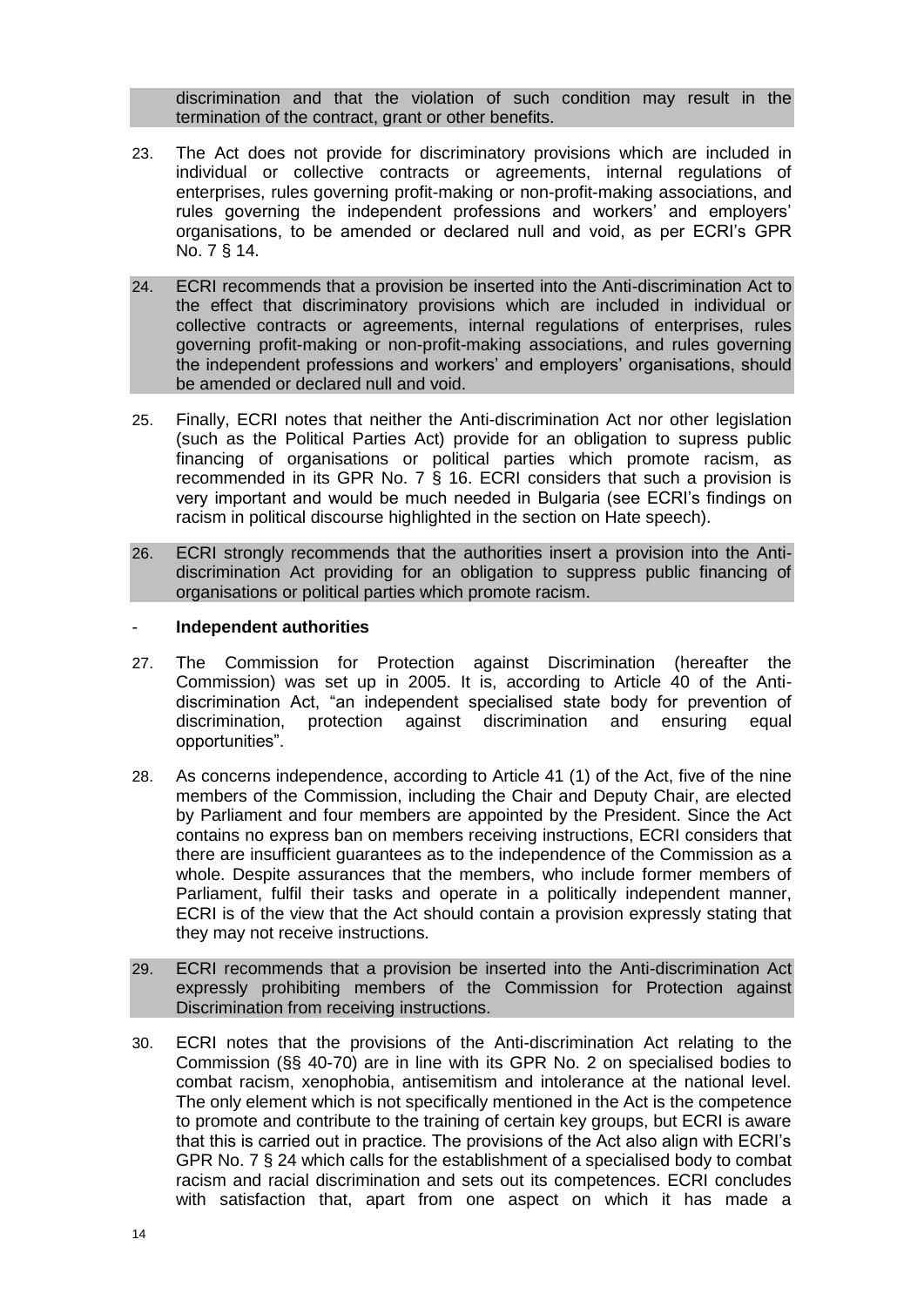discrimination and that the violation of such condition may result in the termination of the contract, grant or other benefits.

23. The Act does not provide for discriminatory provisions which are included in individual or collective contracts or agreements, internal regulations of enterprises, rules governing profit-making or non-profit-making associations, and rules governing the independent professions and workers' and employers' organisations, to be amended or declared null and void, as per ECRI's GPR No. 7 § 14.

24. ECRI recommends that a provision be inserted into the Anti-discrimination Act to the effect that discriminatory provisions which are included in individual or collective contracts or agreements, internal regulations of enterprises, rules governing profit-making or non-profit-making associations, and rules governing the independent professions and workers' and employers' organisations, should be amended or declared null and void.

25. Finally, ECRI notes that neither the Anti-discrimination Act nor other legislation (such as the Political Parties Act) provide for an obligation to supress public financing of organisations or political parties which promote racism, as recommended in its GPR No. 7 § 16. ECRI considers that such a provision is very important and would be much needed in Bulgaria (see ECRI's findings on racism in political discourse highlighted in the section on Hate speech).

26. ECRI strongly recommends that the authorities insert a provision into the Anti-discrimination Act providing for an obligation to suppress public financing of organisations or political parties which promote racism.

- **Independent authorities**

27. The Commission for Protection against Discrimination (hereafter the Commission) was set up in 2005. It is, according to Article 40 of the Anti-discrimination Act, "an independent specialised state body for prevention of discrimination, protection against discrimination and ensuring equal opportunities".

28. As concerns independence, according to Article 41 (1) of the Act, five of the nine members of the Commission, including the Chair and Deputy Chair, are elected by Parliament and four members are appointed by the President. Since the Act contains no express ban on members receiving instructions, ECRI considers that there are insufficient guarantees as to the independence of the Commission as a whole. Despite assurances that the members, who include former members of Parliament, fulfil their tasks and operate in a politically independent manner, ECRI is of the view that the Act should contain a provision expressly stating that they may not receive instructions.

29. ECRI recommends that a provision be inserted into the Anti-discrimination Act expressly prohibiting members of the Commission for Protection against Discrimination from receiving instructions.

30. ECRI notes that the provisions of the Anti-discrimination Act relating to the Commission (§§ 40-70) are in line with its GPR No. 2 on specialised bodies to combat racism, xenophobia, antisemitism and intolerance at the national level. The only element which is not specifically mentioned in the Act is the competence to promote and contribute to the training of certain key groups, but ECRI is aware that this is carried out in practice. The provisions of the Act also align with ECRI's GPR No. 7 § 24 which calls for the establishment of a specialised body to combat racism and racial discrimination and sets out its competences. ECRI concludes with satisfaction that, apart from one aspect on which it has made a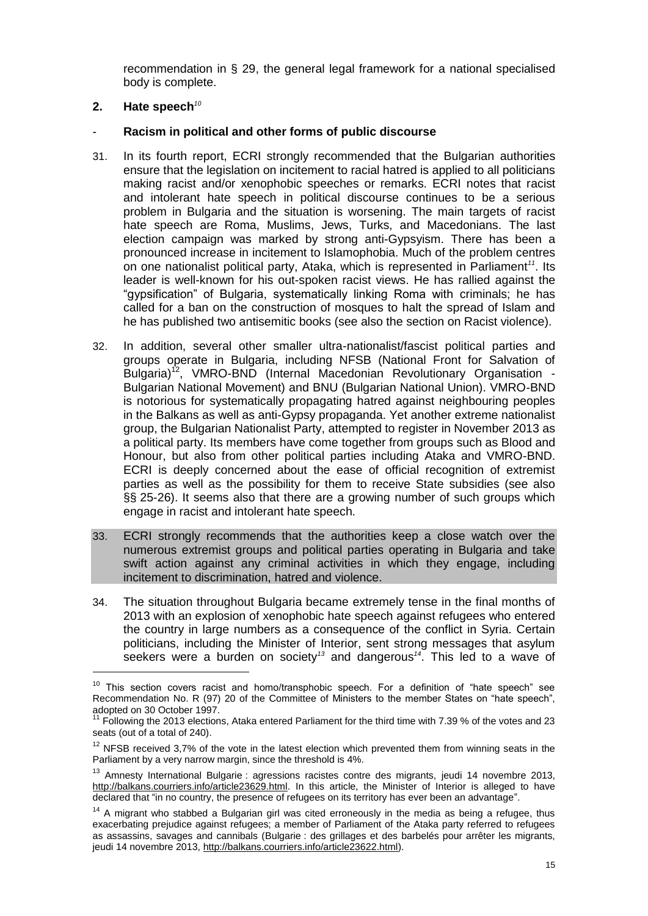recommendation in § 29, the general legal framework for a national specialised body is complete.

## 2. Hate speech[10]

### - Racism in political and other forms of public discourse

31. In its fourth report, ECRI strongly recommended that the Bulgarian authorities ensure that the legislation on incitement to racial hatred is applied to all politicians making racist and/or xenophobic speeches or remarks. ECRI notes that racist and intolerant hate speech in political discourse continues to be a serious problem in Bulgaria and the situation is worsening. The main targets of racist hate speech are Roma, Muslims, Jews, Turks, and Macedonians. The last election campaign was marked by strong anti-Gypsyism. There has been a pronounced increase in incitement to Islamophobia. Much of the problem centres on one nationalist political party, Ataka, which is represented in Parliament[11]. Its leader is well-known for his out-spoken racist views. He has rallied against the "gypsification" of Bulgaria, systematically linking Roma with criminals; he has called for a ban on the construction of mosques to halt the spread of Islam and he has published two antisemitic books (see also the section on Racist violence).

32. In addition, several other smaller ultra-nationalist/fascist political parties and groups operate in Bulgaria, including NFSB (National Front for Salvation of Bulgaria)[12], VMRO-BND (Internal Macedonian Revolutionary Organisation - Bulgarian National Movement) and BNU (Bulgarian National Union). VMRO-BND is notorious for systematically propagating hatred against neighbouring peoples in the Balkans as well as anti-Gypsy propaganda. Yet another extreme nationalist group, the Bulgarian Nationalist Party, attempted to register in November 2013 as a political party. Its members have come together from groups such as Blood and Honour, but also from other political parties including Ataka and VMRO-BND. ECRI is deeply concerned about the ease of official recognition of extremist parties as well as the possibility for them to receive State subsidies (see also §§ 25-26). It seems also that there are a growing number of such groups which engage in racist and intolerant hate speech.

33. ECRI strongly recommends that the authorities keep a close watch over the numerous extremist groups and political parties operating in Bulgaria and take swift action against any criminal activities in which they engage, including incitement to discrimination, hatred and violence.

34. The situation throughout Bulgaria became extremely tense in the final months of 2013 with an explosion of xenophobic hate speech against refugees who entered the country in large numbers as a consequence of the conflict in Syria. Certain politicians, including the Minister of Interior, sent strong messages that asylum seekers were a burden on society[13] and dangerous[14]. This led to a wave of

---

[10] This section covers racist and homo/transphobic speech. For a definition of "hate speech" see Recommendation No. R (97) 20 of the Committee of Ministers to the member States on "hate speech", adopted on 30 October 1997.

[11] Following the 2013 elections, Ataka entered Parliament for the third time with 7.39 % of the votes and 23 seats (out of a total of 240).

[12] NFSB received 3,7% of the vote in the latest election which prevented them from winning seats in the Parliament by a very narrow margin, since the threshold is 4%.

[13] Amnesty International Bulgarie : agressions racistes contre des migrants, jeudi 14 novembre 2013, http://balkans.courriers.info/article23629.html. In this article, the Minister of Interior is alleged to have declared that "in no country, the presence of refugees on its territory has ever been an advantage".

[14] A migrant who stabbed a Bulgarian girl was cited erroneously in the media as being a refugee, thus exacerbating prejudice against refugees; a member of Parliament of the Ataka party referred to refugees as assassins, savages and cannibals (Bulgarie : des grillages et des barbelés pour arrêter les migrants, jeudi 14 novembre 2013, http://balkans.courriers.info/article23622.html).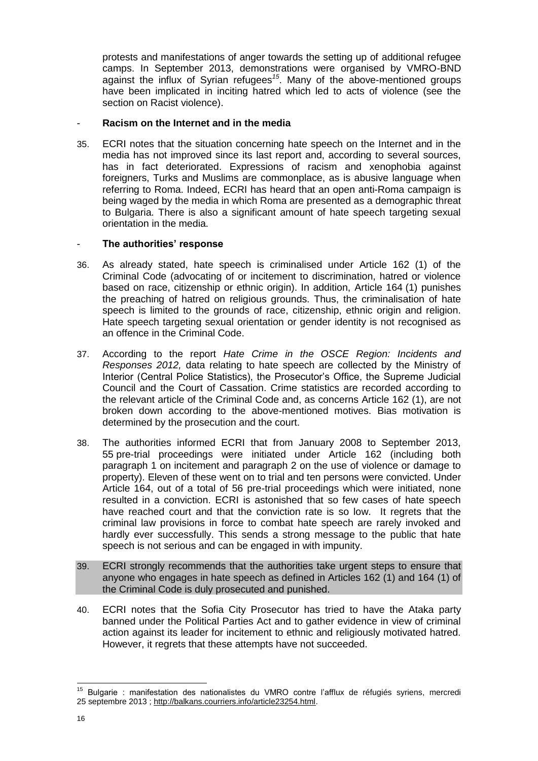protests and manifestations of anger towards the setting up of additional refugee camps. In September 2013, demonstrations were organised by VMRO-BND against the influx of Syrian refugees[15]. Many of the above-mentioned groups have been implicated in inciting hatred which led to acts of violence (see the section on Racist violence).

- **Racism on the Internet and in the media**

35. ECRI notes that the situation concerning hate speech on the Internet and in the media has not improved since its last report and, according to several sources, has in fact deteriorated. Expressions of racism and xenophobia against foreigners, Turks and Muslims are commonplace, as is abusive language when referring to Roma. Indeed, ECRI has heard that an open anti-Roma campaign is being waged by the media in which Roma are presented as a demographic threat to Bulgaria. There is also a significant amount of hate speech targeting sexual orientation in the media.

- **The authorities' response**

36. As already stated, hate speech is criminalised under Article 162 (1) of the Criminal Code (advocating of or incitement to discrimination, hatred or violence based on race, citizenship or ethnic origin). In addition, Article 164 (1) punishes the preaching of hatred on religious grounds. Thus, the criminalisation of hate speech is limited to the grounds of race, citizenship, ethnic origin and religion. Hate speech targeting sexual orientation or gender identity is not recognised as an offence in the Criminal Code.

37. According to the report *Hate Crime in the OSCE Region: Incidents and Responses 2012,* data relating to hate speech are collected by the Ministry of Interior (Central Police Statistics), the Prosecutor's Office, the Supreme Judicial Council and the Court of Cassation. Crime statistics are recorded according to the relevant article of the Criminal Code and, as concerns Article 162 (1), are not broken down according to the above-mentioned motives. Bias motivation is determined by the prosecution and the court.

38. The authorities informed ECRI that from January 2008 to September 2013, 55 pre-trial proceedings were initiated under Article 162 (including both paragraph 1 on incitement and paragraph 2 on the use of violence or damage to property). Eleven of these went on to trial and ten persons were convicted. Under Article 164, out of a total of 56 pre-trial proceedings which were initiated, none resulted in a conviction. ECRI is astonished that so few cases of hate speech have reached court and that the conviction rate is so low. It regrets that the criminal law provisions in force to combat hate speech are rarely invoked and hardly ever successfully. This sends a strong message to the public that hate speech is not serious and can be engaged in with impunity.

39. ECRI strongly recommends that the authorities take urgent steps to ensure that anyone who engages in hate speech as defined in Articles 162 (1) and 164 (1) of the Criminal Code is duly prosecuted and punished.

40. ECRI notes that the Sofia City Prosecutor has tried to have the Ataka party banned under the Political Parties Act and to gather evidence in view of criminal action against its leader for incitement to ethnic and religiously motivated hatred. However, it regrets that these attempts have not succeeded.

---

[15] Bulgarie : manifestation des nationalistes du VMRO contre l'afflux de réfugiés syriens, mercredi 25 septembre 2013 ; http://balkans.courriers.info/article23254.html.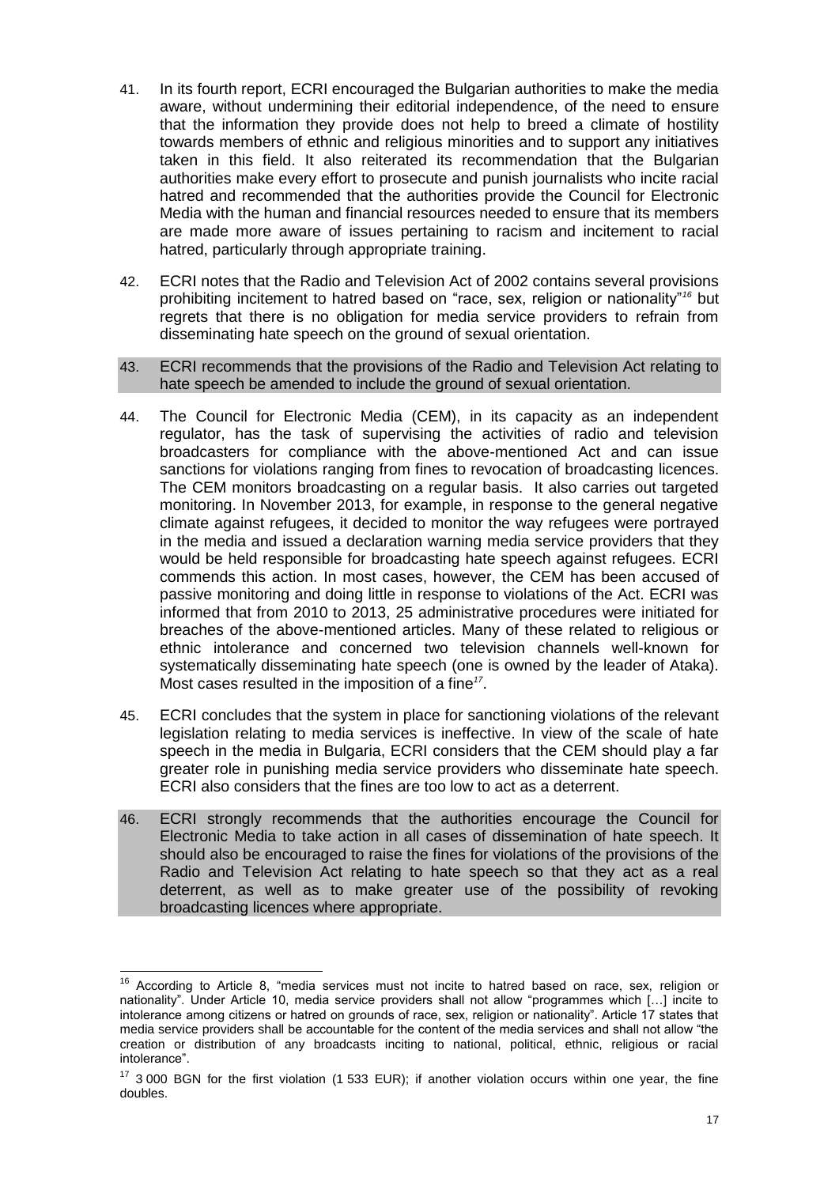41. In its fourth report, ECRI encouraged the Bulgarian authorities to make the media aware, without undermining their editorial independence, of the need to ensure that the information they provide does not help to breed a climate of hostility towards members of ethnic and religious minorities and to support any initiatives taken in this field. It also reiterated its recommendation that the Bulgarian authorities make every effort to prosecute and punish journalists who incite racial hatred and recommended that the authorities provide the Council for Electronic Media with the human and financial resources needed to ensure that its members are made more aware of issues pertaining to racism and incitement to racial hatred, particularly through appropriate training.

42. ECRI notes that the Radio and Television Act of 2002 contains several provisions prohibiting incitement to hatred based on "race, sex, religion or nationality"[16] but regrets that there is no obligation for media service providers to refrain from disseminating hate speech on the ground of sexual orientation.

43. ECRI recommends that the provisions of the Radio and Television Act relating to hate speech be amended to include the ground of sexual orientation.

44. The Council for Electronic Media (CEM), in its capacity as an independent regulator, has the task of supervising the activities of radio and television broadcasters for compliance with the above-mentioned Act and can issue sanctions for violations ranging from fines to revocation of broadcasting licences. The CEM monitors broadcasting on a regular basis. It also carries out targeted monitoring. In November 2013, for example, in response to the general negative climate against refugees, it decided to monitor the way refugees were portrayed in the media and issued a declaration warning media service providers that they would be held responsible for broadcasting hate speech against refugees. ECRI commends this action. In most cases, however, the CEM has been accused of passive monitoring and doing little in response to violations of the Act. ECRI was informed that from 2010 to 2013, 25 administrative procedures were initiated for breaches of the above-mentioned articles. Many of these related to religious or ethnic intolerance and concerned two television channels well-known for systematically disseminating hate speech (one is owned by the leader of Ataka). Most cases resulted in the imposition of a fine[17].

45. ECRI concludes that the system in place for sanctioning violations of the relevant legislation relating to media services is ineffective. In view of the scale of hate speech in the media in Bulgaria, ECRI considers that the CEM should play a far greater role in punishing media service providers who disseminate hate speech. ECRI also considers that the fines are too low to act as a deterrent.

46. ECRI strongly recommends that the authorities encourage the Council for Electronic Media to take action in all cases of dissemination of hate speech. It should also be encouraged to raise the fines for violations of the provisions of the Radio and Television Act relating to hate speech so that they act as a real deterrent, as well as to make greater use of the possibility of revoking broadcasting licences where appropriate.

---

[16] According to Article 8, "media services must not incite to hatred based on race, sex, religion or nationality". Under Article 10, media service providers shall not allow "programmes which […] incite to intolerance among citizens or hatred on grounds of race, sex, religion or nationality". Article 17 states that media service providers shall be accountable for the content of the media services and shall not allow "the creation or distribution of any broadcasts inciting to national, political, ethnic, religious or racial intolerance".

[17] 3 000 BGN for the first violation (1 533 EUR); if another violation occurs within one year, the fine doubles.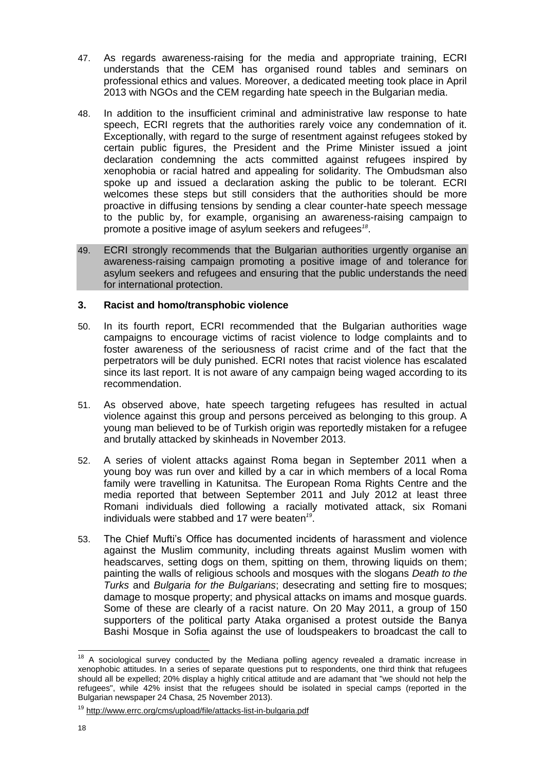47. As regards awareness-raising for the media and appropriate training, ECRI understands that the CEM has organised round tables and seminars on professional ethics and values. Moreover, a dedicated meeting took place in April 2013 with NGOs and the CEM regarding hate speech in the Bulgarian media.

48. In addition to the insufficient criminal and administrative law response to hate speech, ECRI regrets that the authorities rarely voice any condemnation of it. Exceptionally, with regard to the surge of resentment against refugees stoked by certain public figures, the President and the Prime Minister issued a joint declaration condemning the acts committed against refugees inspired by xenophobia or racial hatred and appealing for solidarity. The Ombudsman also spoke up and issued a declaration asking the public to be tolerant. ECRI welcomes these steps but still considers that the authorities should be more proactive in diffusing tensions by sending a clear counter-hate speech message to the public by, for example, organising an awareness-raising campaign to promote a positive image of asylum seekers and refugees[18].

49. ECRI strongly recommends that the Bulgarian authorities urgently organise an awareness-raising campaign promoting a positive image of and tolerance for asylum seekers and refugees and ensuring that the public understands the need for international protection.

### 3. Racist and homo/transphobic violence

50. In its fourth report, ECRI recommended that the Bulgarian authorities wage campaigns to encourage victims of racist violence to lodge complaints and to foster awareness of the seriousness of racist crime and of the fact that the perpetrators will be duly punished. ECRI notes that racist violence has escalated since its last report. It is not aware of any campaign being waged according to its recommendation.

51. As observed above, hate speech targeting refugees has resulted in actual violence against this group and persons perceived as belonging to this group. A young man believed to be of Turkish origin was reportedly mistaken for a refugee and brutally attacked by skinheads in November 2013.

52. A series of violent attacks against Roma began in September 2011 when a young boy was run over and killed by a car in which members of a local Roma family were travelling in Katunitsa. The European Roma Rights Centre and the media reported that between September 2011 and July 2012 at least three Romani individuals died following a racially motivated attack, six Romani individuals were stabbed and 17 were beaten[19].

53. The Chief Mufti's Office has documented incidents of harassment and violence against the Muslim community, including threats against Muslim women with headscarves, setting dogs on them, spitting on them, throwing liquids on them; painting the walls of religious schools and mosques with the slogans *Death to the Turks* and *Bulgaria for the Bulgarians*; desecrating and setting fire to mosques; damage to mosque property; and physical attacks on imams and mosque guards. Some of these are clearly of a racist nature. On 20 May 2011, a group of 150 supporters of the political party Ataka organised a protest outside the Banya Bashi Mosque in Sofia against the use of loudspeakers to broadcast the call to

---

[18] A sociological survey conducted by the Mediana polling agency revealed a dramatic increase in xenophobic attitudes. In a series of separate questions put to respondents, one third think that refugees should all be expelled; 20% display a highly critical attitude and are adamant that "we should not help the refugees", while 42% insist that the refugees should be isolated in special camps (reported in the Bulgarian newspaper 24 Chasa, 25 November 2013).

[19] http://www.errc.org/cms/upload/file/attacks-list-in-bulgaria.pdf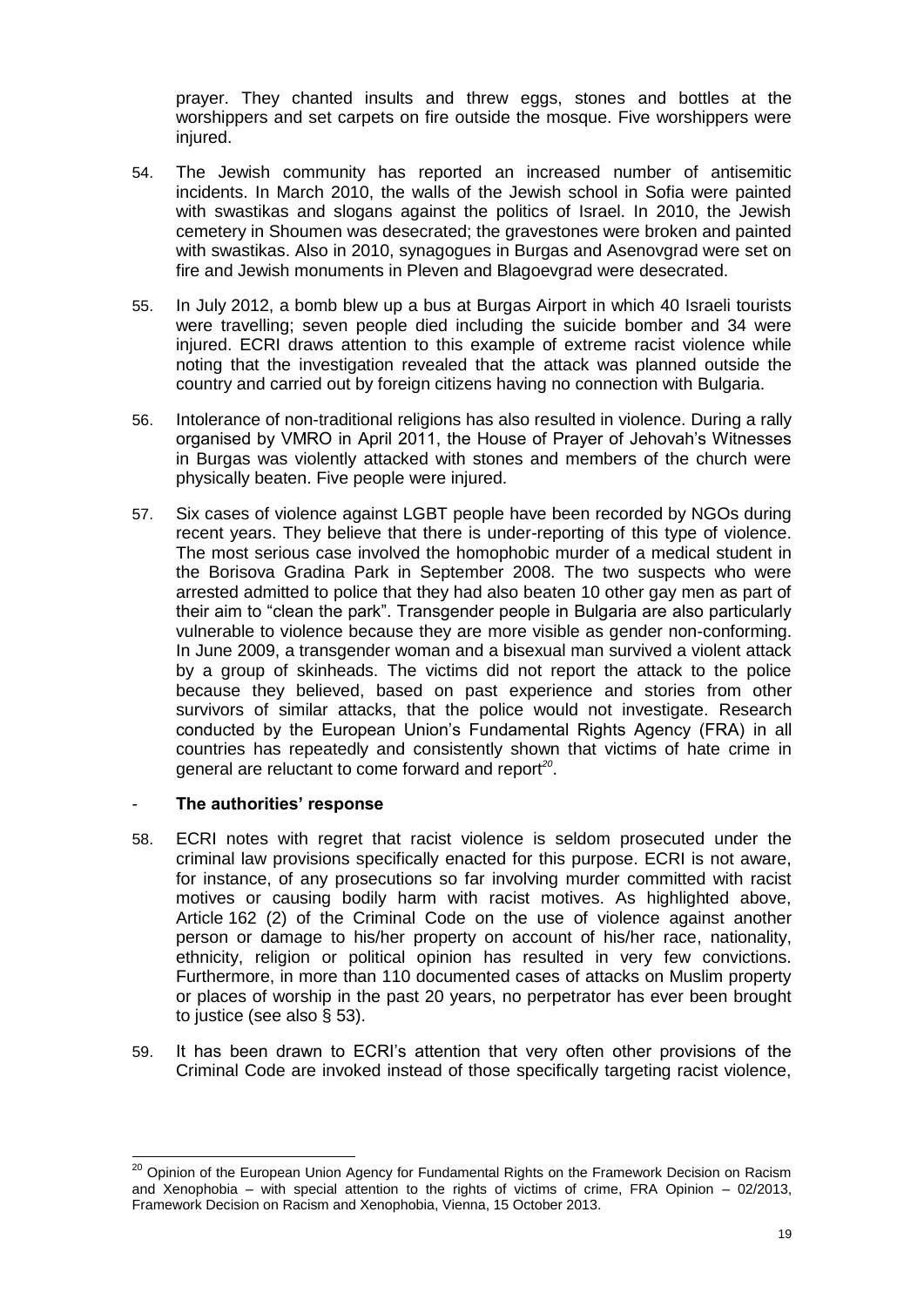prayer. They chanted insults and threw eggs, stones and bottles at the worshippers and set carpets on fire outside the mosque. Five worshippers were injured.

54. The Jewish community has reported an increased number of antisemitic incidents. In March 2010, the walls of the Jewish school in Sofia were painted with swastikas and slogans against the politics of Israel. In 2010, the Jewish cemetery in Shoumen was desecrated; the gravestones were broken and painted with swastikas. Also in 2010, synagogues in Burgas and Asenovgrad were set on fire and Jewish monuments in Pleven and Blagoevgrad were desecrated.

55. In July 2012, a bomb blew up a bus at Burgas Airport in which 40 Israeli tourists were travelling; seven people died including the suicide bomber and 34 were injured. ECRI draws attention to this example of extreme racist violence while noting that the investigation revealed that the attack was planned outside the country and carried out by foreign citizens having no connection with Bulgaria.

56. Intolerance of non-traditional religions has also resulted in violence. During a rally organised by VMRO in April 2011, the House of Prayer of Jehovah's Witnesses in Burgas was violently attacked with stones and members of the church were physically beaten. Five people were injured.

57. Six cases of violence against LGBT people have been recorded by NGOs during recent years. They believe that there is under-reporting of this type of violence. The most serious case involved the homophobic murder of a medical student in the Borisova Gradina Park in September 2008. The two suspects who were arrested admitted to police that they had also beaten 10 other gay men as part of their aim to "clean the park". Transgender people in Bulgaria are also particularly vulnerable to violence because they are more visible as gender non-conforming. In June 2009, a transgender woman and a bisexual man survived a violent attack by a group of skinheads. The victims did not report the attack to the police because they believed, based on past experience and stories from other survivors of similar attacks, that the police would not investigate. Research conducted by the European Union's Fundamental Rights Agency (FRA) in all countries has repeatedly and consistently shown that victims of hate crime in general are reluctant to come forward and report[20].

- **The authorities' response**

58. ECRI notes with regret that racist violence is seldom prosecuted under the criminal law provisions specifically enacted for this purpose. ECRI is not aware, for instance, of any prosecutions so far involving murder committed with racist motives or causing bodily harm with racist motives. As highlighted above, Article 162 (2) of the Criminal Code on the use of violence against another person or damage to his/her property on account of his/her race, nationality, ethnicity, religion or political opinion has resulted in very few convictions. Furthermore, in more than 110 documented cases of attacks on Muslim property or places of worship in the past 20 years, no perpetrator has ever been brought to justice (see also § 53).

59. It has been drawn to ECRI's attention that very often other provisions of the Criminal Code are invoked instead of those specifically targeting racist violence,

---

[20] Opinion of the European Union Agency for Fundamental Rights on the Framework Decision on Racism and Xenophobia – with special attention to the rights of victims of crime, FRA Opinion – 02/2013, Framework Decision on Racism and Xenophobia, Vienna, 15 October 2013.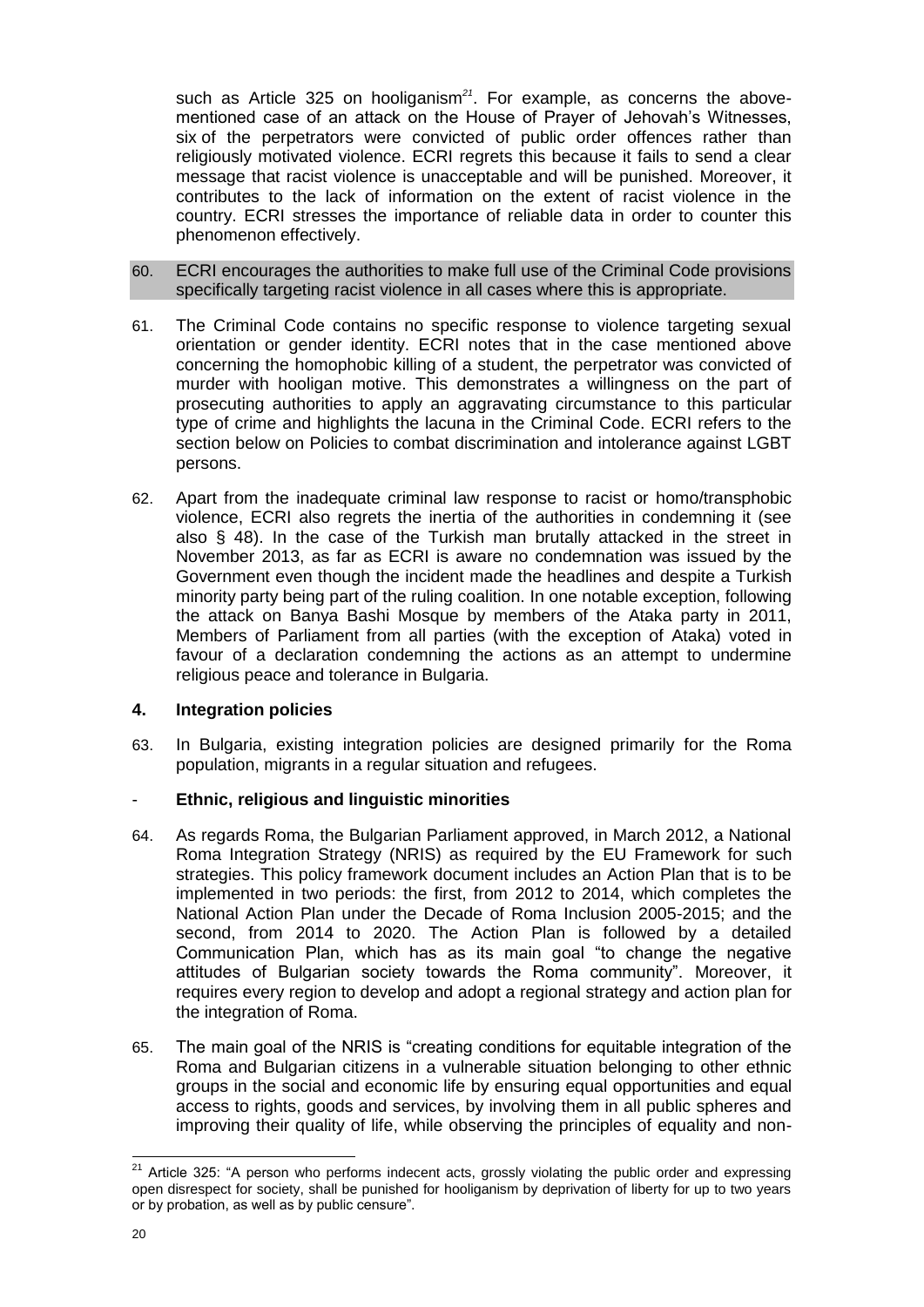such as Article 325 on hooliganism[21]. For example, as concerns the above-mentioned case of an attack on the House of Prayer of Jehovah's Witnesses, six of the perpetrators were convicted of public order offences rather than religiously motivated violence. ECRI regrets this because it fails to send a clear message that racist violence is unacceptable and will be punished. Moreover, it contributes to the lack of information on the extent of racist violence in the country. ECRI stresses the importance of reliable data in order to counter this phenomenon effectively.

60. ECRI encourages the authorities to make full use of the Criminal Code provisions specifically targeting racist violence in all cases where this is appropriate.

61. The Criminal Code contains no specific response to violence targeting sexual orientation or gender identity. ECRI notes that in the case mentioned above concerning the homophobic killing of a student, the perpetrator was convicted of murder with hooligan motive. This demonstrates a willingness on the part of prosecuting authorities to apply an aggravating circumstance to this particular type of crime and highlights the lacuna in the Criminal Code. ECRI refers to the section below on Policies to combat discrimination and intolerance against LGBT persons.

62. Apart from the inadequate criminal law response to racist or homo/transphobic violence, ECRI also regrets the inertia of the authorities in condemning it (see also § 48). In the case of the Turkish man brutally attacked in the street in November 2013, as far as ECRI is aware no condemnation was issued by the Government even though the incident made the headlines and despite a Turkish minority party being part of the ruling coalition. In one notable exception, following the attack on Banya Bashi Mosque by members of the Ataka party in 2011, Members of Parliament from all parties (with the exception of Ataka) voted in favour of a declaration condemning the actions as an attempt to undermine religious peace and tolerance in Bulgaria.

### 4. Integration policies

63. In Bulgaria, existing integration policies are designed primarily for the Roma population, migrants in a regular situation and refugees.

#### - Ethnic, religious and linguistic minorities

64. As regards Roma, the Bulgarian Parliament approved, in March 2012, a National Roma Integration Strategy (NRIS) as required by the EU Framework for such strategies. This policy framework document includes an Action Plan that is to be implemented in two periods: the first, from 2012 to 2014, which completes the National Action Plan under the Decade of Roma Inclusion 2005-2015; and the second, from 2014 to 2020. The Action Plan is followed by a detailed Communication Plan, which has as its main goal "to change the negative attitudes of Bulgarian society towards the Roma community". Moreover, it requires every region to develop and adopt a regional strategy and action plan for the integration of Roma.

65. The main goal of the NRIS is "creating conditions for equitable integration of the Roma and Bulgarian citizens in a vulnerable situation belonging to other ethnic groups in the social and economic life by ensuring equal opportunities and equal access to rights, goods and services, by involving them in all public spheres and improving their quality of life, while observing the principles of equality and non-

---

[21] Article 325: "A person who performs indecent acts, grossly violating the public order and expressing open disrespect for society, shall be punished for hooliganism by deprivation of liberty for up to two years or by probation, as well as by public censure".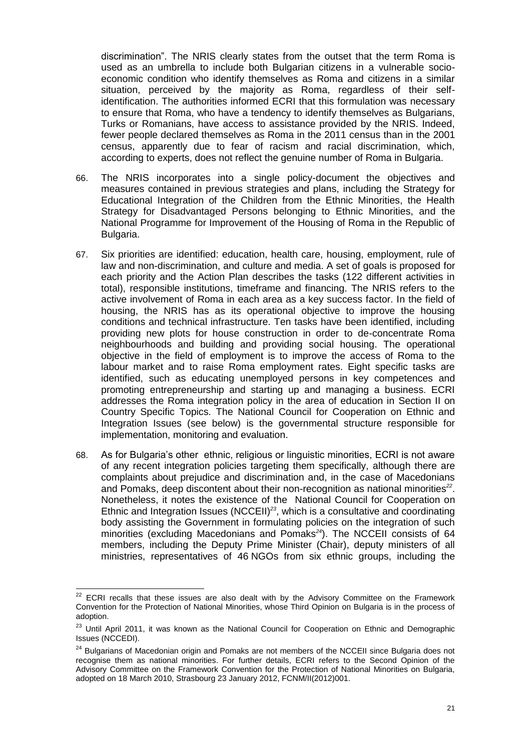discrimination". The NRIS clearly states from the outset that the term Roma is used as an umbrella to include both Bulgarian citizens in a vulnerable socio-economic condition who identify themselves as Roma and citizens in a similar situation, perceived by the majority as Roma, regardless of their self-identification. The authorities informed ECRI that this formulation was necessary to ensure that Roma, who have a tendency to identify themselves as Bulgarians, Turks or Romanians, have access to assistance provided by the NRIS. Indeed, fewer people declared themselves as Roma in the 2011 census than in the 2001 census, apparently due to fear of racism and racial discrimination, which, according to experts, does not reflect the genuine number of Roma in Bulgaria.

66. The NRIS incorporates into a single policy-document the objectives and measures contained in previous strategies and plans, including the Strategy for Educational Integration of the Children from the Ethnic Minorities, the Health Strategy for Disadvantaged Persons belonging to Ethnic Minorities, and the National Programme for Improvement of the Housing of Roma in the Republic of Bulgaria.

67. Six priorities are identified: education, health care, housing, employment, rule of law and non-discrimination, and culture and media. A set of goals is proposed for each priority and the Action Plan describes the tasks (122 different activities in total), responsible institutions, timeframe and financing. The NRIS refers to the active involvement of Roma in each area as a key success factor. In the field of housing, the NRIS has as its operational objective to improve the housing conditions and technical infrastructure. Ten tasks have been identified, including providing new plots for house construction in order to de-concentrate Roma neighbourhoods and building and providing social housing. The operational objective in the field of employment is to improve the access of Roma to the labour market and to raise Roma employment rates. Eight specific tasks are identified, such as educating unemployed persons in key competences and promoting entrepreneurship and starting up and managing a business. ECRI addresses the Roma integration policy in the area of education in Section II on Country Specific Topics. The National Council for Cooperation on Ethnic and Integration Issues (see below) is the governmental structure responsible for implementation, monitoring and evaluation.

68. As for Bulgaria's other ethnic, religious or linguistic minorities, ECRI is not aware of any recent integration policies targeting them specifically, although there are complaints about prejudice and discrimination and, in the case of Macedonians and Pomaks, deep discontent about their non-recognition as national minorities[22]. Nonetheless, it notes the existence of the National Council for Cooperation on Ethnic and Integration Issues (NCCEII)[23], which is a consultative and coordinating body assisting the Government in formulating policies on the integration of such minorities (excluding Macedonians and Pomaks[24]). The NCCEII consists of 64 members, including the Deputy Prime Minister (Chair), deputy ministers of all ministries, representatives of 46 NGOs from six ethnic groups, including the

---

[22] ECRI recalls that these issues are also dealt with by the Advisory Committee on the Framework Convention for the Protection of National Minorities, whose Third Opinion on Bulgaria is in the process of adoption.

[23] Until April 2011, it was known as the National Council for Cooperation on Ethnic and Demographic Issues (NCCEDI).

[24] Bulgarians of Macedonian origin and Pomaks are not members of the NCCEII since Bulgaria does not recognise them as national minorities. For further details, ECRI refers to the Second Opinion of the Advisory Committee on the Framework Convention for the Protection of National Minorities on Bulgaria, adopted on 18 March 2010, Strasbourg 23 January 2012, FCNM/II(2012)001.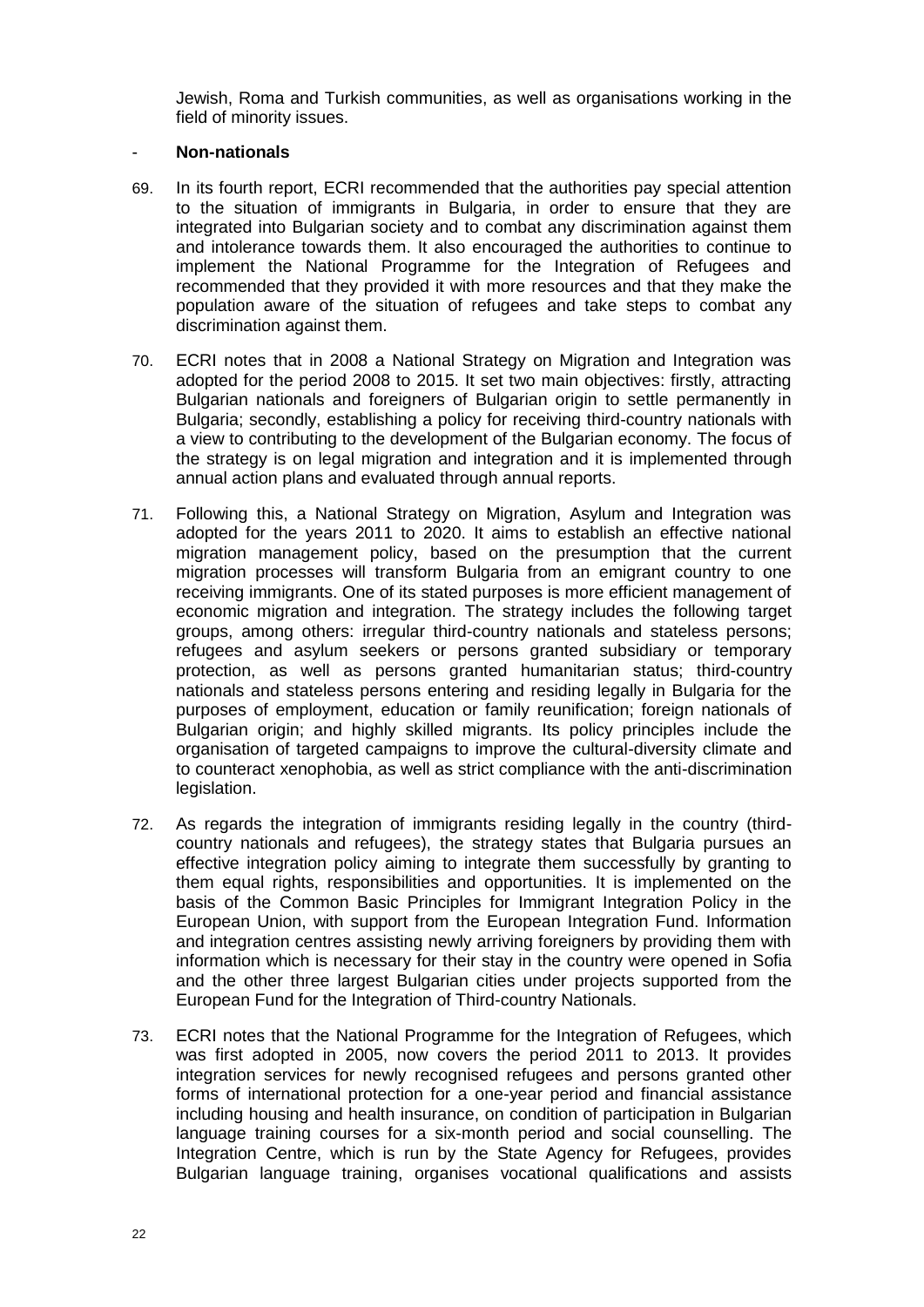Jewish, Roma and Turkish communities, as well as organisations working in the field of minority issues.

- **Non-nationals**

69. In its fourth report, ECRI recommended that the authorities pay special attention to the situation of immigrants in Bulgaria, in order to ensure that they are integrated into Bulgarian society and to combat any discrimination against them and intolerance towards them. It also encouraged the authorities to continue to implement the National Programme for the Integration of Refugees and recommended that they provided it with more resources and that they make the population aware of the situation of refugees and take steps to combat any discrimination against them.

70. ECRI notes that in 2008 a National Strategy on Migration and Integration was adopted for the period 2008 to 2015. It set two main objectives: firstly, attracting Bulgarian nationals and foreigners of Bulgarian origin to settle permanently in Bulgaria; secondly, establishing a policy for receiving third-country nationals with a view to contributing to the development of the Bulgarian economy. The focus of the strategy is on legal migration and integration and it is implemented through annual action plans and evaluated through annual reports.

71. Following this, a National Strategy on Migration, Asylum and Integration was adopted for the years 2011 to 2020. It aims to establish an effective national migration management policy, based on the presumption that the current migration processes will transform Bulgaria from an emigrant country to one receiving immigrants. One of its stated purposes is more efficient management of economic migration and integration. The strategy includes the following target groups, among others: irregular third-country nationals and stateless persons; refugees and asylum seekers or persons granted subsidiary or temporary protection, as well as persons granted humanitarian status; third-country nationals and stateless persons entering and residing legally in Bulgaria for the purposes of employment, education or family reunification; foreign nationals of Bulgarian origin; and highly skilled migrants. Its policy principles include the organisation of targeted campaigns to improve the cultural-diversity climate and to counteract xenophobia, as well as strict compliance with the anti-discrimination legislation.

72. As regards the integration of immigrants residing legally in the country (third-country nationals and refugees), the strategy states that Bulgaria pursues an effective integration policy aiming to integrate them successfully by granting to them equal rights, responsibilities and opportunities. It is implemented on the basis of the Common Basic Principles for Immigrant Integration Policy in the European Union, with support from the European Integration Fund. Information and integration centres assisting newly arriving foreigners by providing them with information which is necessary for their stay in the country were opened in Sofia and the other three largest Bulgarian cities under projects supported from the European Fund for the Integration of Third-country Nationals.

73. ECRI notes that the National Programme for the Integration of Refugees, which was first adopted in 2005, now covers the period 2011 to 2013. It provides integration services for newly recognised refugees and persons granted other forms of international protection for a one-year period and financial assistance including housing and health insurance, on condition of participation in Bulgarian language training courses for a six-month period and social counselling. The Integration Centre, which is run by the State Agency for Refugees, provides Bulgarian language training, organises vocational qualifications and assists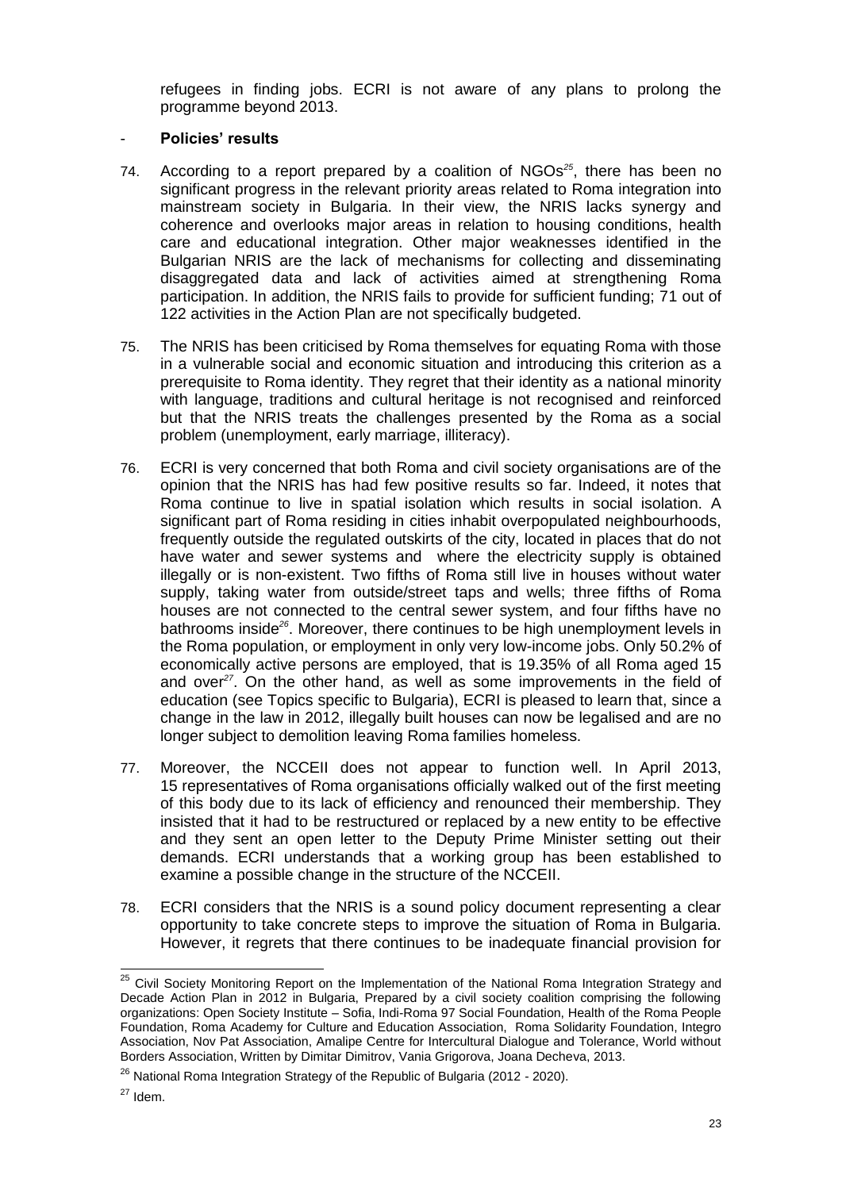refugees in finding jobs. ECRI is not aware of any plans to prolong the programme beyond 2013.

- **Policies' results**

74. According to a report prepared by a coalition of NGOs[25], there has been no significant progress in the relevant priority areas related to Roma integration into mainstream society in Bulgaria. In their view, the NRIS lacks synergy and coherence and overlooks major areas in relation to housing conditions, health care and educational integration. Other major weaknesses identified in the Bulgarian NRIS are the lack of mechanisms for collecting and disseminating disaggregated data and lack of activities aimed at strengthening Roma participation. In addition, the NRIS fails to provide for sufficient funding; 71 out of 122 activities in the Action Plan are not specifically budgeted.

75. The NRIS has been criticised by Roma themselves for equating Roma with those in a vulnerable social and economic situation and introducing this criterion as a prerequisite to Roma identity. They regret that their identity as a national minority with language, traditions and cultural heritage is not recognised and reinforced but that the NRIS treats the challenges presented by the Roma as a social problem (unemployment, early marriage, illiteracy).

76. ECRI is very concerned that both Roma and civil society organisations are of the opinion that the NRIS has had few positive results so far. Indeed, it notes that Roma continue to live in spatial isolation which results in social isolation. A significant part of Roma residing in cities inhabit overpopulated neighbourhoods, frequently outside the regulated outskirts of the city, located in places that do not have water and sewer systems and where the electricity supply is obtained illegally or is non-existent. Two fifths of Roma still live in houses without water supply, taking water from outside/street taps and wells; three fifths of Roma houses are not connected to the central sewer system, and four fifths have no bathrooms inside[26]. Moreover, there continues to be high unemployment levels in the Roma population, or employment in only very low-income jobs. Only 50.2% of economically active persons are employed, that is 19.35% of all Roma aged 15 and over[27]. On the other hand, as well as some improvements in the field of education (see Topics specific to Bulgaria), ECRI is pleased to learn that, since a change in the law in 2012, illegally built houses can now be legalised and are no longer subject to demolition leaving Roma families homeless.

77. Moreover, the NCCEII does not appear to function well. In April 2013, 15 representatives of Roma organisations officially walked out of the first meeting of this body due to its lack of efficiency and renounced their membership. They insisted that it had to be restructured or replaced by a new entity to be effective and they sent an open letter to the Deputy Prime Minister setting out their demands. ECRI understands that a working group has been established to examine a possible change in the structure of the NCCEII.

78. ECRI considers that the NRIS is a sound policy document representing a clear opportunity to take concrete steps to improve the situation of Roma in Bulgaria. However, it regrets that there continues to be inadequate financial provision for

---

[25] Civil Society Monitoring Report on the Implementation of the National Roma Integration Strategy and Decade Action Plan in 2012 in Bulgaria, Prepared by a civil society coalition comprising the following organizations: Open Society Institute – Sofia, Indi-Roma 97 Social Foundation, Health of the Roma People Foundation, Roma Academy for Culture and Education Association, Roma Solidarity Foundation, Integro Association, Nov Pat Association, Amalipe Centre for Intercultural Dialogue and Tolerance, World without Borders Association, Written by Dimitar Dimitrov, Vania Grigorova, Joana Decheva, 2013.

[26] National Roma Integration Strategy of the Republic of Bulgaria (2012 - 2020).

[27] Idem.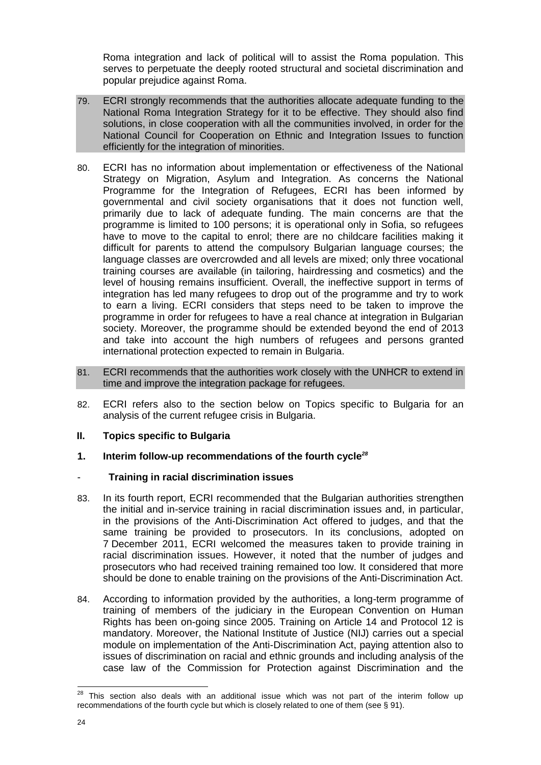Roma integration and lack of political will to assist the Roma population. This serves to perpetuate the deeply rooted structural and societal discrimination and popular prejudice against Roma.

79. ECRI strongly recommends that the authorities allocate adequate funding to the National Roma Integration Strategy for it to be effective. They should also find solutions, in close cooperation with all the communities involved, in order for the National Council for Cooperation on Ethnic and Integration Issues to function efficiently for the integration of minorities.

80. ECRI has no information about implementation or effectiveness of the National Strategy on Migration, Asylum and Integration. As concerns the National Programme for the Integration of Refugees, ECRI has been informed by governmental and civil society organisations that it does not function well, primarily due to lack of adequate funding. The main concerns are that the programme is limited to 100 persons; it is operational only in Sofia, so refugees have to move to the capital to enrol; there are no childcare facilities making it difficult for parents to attend the compulsory Bulgarian language courses; the language classes are overcrowded and all levels are mixed; only three vocational training courses are available (in tailoring, hairdressing and cosmetics) and the level of housing remains insufficient. Overall, the ineffective support in terms of integration has led many refugees to drop out of the programme and try to work to earn a living. ECRI considers that steps need to be taken to improve the programme in order for refugees to have a real chance at integration in Bulgarian society. Moreover, the programme should be extended beyond the end of 2013 and take into account the high numbers of refugees and persons granted international protection expected to remain in Bulgaria.

81. ECRI recommends that the authorities work closely with the UNHCR to extend in time and improve the integration package for refugees.

82. ECRI refers also to the section below on Topics specific to Bulgaria for an analysis of the current refugee crisis in Bulgaria.

## II. Topics specific to Bulgaria

### 1. Interim follow-up recommendations of the fourth cycle[28]

#### - Training in racial discrimination issues

83. In its fourth report, ECRI recommended that the Bulgarian authorities strengthen the initial and in-service training in racial discrimination issues and, in particular, in the provisions of the Anti-Discrimination Act offered to judges, and that the same training be provided to prosecutors. In its conclusions, adopted on 7 December 2011, ECRI welcomed the measures taken to provide training in racial discrimination issues. However, it noted that the number of judges and prosecutors who had received training remained too low. It considered that more should be done to enable training on the provisions of the Anti-Discrimination Act.

84. According to information provided by the authorities, a long-term programme of training of members of the judiciary in the European Convention on Human Rights has been on-going since 2005. Training on Article 14 and Protocol 12 is mandatory. Moreover, the National Institute of Justice (NIJ) carries out a special module on implementation of the Anti-Discrimination Act, paying attention also to issues of discrimination on racial and ethnic grounds and including analysis of the case law of the Commission for Protection against Discrimination and the

[28] This section also deals with an additional issue which was not part of the interim follow up recommendations of the fourth cycle but which is closely related to one of them (see § 91).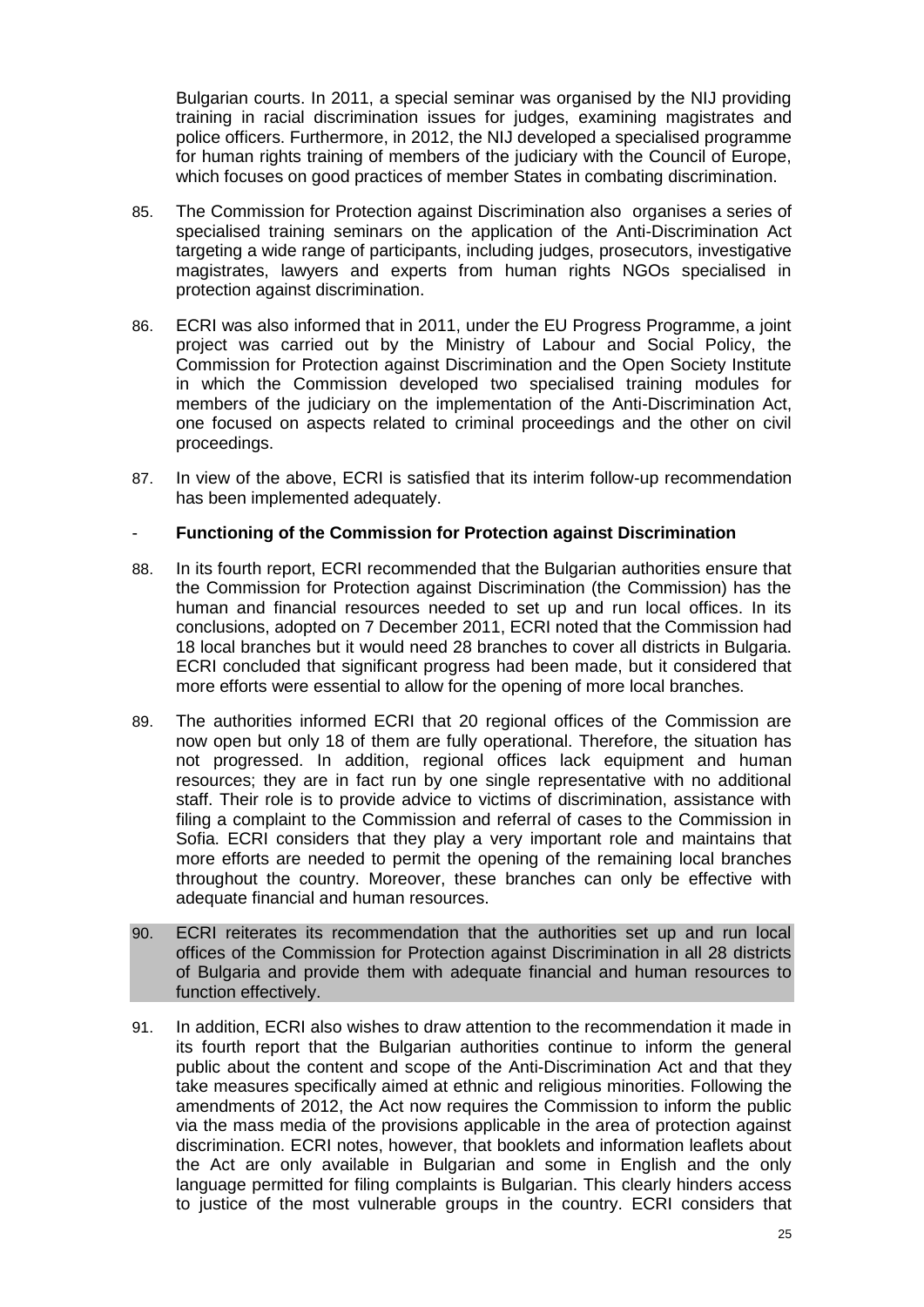Bulgarian courts. In 2011, a special seminar was organised by the NIJ providing training in racial discrimination issues for judges, examining magistrates and police officers. Furthermore, in 2012, the NIJ developed a specialised programme for human rights training of members of the judiciary with the Council of Europe, which focuses on good practices of member States in combating discrimination.

85. The Commission for Protection against Discrimination also organises a series of specialised training seminars on the application of the Anti-Discrimination Act targeting a wide range of participants, including judges, prosecutors, investigative magistrates, lawyers and experts from human rights NGOs specialised in protection against discrimination.

86. ECRI was also informed that in 2011, under the EU Progress Programme, a joint project was carried out by the Ministry of Labour and Social Policy, the Commission for Protection against Discrimination and the Open Society Institute in which the Commission developed two specialised training modules for members of the judiciary on the implementation of the Anti-Discrimination Act, one focused on aspects related to criminal proceedings and the other on civil proceedings.

87. In view of the above, ECRI is satisfied that its interim follow-up recommendation has been implemented adequately.

- **Functioning of the Commission for Protection against Discrimination**

88. In its fourth report, ECRI recommended that the Bulgarian authorities ensure that the Commission for Protection against Discrimination (the Commission) has the human and financial resources needed to set up and run local offices. In its conclusions, adopted on 7 December 2011, ECRI noted that the Commission had 18 local branches but it would need 28 branches to cover all districts in Bulgaria. ECRI concluded that significant progress had been made, but it considered that more efforts were essential to allow for the opening of more local branches.

89. The authorities informed ECRI that 20 regional offices of the Commission are now open but only 18 of them are fully operational. Therefore, the situation has not progressed. In addition, regional offices lack equipment and human resources; they are in fact run by one single representative with no additional staff. Their role is to provide advice to victims of discrimination, assistance with filing a complaint to the Commission and referral of cases to the Commission in Sofia. ECRI considers that they play a very important role and maintains that more efforts are needed to permit the opening of the remaining local branches throughout the country. Moreover, these branches can only be effective with adequate financial and human resources.

90. ECRI reiterates its recommendation that the authorities set up and run local offices of the Commission for Protection against Discrimination in all 28 districts of Bulgaria and provide them with adequate financial and human resources to function effectively.

91. In addition, ECRI also wishes to draw attention to the recommendation it made in its fourth report that the Bulgarian authorities continue to inform the general public about the content and scope of the Anti-Discrimination Act and that they take measures specifically aimed at ethnic and religious minorities. Following the amendments of 2012, the Act now requires the Commission to inform the public via the mass media of the provisions applicable in the area of protection against discrimination. ECRI notes, however, that booklets and information leaflets about the Act are only available in Bulgarian and some in English and the only language permitted for filing complaints is Bulgarian. This clearly hinders access to justice of the most vulnerable groups in the country. ECRI considers that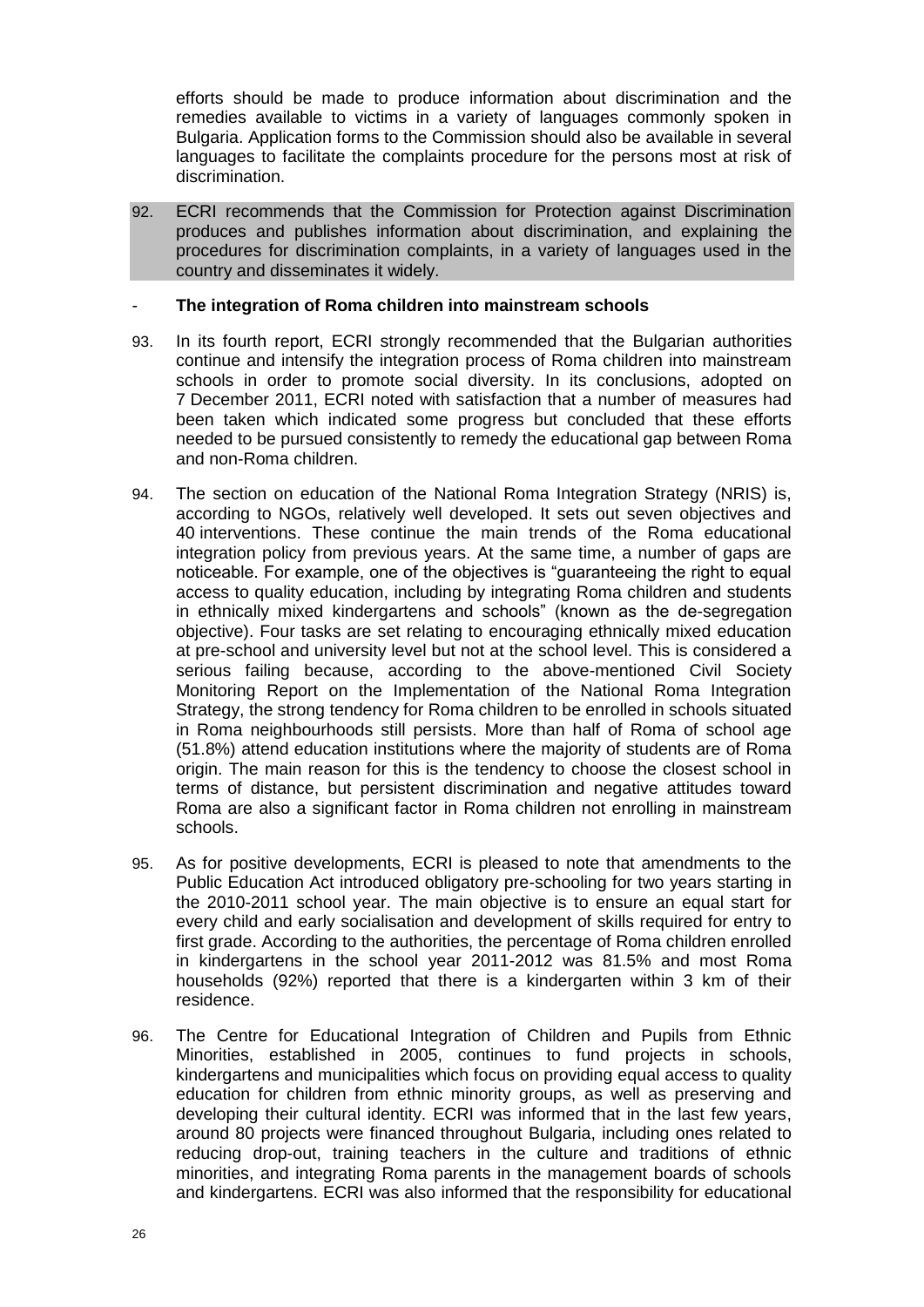efforts should be made to produce information about discrimination and the remedies available to victims in a variety of languages commonly spoken in Bulgaria. Application forms to the Commission should also be available in several languages to facilitate the complaints procedure for the persons most at risk of discrimination.

92. ECRI recommends that the Commission for Protection against Discrimination produces and publishes information about discrimination, and explaining the procedures for discrimination complaints, in a variety of languages used in the country and disseminates it widely.

- **The integration of Roma children into mainstream schools**

93. In its fourth report, ECRI strongly recommended that the Bulgarian authorities continue and intensify the integration process of Roma children into mainstream schools in order to promote social diversity. In its conclusions, adopted on 7 December 2011, ECRI noted with satisfaction that a number of measures had been taken which indicated some progress but concluded that these efforts needed to be pursued consistently to remedy the educational gap between Roma and non-Roma children.

94. The section on education of the National Roma Integration Strategy (NRIS) is, according to NGOs, relatively well developed. It sets out seven objectives and 40 interventions. These continue the main trends of the Roma educational integration policy from previous years. At the same time, a number of gaps are noticeable. For example, one of the objectives is "guaranteeing the right to equal access to quality education, including by integrating Roma children and students in ethnically mixed kindergartens and schools" (known as the de-segregation objective). Four tasks are set relating to encouraging ethnically mixed education at pre-school and university level but not at the school level. This is considered a serious failing because, according to the above-mentioned Civil Society Monitoring Report on the Implementation of the National Roma Integration Strategy, the strong tendency for Roma children to be enrolled in schools situated in Roma neighbourhoods still persists. More than half of Roma of school age (51.8%) attend education institutions where the majority of students are of Roma origin. The main reason for this is the tendency to choose the closest school in terms of distance, but persistent discrimination and negative attitudes toward Roma are also a significant factor in Roma children not enrolling in mainstream schools.

95. As for positive developments, ECRI is pleased to note that amendments to the Public Education Act introduced obligatory pre-schooling for two years starting in the 2010-2011 school year. The main objective is to ensure an equal start for every child and early socialisation and development of skills required for entry to first grade. According to the authorities, the percentage of Roma children enrolled in kindergartens in the school year 2011-2012 was 81.5% and most Roma households (92%) reported that there is a kindergarten within 3 km of their residence.

96. The Centre for Educational Integration of Children and Pupils from Ethnic Minorities, established in 2005, continues to fund projects in schools, kindergartens and municipalities which focus on providing equal access to quality education for children from ethnic minority groups, as well as preserving and developing their cultural identity. ECRI was informed that in the last few years, around 80 projects were financed throughout Bulgaria, including ones related to reducing drop-out, training teachers in the culture and traditions of ethnic minorities, and integrating Roma parents in the management boards of schools and kindergartens. ECRI was also informed that the responsibility for educational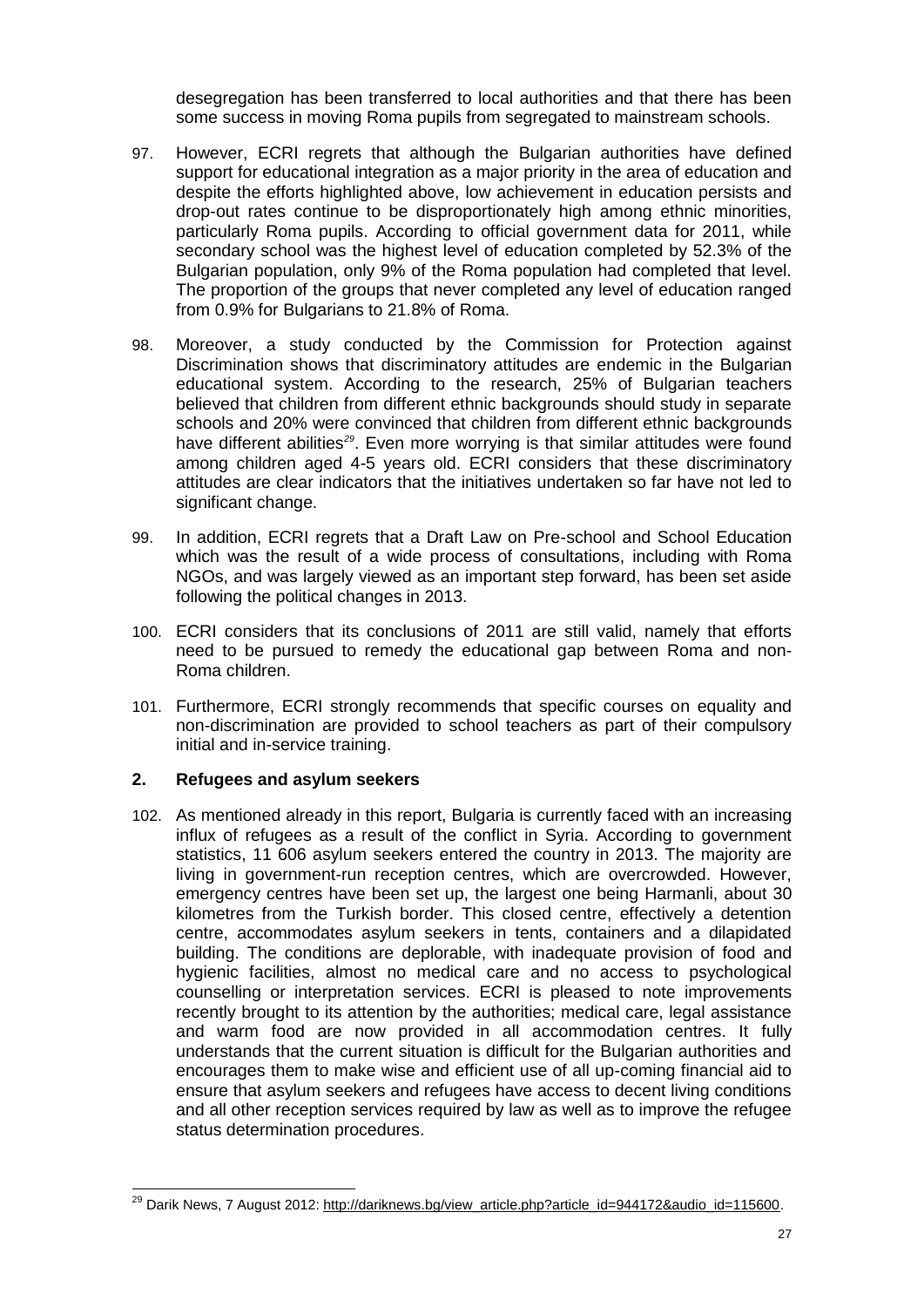desegregation has been transferred to local authorities and that there has been some success in moving Roma pupils from segregated to mainstream schools.

97. However, ECRI regrets that although the Bulgarian authorities have defined support for educational integration as a major priority in the area of education and despite the efforts highlighted above, low achievement in education persists and drop-out rates continue to be disproportionately high among ethnic minorities, particularly Roma pupils. According to official government data for 2011, while secondary school was the highest level of education completed by 52.3% of the Bulgarian population, only 9% of the Roma population had completed that level. The proportion of the groups that never completed any level of education ranged from 0.9% for Bulgarians to 21.8% of Roma.

98. Moreover, a study conducted by the Commission for Protection against Discrimination shows that discriminatory attitudes are endemic in the Bulgarian educational system. According to the research, 25% of Bulgarian teachers believed that children from different ethnic backgrounds should study in separate schools and 20% were convinced that children from different ethnic backgrounds have different abilities[29]. Even more worrying is that similar attitudes were found among children aged 4-5 years old. ECRI considers that these discriminatory attitudes are clear indicators that the initiatives undertaken so far have not led to significant change.

99. In addition, ECRI regrets that a Draft Law on Pre-school and School Education which was the result of a wide process of consultations, including with Roma NGOs, and was largely viewed as an important step forward, has been set aside following the political changes in 2013.

100. ECRI considers that its conclusions of 2011 are still valid, namely that efforts need to be pursued to remedy the educational gap between Roma and non-Roma children.

101. Furthermore, ECRI strongly recommends that specific courses on equality and non-discrimination are provided to school teachers as part of their compulsory initial and in-service training.

## 2. Refugees and asylum seekers

102. As mentioned already in this report, Bulgaria is currently faced with an increasing influx of refugees as a result of the conflict in Syria. According to government statistics, 11 606 asylum seekers entered the country in 2013. The majority are living in government-run reception centres, which are overcrowded. However, emergency centres have been set up, the largest one being Harmanli, about 30 kilometres from the Turkish border. This closed centre, effectively a detention centre, accommodates asylum seekers in tents, containers and a dilapidated building. The conditions are deplorable, with inadequate provision of food and hygienic facilities, almost no medical care and no access to psychological counselling or interpretation services. ECRI is pleased to note improvements recently brought to its attention by the authorities; medical care, legal assistance and warm food are now provided in all accommodation centres. It fully understands that the current situation is difficult for the Bulgarian authorities and encourages them to make wise and efficient use of all up-coming financial aid to ensure that asylum seekers and refugees have access to decent living conditions and all other reception services required by law as well as to improve the refugee status determination procedures.

---

[29] Darik News, 7 August 2012: http://dariknews.bg/view_article.php?article_id=944172&audio_id=115600.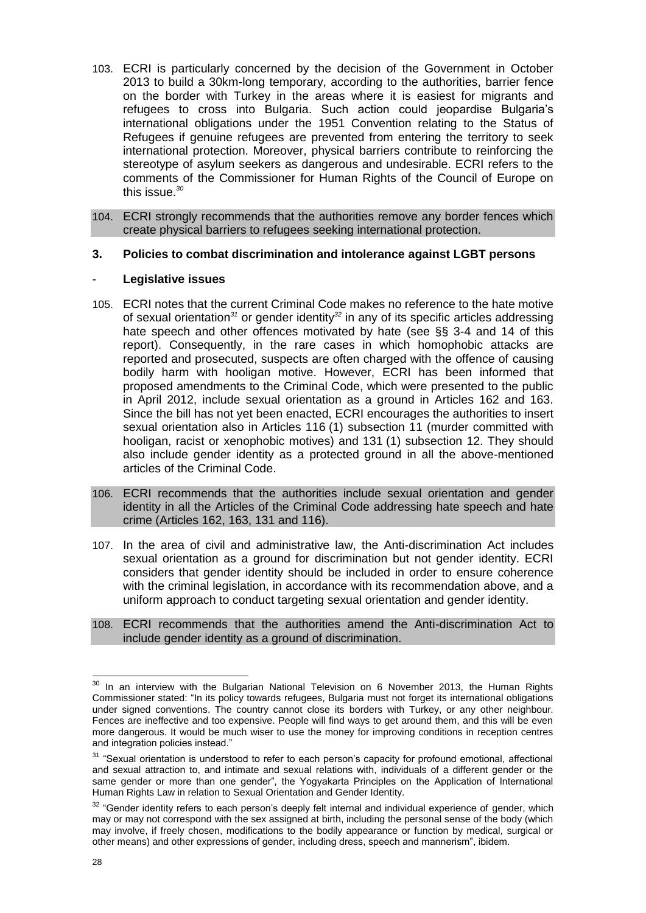103. ECRI is particularly concerned by the decision of the Government in October 2013 to build a 30km-long temporary, according to the authorities, barrier fence on the border with Turkey in the areas where it is easiest for migrants and refugees to cross into Bulgaria. Such action could jeopardise Bulgaria's international obligations under the 1951 Convention relating to the Status of Refugees if genuine refugees are prevented from entering the territory to seek international protection. Moreover, physical barriers contribute to reinforcing the stereotype of asylum seekers as dangerous and undesirable. ECRI refers to the comments of the Commissioner for Human Rights of the Council of Europe on this issue.[30]

104. ECRI strongly recommends that the authorities remove any border fences which create physical barriers to refugees seeking international protection.

### 3. Policies to combat discrimination and intolerance against LGBT persons

- **Legislative issues**

105. ECRI notes that the current Criminal Code makes no reference to the hate motive of sexual orientation[31] or gender identity[32] in any of its specific articles addressing hate speech and other offences motivated by hate (see §§ 3-4 and 14 of this report). Consequently, in the rare cases in which homophobic attacks are reported and prosecuted, suspects are often charged with the offence of causing bodily harm with hooligan motive. However, ECRI has been informed that proposed amendments to the Criminal Code, which were presented to the public in April 2012, include sexual orientation as a ground in Articles 162 and 163. Since the bill has not yet been enacted, ECRI encourages the authorities to insert sexual orientation also in Articles 116 (1) subsection 11 (murder committed with hooligan, racist or xenophobic motives) and 131 (1) subsection 12. They should also include gender identity as a protected ground in all the above-mentioned articles of the Criminal Code.

106. ECRI recommends that the authorities include sexual orientation and gender identity in all the Articles of the Criminal Code addressing hate speech and hate crime (Articles 162, 163, 131 and 116).

107. In the area of civil and administrative law, the Anti-discrimination Act includes sexual orientation as a ground for discrimination but not gender identity. ECRI considers that gender identity should be included in order to ensure coherence with the criminal legislation, in accordance with its recommendation above, and a uniform approach to conduct targeting sexual orientation and gender identity.

108. ECRI recommends that the authorities amend the Anti-discrimination Act to include gender identity as a ground of discrimination.

---

[30] In an interview with the Bulgarian National Television on 6 November 2013, the Human Rights Commissioner stated: "In its policy towards refugees, Bulgaria must not forget its international obligations under signed conventions. The country cannot close its borders with Turkey, or any other neighbour. Fences are ineffective and too expensive. People will find ways to get around them, and this will be even more dangerous. It would be much wiser to use the money for improving conditions in reception centres and integration policies instead."

[31] "Sexual orientation is understood to refer to each person's capacity for profound emotional, affectional and sexual attraction to, and intimate and sexual relations with, individuals of a different gender or the same gender or more than one gender", the Yogyakarta Principles on the Application of International Human Rights Law in relation to Sexual Orientation and Gender Identity.

[32] "Gender identity refers to each person's deeply felt internal and individual experience of gender, which may or may not correspond with the sex assigned at birth, including the personal sense of the body (which may involve, if freely chosen, modifications to the bodily appearance or function by medical, surgical or other means) and other expressions of gender, including dress, speech and mannerism", ibidem.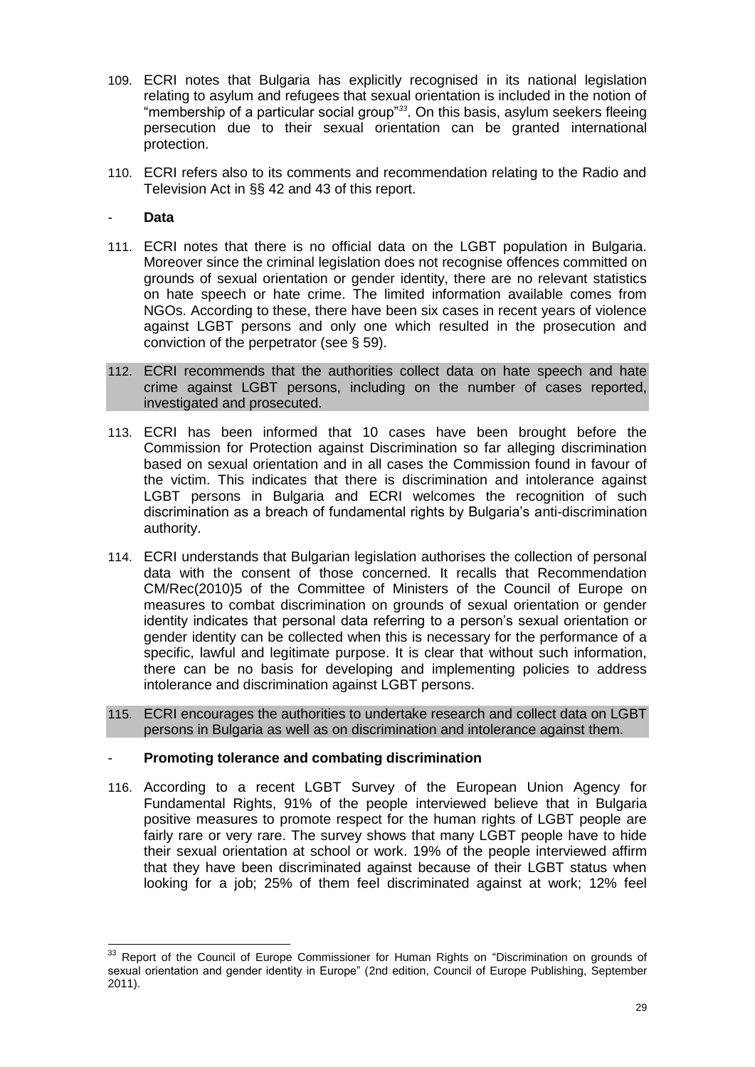109. ECRI notes that Bulgaria has explicitly recognised in its national legislation relating to asylum and refugees that sexual orientation is included in the notion of "membership of a particular social group"[33]. On this basis, asylum seekers fleeing persecution due to their sexual orientation can be granted international protection.

110. ECRI refers also to its comments and recommendation relating to the Radio and Television Act in §§ 42 and 43 of this report.

- **Data**

111. ECRI notes that there is no official data on the LGBT population in Bulgaria. Moreover since the criminal legislation does not recognise offences committed on grounds of sexual orientation or gender identity, there are no relevant statistics on hate speech or hate crime. The limited information available comes from NGOs. According to these, there have been six cases in recent years of violence against LGBT persons and only one which resulted in the prosecution and conviction of the perpetrator (see § 59).

112. ECRI recommends that the authorities collect data on hate speech and hate crime against LGBT persons, including on the number of cases reported, investigated and prosecuted.

113. ECRI has been informed that 10 cases have been brought before the Commission for Protection against Discrimination so far alleging discrimination based on sexual orientation and in all cases the Commission found in favour of the victim. This indicates that there is discrimination and intolerance against LGBT persons in Bulgaria and ECRI welcomes the recognition of such discrimination as a breach of fundamental rights by Bulgaria's anti-discrimination authority.

114. ECRI understands that Bulgarian legislation authorises the collection of personal data with the consent of those concerned. It recalls that Recommendation CM/Rec(2010)5 of the Committee of Ministers of the Council of Europe on measures to combat discrimination on grounds of sexual orientation or gender identity indicates that personal data referring to a person's sexual orientation or gender identity can be collected when this is necessary for the performance of a specific, lawful and legitimate purpose. It is clear that without such information, there can be no basis for developing and implementing policies to address intolerance and discrimination against LGBT persons.

115. ECRI encourages the authorities to undertake research and collect data on LGBT persons in Bulgaria as well as on discrimination and intolerance against them.

- **Promoting tolerance and combating discrimination**

116. According to a recent LGBT Survey of the European Union Agency for Fundamental Rights, 91% of the people interviewed believe that in Bulgaria positive measures to promote respect for the human rights of LGBT people are fairly rare or very rare. The survey shows that many LGBT people have to hide their sexual orientation at school or work. 19% of the people interviewed affirm that they have been discriminated against because of their LGBT status when looking for a job; 25% of them feel discriminated against at work; 12% feel

---

[33] Report of the Council of Europe Commissioner for Human Rights on "Discrimination on grounds of sexual orientation and gender identity in Europe" (2nd edition, Council of Europe Publishing, September 2011).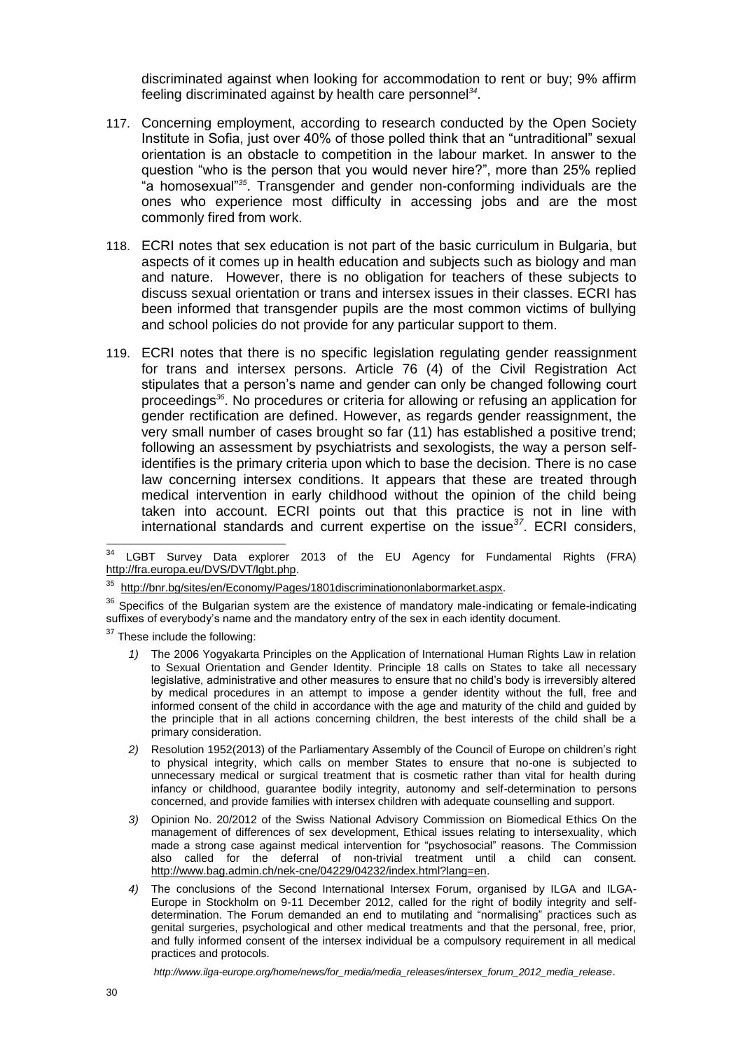discriminated against when looking for accommodation to rent or buy; 9% affirm feeling discriminated against by health care personnel[34].

117. Concerning employment, according to research conducted by the Open Society Institute in Sofia, just over 40% of those polled think that an "untraditional" sexual orientation is an obstacle to competition in the labour market. In answer to the question "who is the person that you would never hire?", more than 25% replied "a homosexual"[35]. Transgender and gender non-conforming individuals are the ones who experience most difficulty in accessing jobs and are the most commonly fired from work.

118. ECRI notes that sex education is not part of the basic curriculum in Bulgaria, but aspects of it comes up in health education and subjects such as biology and man and nature. However, there is no obligation for teachers of these subjects to discuss sexual orientation or trans and intersex issues in their classes. ECRI has been informed that transgender pupils are the most common victims of bullying and school policies do not provide for any particular support to them.

119. ECRI notes that there is no specific legislation regulating gender reassignment for trans and intersex persons. Article 76 (4) of the Civil Registration Act stipulates that a person's name and gender can only be changed following court proceedings[36]. No procedures or criteria for allowing or refusing an application for gender rectification are defined. However, as regards gender reassignment, the very small number of cases brought so far (11) has established a positive trend; following an assessment by psychiatrists and sexologists, the way a person self-identifies is the primary criteria upon which to base the decision. There is no case law concerning intersex conditions. It appears that these are treated through medical intervention in early childhood without the opinion of the child being taken into account. ECRI points out that this practice is not in line with international standards and current expertise on the issue[37]. ECRI considers,

---

[34] LGBT Survey Data explorer 2013 of the EU Agency for Fundamental Rights (FRA) http://fra.europa.eu/DVS/DVT/lgbt.php.

[35] http://bnr.bg/sites/en/Economy/Pages/1801discriminationonlabormarket.aspx.

[36] Specifics of the Bulgarian system are the existence of mandatory male-indicating or female-indicating suffixes of everybody's name and the mandatory entry of the sex in each identity document.

[37] These include the following:

*1)* The 2006 Yogyakarta Principles on the Application of International Human Rights Law in relation to Sexual Orientation and Gender Identity. Principle 18 calls on States to take all necessary legislative, administrative and other measures to ensure that no child's body is irreversibly altered by medical procedures in an attempt to impose a gender identity without the full, free and informed consent of the child in accordance with the age and maturity of the child and guided by the principle that in all actions concerning children, the best interests of the child shall be a primary consideration.

*2)* Resolution 1952(2013) of the Parliamentary Assembly of the Council of Europe on children's right to physical integrity, which calls on member States to ensure that no-one is subjected to unnecessary medical or surgical treatment that is cosmetic rather than vital for health during infancy or childhood, guarantee bodily integrity, autonomy and self-determination to persons concerned, and provide families with intersex children with adequate counselling and support.

*3)* Opinion No. 20/2012 of the Swiss National Advisory Commission on Biomedical Ethics On the management of differences of sex development, Ethical issues relating to intersexuality, which made a strong case against medical intervention for "psychosocial" reasons. The Commission also called for the deferral of non-trivial treatment until a child can consent. http://www.bag.admin.ch/nek-cne/04229/04232/index.html?lang=en.

*4)* The conclusions of the Second International Intersex Forum, organised by ILGA and ILGA-Europe in Stockholm on 9-11 December 2012, called for the right of bodily integrity and self-determination. The Forum demanded an end to mutilating and "normalising" practices such as genital surgeries, psychological and other medical treatments and that the personal, free, prior, and fully informed consent of the intersex individual be a compulsory requirement in all medical practices and protocols.

*http://www.ilga-europe.org/home/news/for_media/media_releases/intersex_forum_2012_media_release*.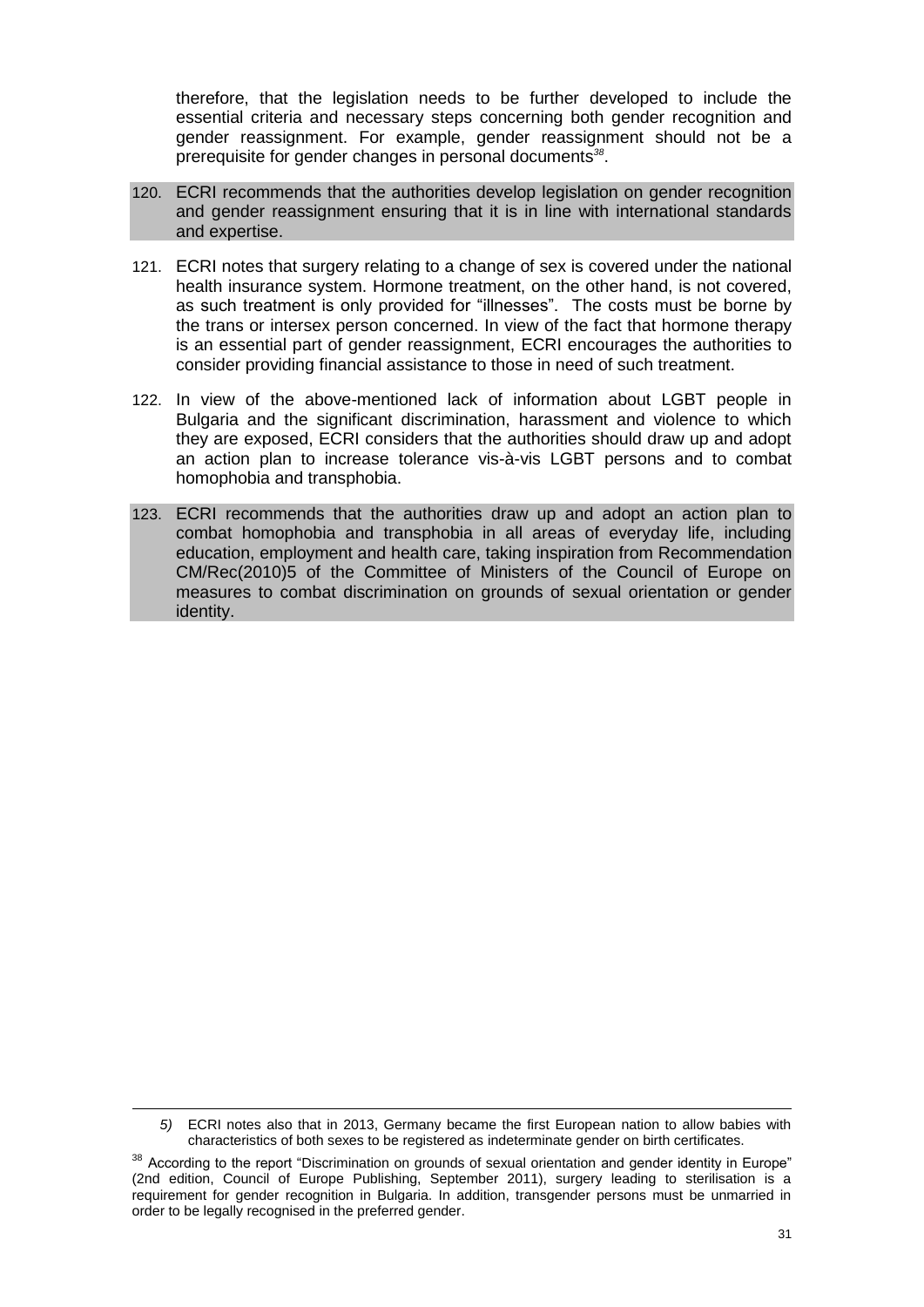therefore, that the legislation needs to be further developed to include the essential criteria and necessary steps concerning both gender recognition and gender reassignment. For example, gender reassignment should not be a prerequisite for gender changes in personal documents[38].

120. ECRI recommends that the authorities develop legislation on gender recognition and gender reassignment ensuring that it is in line with international standards and expertise.

121. ECRI notes that surgery relating to a change of sex is covered under the national health insurance system. Hormone treatment, on the other hand, is not covered, as such treatment is only provided for "illnesses". The costs must be borne by the trans or intersex person concerned. In view of the fact that hormone therapy is an essential part of gender reassignment, ECRI encourages the authorities to consider providing financial assistance to those in need of such treatment.

122. In view of the above-mentioned lack of information about LGBT people in Bulgaria and the significant discrimination, harassment and violence to which they are exposed, ECRI considers that the authorities should draw up and adopt an action plan to increase tolerance vis-à-vis LGBT persons and to combat homophobia and transphobia.

123. ECRI recommends that the authorities draw up and adopt an action plan to combat homophobia and transphobia in all areas of everyday life, including education, employment and health care, taking inspiration from Recommendation CM/Rec(2010)5 of the Committee of Ministers of the Council of Europe on measures to combat discrimination on grounds of sexual orientation or gender identity.

---

*5)* ECRI notes also that in 2013, Germany became the first European nation to allow babies with characteristics of both sexes to be registered as indeterminate gender on birth certificates.

[38] According to the report "Discrimination on grounds of sexual orientation and gender identity in Europe" (2nd edition, Council of Europe Publishing, September 2011), surgery leading to sterilisation is a requirement for gender recognition in Bulgaria. In addition, transgender persons must be unmarried in order to be legally recognised in the preferred gender.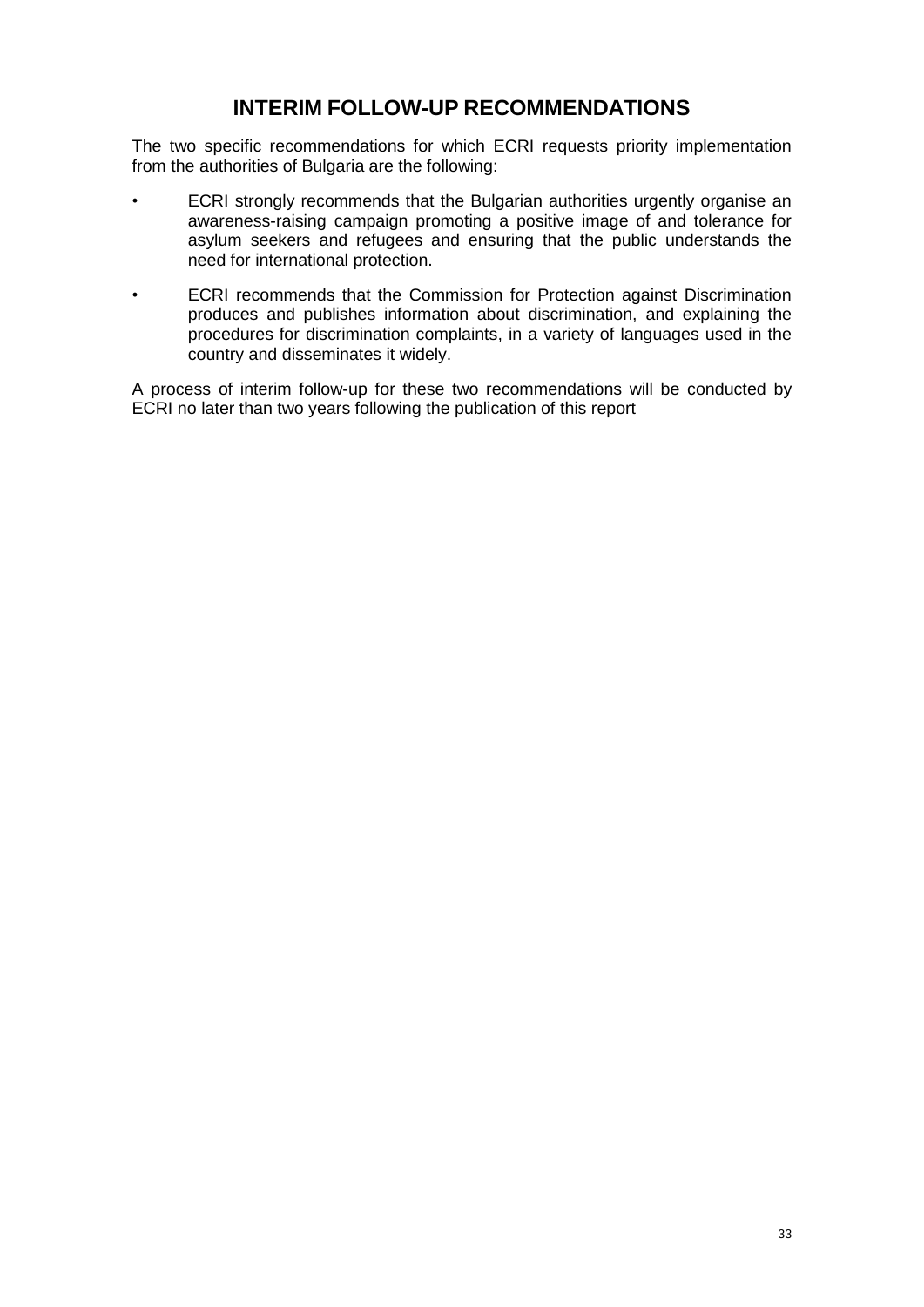# INTERIM FOLLOW-UP RECOMMENDATIONS

The two specific recommendations for which ECRI requests priority implementation from the authorities of Bulgaria are the following:

- ECRI strongly recommends that the Bulgarian authorities urgently organise an awareness-raising campaign promoting a positive image of and tolerance for asylum seekers and refugees and ensuring that the public understands the need for international protection.
- ECRI recommends that the Commission for Protection against Discrimination produces and publishes information about discrimination, and explaining the procedures for discrimination complaints, in a variety of languages used in the country and disseminates it widely.

A process of interim follow-up for these two recommendations will be conducted by ECRI no later than two years following the publication of this report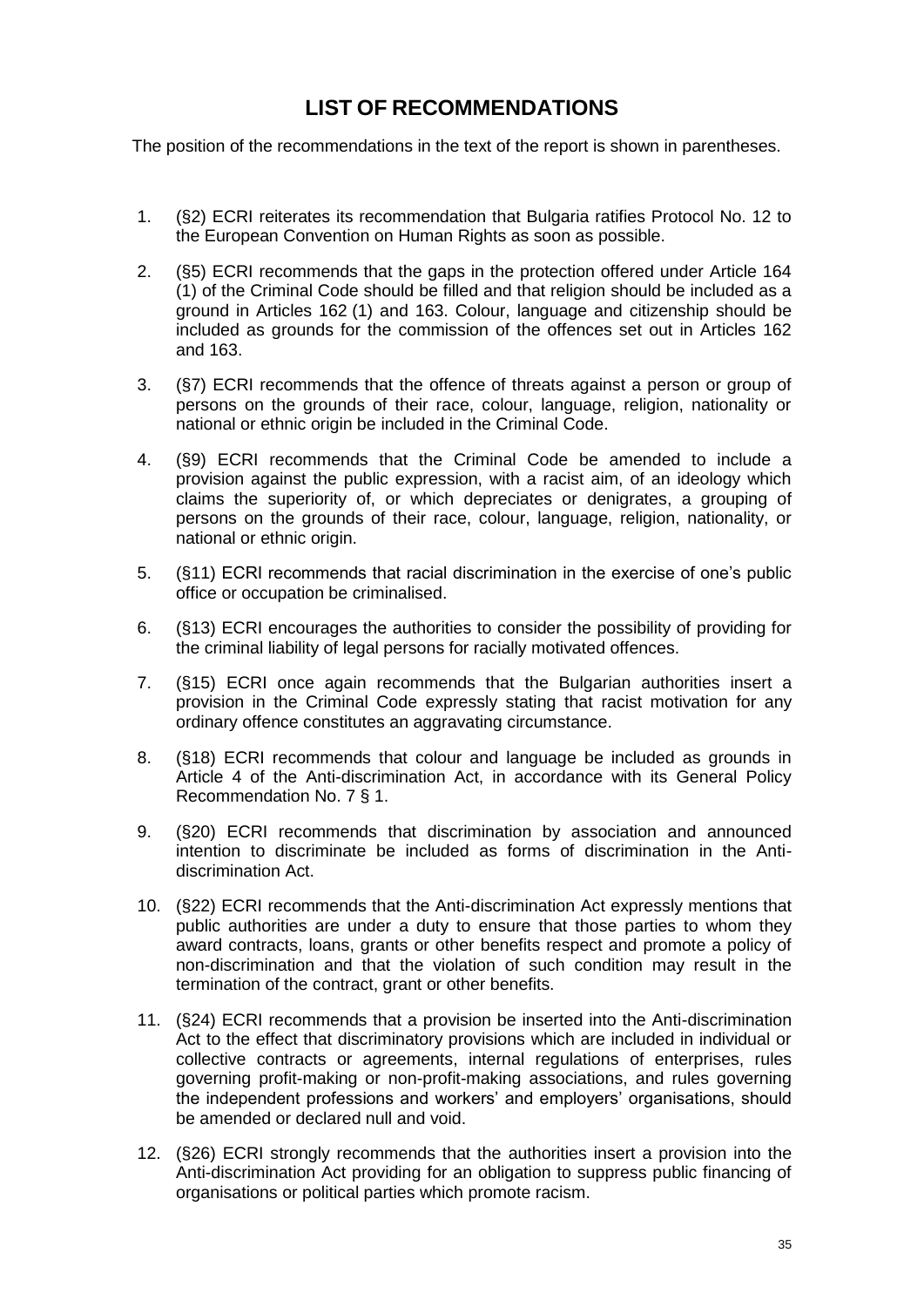# LIST OF RECOMMENDATIONS

The position of the recommendations in the text of the report is shown in parentheses.

1. (§2) ECRI reiterates its recommendation that Bulgaria ratifies Protocol No. 12 to the European Convention on Human Rights as soon as possible.

2. (§5) ECRI recommends that the gaps in the protection offered under Article 164 (1) of the Criminal Code should be filled and that religion should be included as a ground in Articles 162 (1) and 163. Colour, language and citizenship should be included as grounds for the commission of the offences set out in Articles 162 and 163.

3. (§7) ECRI recommends that the offence of threats against a person or group of persons on the grounds of their race, colour, language, religion, nationality or national or ethnic origin be included in the Criminal Code.

4. (§9) ECRI recommends that the Criminal Code be amended to include a provision against the public expression, with a racist aim, of an ideology which claims the superiority of, or which depreciates or denigrates, a grouping of persons on the grounds of their race, colour, language, religion, nationality, or national or ethnic origin.

5. (§11) ECRI recommends that racial discrimination in the exercise of one's public office or occupation be criminalised.

6. (§13) ECRI encourages the authorities to consider the possibility of providing for the criminal liability of legal persons for racially motivated offences.

7. (§15) ECRI once again recommends that the Bulgarian authorities insert a provision in the Criminal Code expressly stating that racist motivation for any ordinary offence constitutes an aggravating circumstance.

8. (§18) ECRI recommends that colour and language be included as grounds in Article 4 of the Anti-discrimination Act, in accordance with its General Policy Recommendation No. 7 § 1.

9. (§20) ECRI recommends that discrimination by association and announced intention to discriminate be included as forms of discrimination in the Anti-discrimination Act.

10. (§22) ECRI recommends that the Anti-discrimination Act expressly mentions that public authorities are under a duty to ensure that those parties to whom they award contracts, loans, grants or other benefits respect and promote a policy of non-discrimination and that the violation of such condition may result in the termination of the contract, grant or other benefits.

11. (§24) ECRI recommends that a provision be inserted into the Anti-discrimination Act to the effect that discriminatory provisions which are included in individual or collective contracts or agreements, internal regulations of enterprises, rules governing profit-making or non-profit-making associations, and rules governing the independent professions and workers' and employers' organisations, should be amended or declared null and void.

12. (§26) ECRI strongly recommends that the authorities insert a provision into the Anti-discrimination Act providing for an obligation to suppress public financing of organisations or political parties which promote racism.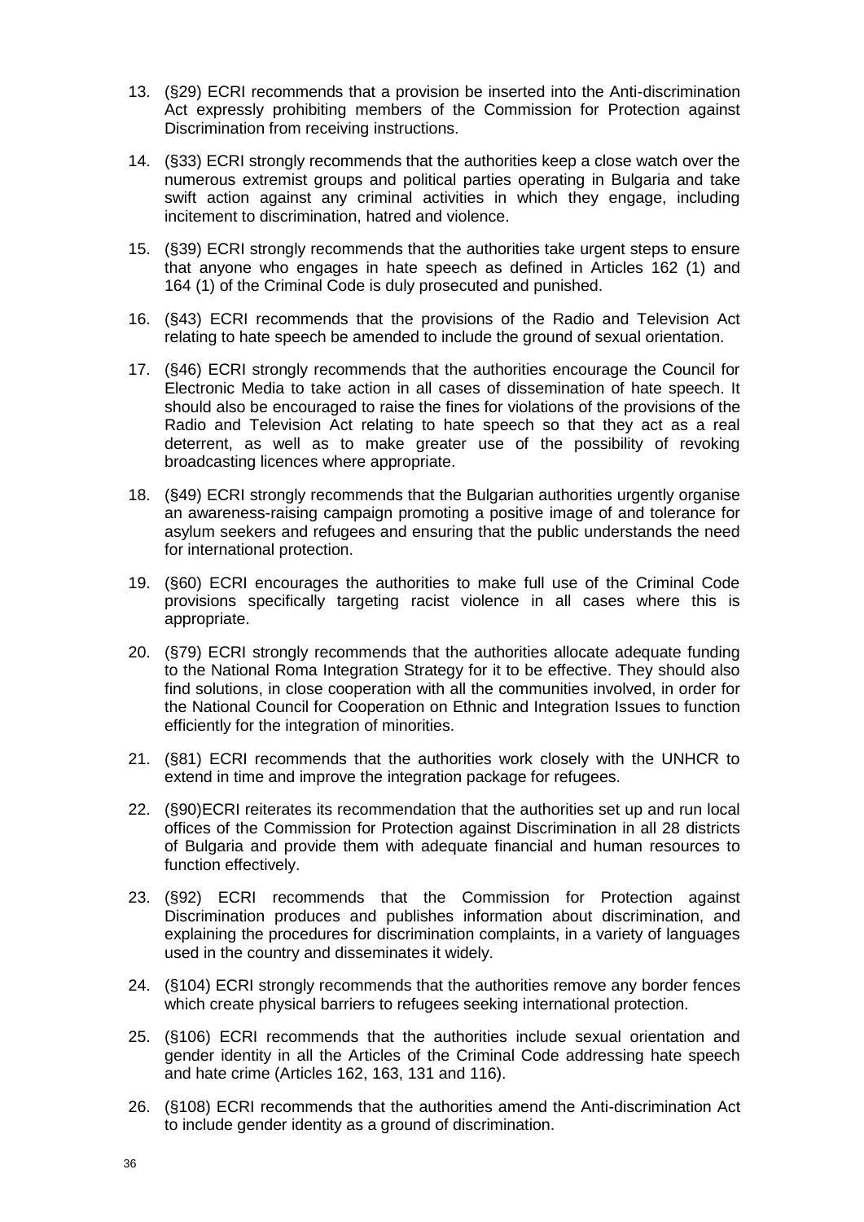13. (§29) ECRI recommends that a provision be inserted into the Anti-discrimination Act expressly prohibiting members of the Commission for Protection against Discrimination from receiving instructions.

14. (§33) ECRI strongly recommends that the authorities keep a close watch over the numerous extremist groups and political parties operating in Bulgaria and take swift action against any criminal activities in which they engage, including incitement to discrimination, hatred and violence.

15. (§39) ECRI strongly recommends that the authorities take urgent steps to ensure that anyone who engages in hate speech as defined in Articles 162 (1) and 164 (1) of the Criminal Code is duly prosecuted and punished.

16. (§43) ECRI recommends that the provisions of the Radio and Television Act relating to hate speech be amended to include the ground of sexual orientation.

17. (§46) ECRI strongly recommends that the authorities encourage the Council for Electronic Media to take action in all cases of dissemination of hate speech. It should also be encouraged to raise the fines for violations of the provisions of the Radio and Television Act relating to hate speech so that they act as a real deterrent, as well as to make greater use of the possibility of revoking broadcasting licences where appropriate.

18. (§49) ECRI strongly recommends that the Bulgarian authorities urgently organise an awareness-raising campaign promoting a positive image of and tolerance for asylum seekers and refugees and ensuring that the public understands the need for international protection.

19. (§60) ECRI encourages the authorities to make full use of the Criminal Code provisions specifically targeting racist violence in all cases where this is appropriate.

20. (§79) ECRI strongly recommends that the authorities allocate adequate funding to the National Roma Integration Strategy for it to be effective. They should also find solutions, in close cooperation with all the communities involved, in order for the National Council for Cooperation on Ethnic and Integration Issues to function efficiently for the integration of minorities.

21. (§81) ECRI recommends that the authorities work closely with the UNHCR to extend in time and improve the integration package for refugees.

22. (§90)ECRI reiterates its recommendation that the authorities set up and run local offices of the Commission for Protection against Discrimination in all 28 districts of Bulgaria and provide them with adequate financial and human resources to function effectively.

23. (§92) ECRI recommends that the Commission for Protection against Discrimination produces and publishes information about discrimination, and explaining the procedures for discrimination complaints, in a variety of languages used in the country and disseminates it widely.

24. (§104) ECRI strongly recommends that the authorities remove any border fences which create physical barriers to refugees seeking international protection.

25. (§106) ECRI recommends that the authorities include sexual orientation and gender identity in all the Articles of the Criminal Code addressing hate speech and hate crime (Articles 162, 163, 131 and 116).

26. (§108) ECRI recommends that the authorities amend the Anti-discrimination Act to include gender identity as a ground of discrimination.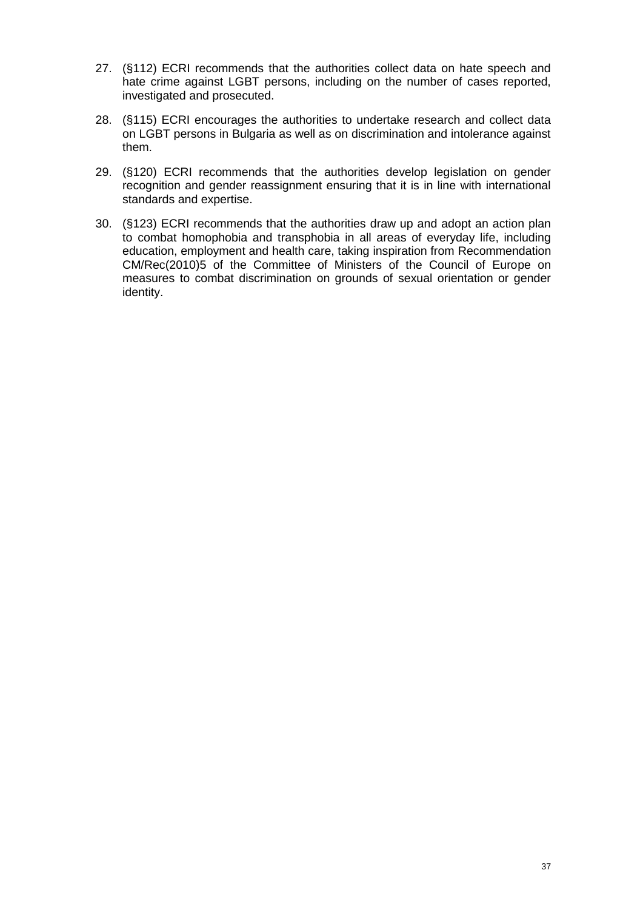27. (§112) ECRI recommends that the authorities collect data on hate speech and hate crime against LGBT persons, including on the number of cases reported, investigated and prosecuted.

28. (§115) ECRI encourages the authorities to undertake research and collect data on LGBT persons in Bulgaria as well as on discrimination and intolerance against them.

29. (§120) ECRI recommends that the authorities develop legislation on gender recognition and gender reassignment ensuring that it is in line with international standards and expertise.

30. (§123) ECRI recommends that the authorities draw up and adopt an action plan to combat homophobia and transphobia in all areas of everyday life, including education, employment and health care, taking inspiration from Recommendation CM/Rec(2010)5 of the Committee of Ministers of the Council of Europe on measures to combat discrimination on grounds of sexual orientation or gender identity.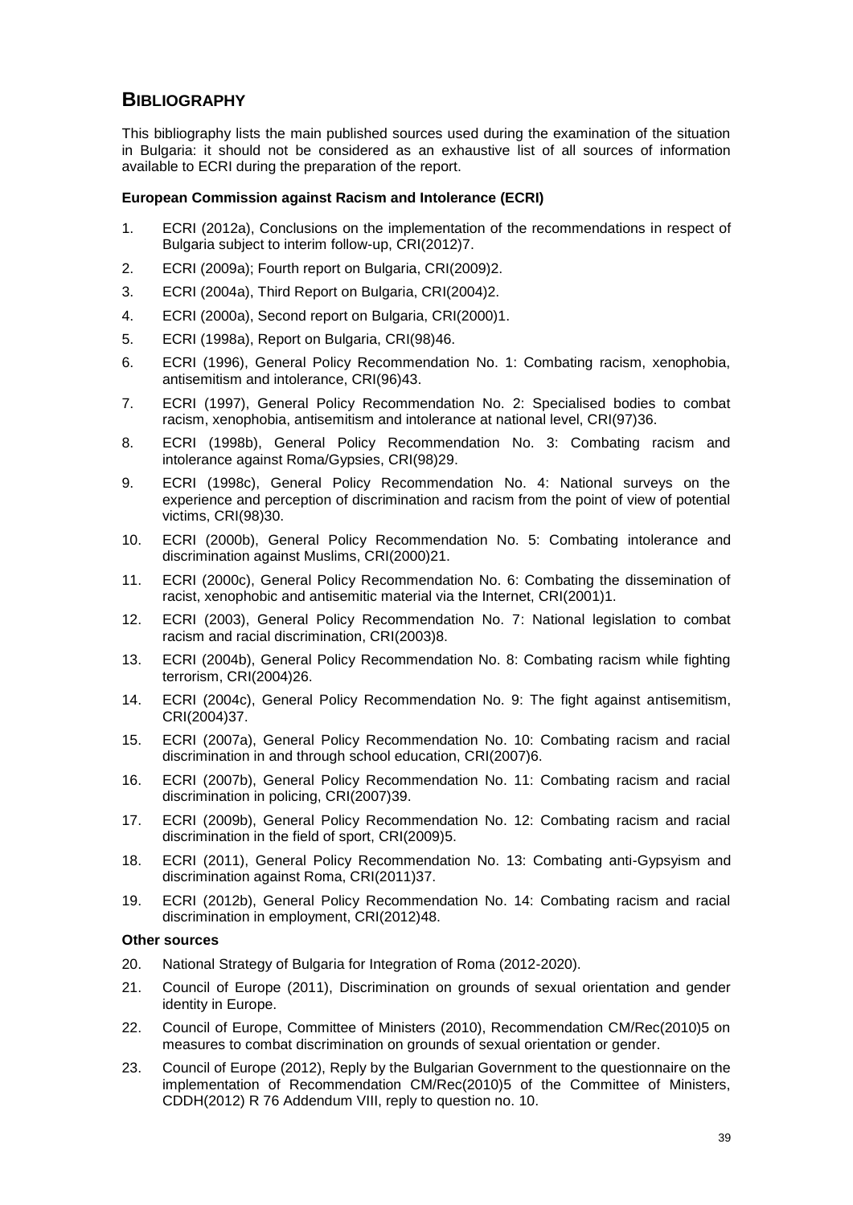## BIBLIOGRAPHY

This bibliography lists the main published sources used during the examination of the situation in Bulgaria: it should not be considered as an exhaustive list of all sources of information available to ECRI during the preparation of the report.

**European Commission against Racism and Intolerance (ECRI)**

1. ECRI (2012a), Conclusions on the implementation of the recommendations in respect of Bulgaria subject to interim follow-up, CRI(2012)7.
2. ECRI (2009a); Fourth report on Bulgaria, CRI(2009)2.
3. ECRI (2004a), Third Report on Bulgaria, CRI(2004)2.
4. ECRI (2000a), Second report on Bulgaria, CRI(2000)1.
5. ECRI (1998a), Report on Bulgaria, CRI(98)46.
6. ECRI (1996), General Policy Recommendation No. 1: Combating racism, xenophobia, antisemitism and intolerance, CRI(96)43.
7. ECRI (1997), General Policy Recommendation No. 2: Specialised bodies to combat racism, xenophobia, antisemitism and intolerance at national level, CRI(97)36.
8. ECRI (1998b), General Policy Recommendation No. 3: Combating racism and intolerance against Roma/Gypsies, CRI(98)29.
9. ECRI (1998c), General Policy Recommendation No. 4: National surveys on the experience and perception of discrimination and racism from the point of view of potential victims, CRI(98)30.
10. ECRI (2000b), General Policy Recommendation No. 5: Combating intolerance and discrimination against Muslims, CRI(2000)21.
11. ECRI (2000c), General Policy Recommendation No. 6: Combating the dissemination of racist, xenophobic and antisemitic material via the Internet, CRI(2001)1.
12. ECRI (2003), General Policy Recommendation No. 7: National legislation to combat racism and racial discrimination, CRI(2003)8.
13. ECRI (2004b), General Policy Recommendation No. 8: Combating racism while fighting terrorism, CRI(2004)26.
14. ECRI (2004c), General Policy Recommendation No. 9: The fight against antisemitism, CRI(2004)37.
15. ECRI (2007a), General Policy Recommendation No. 10: Combating racism and racial discrimination in and through school education, CRI(2007)6.
16. ECRI (2007b), General Policy Recommendation No. 11: Combating racism and racial discrimination in policing, CRI(2007)39.
17. ECRI (2009b), General Policy Recommendation No. 12: Combating racism and racial discrimination in the field of sport, CRI(2009)5.
18. ECRI (2011), General Policy Recommendation No. 13: Combating anti-Gypsyism and discrimination against Roma, CRI(2011)37.
19. ECRI (2012b), General Policy Recommendation No. 14: Combating racism and racial discrimination in employment, CRI(2012)48.

**Other sources**

20. National Strategy of Bulgaria for Integration of Roma (2012-2020).
21. Council of Europe (2011), Discrimination on grounds of sexual orientation and gender identity in Europe.
22. Council of Europe, Committee of Ministers (2010), Recommendation CM/Rec(2010)5 on measures to combat discrimination on grounds of sexual orientation or gender.
23. Council of Europe (2012), Reply by the Bulgarian Government to the questionnaire on the implementation of Recommendation CM/Rec(2010)5 of the Committee of Ministers, CDDH(2012) R 76 Addendum VIII, reply to question no. 10.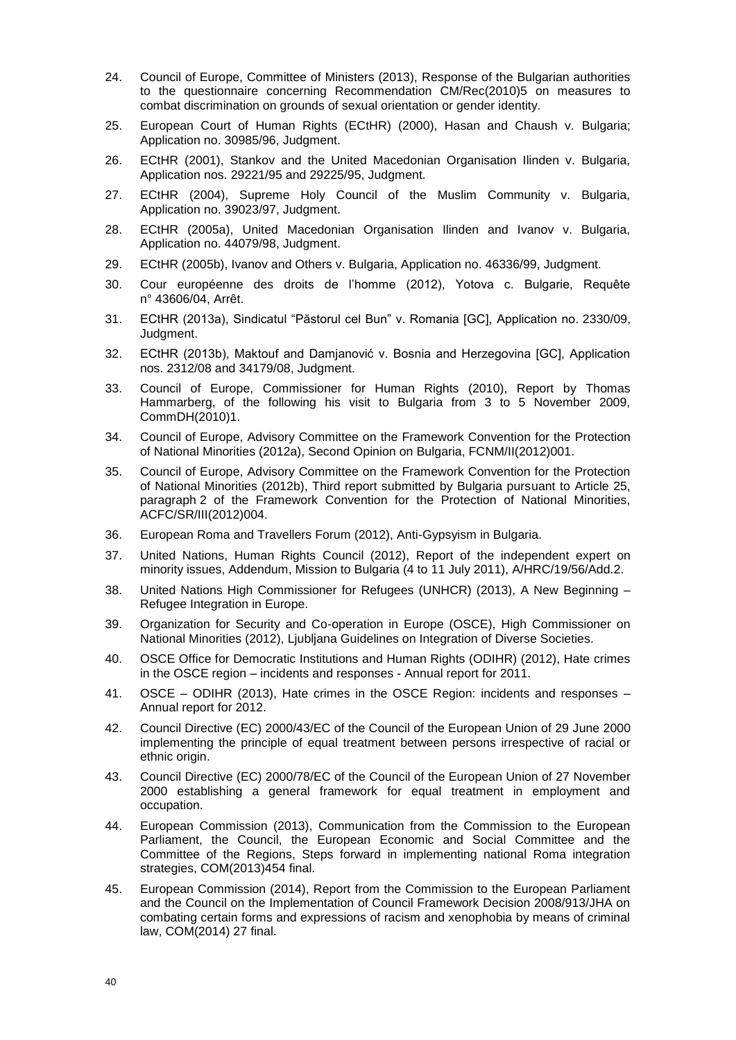24. Council of Europe, Committee of Ministers (2013), Response of the Bulgarian authorities to the questionnaire concerning Recommendation CM/Rec(2010)5 on measures to combat discrimination on grounds of sexual orientation or gender identity.
25. European Court of Human Rights (ECtHR) (2000), Hasan and Chaush v. Bulgaria; Application no. 30985/96, Judgment.
26. ECtHR (2001), Stankov and the United Macedonian Organisation Ilinden v. Bulgaria, Application nos. 29221/95 and 29225/95, Judgment.
27. ECtHR (2004), Supreme Holy Council of the Muslim Community v. Bulgaria, Application no. 39023/97, Judgment.
28. ECtHR (2005a), United Macedonian Organisation Ilinden and Ivanov v. Bulgaria, Application no. 44079/98, Judgment.
29. ECtHR (2005b), Ivanov and Others v. Bulgaria, Application no. 46336/99, Judgment.
30. Cour européenne des droits de l'homme (2012), Yotova c. Bulgarie, Requête n° 43606/04, Arrêt.
31. ECtHR (2013a), Sindicatul "Păstorul cel Bun" v. Romania [GC], Application no. 2330/09, Judgment.
32. ECtHR (2013b), Maktouf and Damjanović v. Bosnia and Herzegovina [GC], Application nos. 2312/08 and 34179/08, Judgment.
33. Council of Europe, Commissioner for Human Rights (2010), Report by Thomas Hammarberg, of the following his visit to Bulgaria from 3 to 5 November 2009, CommDH(2010)1.
34. Council of Europe, Advisory Committee on the Framework Convention for the Protection of National Minorities (2012a), Second Opinion on Bulgaria, FCNM/II(2012)001.
35. Council of Europe, Advisory Committee on the Framework Convention for the Protection of National Minorities (2012b), Third report submitted by Bulgaria pursuant to Article 25, paragraph 2 of the Framework Convention for the Protection of National Minorities, ACFC/SR/III(2012)004.
36. European Roma and Travellers Forum (2012), Anti-Gypsyism in Bulgaria.
37. United Nations, Human Rights Council (2012), Report of the independent expert on minority issues, Addendum, Mission to Bulgaria (4 to 11 July 2011), A/HRC/19/56/Add.2.
38. United Nations High Commissioner for Refugees (UNHCR) (2013), A New Beginning – Refugee Integration in Europe.
39. Organization for Security and Co-operation in Europe (OSCE), High Commissioner on National Minorities (2012), Ljubljana Guidelines on Integration of Diverse Societies.
40. OSCE Office for Democratic Institutions and Human Rights (ODIHR) (2012), Hate crimes in the OSCE region – incidents and responses - Annual report for 2011.
41. OSCE – ODIHR (2013), Hate crimes in the OSCE Region: incidents and responses – Annual report for 2012.
42. Council Directive (EC) 2000/43/EC of the Council of the European Union of 29 June 2000 implementing the principle of equal treatment between persons irrespective of racial or ethnic origin.
43. Council Directive (EC) 2000/78/EC of the Council of the European Union of 27 November 2000 establishing a general framework for equal treatment in employment and occupation.
44. European Commission (2013), Communication from the Commission to the European Parliament, the Council, the European Economic and Social Committee and the Committee of the Regions, Steps forward in implementing national Roma integration strategies, COM(2013)454 final.
45. European Commission (2014), Report from the Commission to the European Parliament and the Council on the Implementation of Council Framework Decision 2008/913/JHA on combating certain forms and expressions of racism and xenophobia by means of criminal law, COM(2014) 27 final.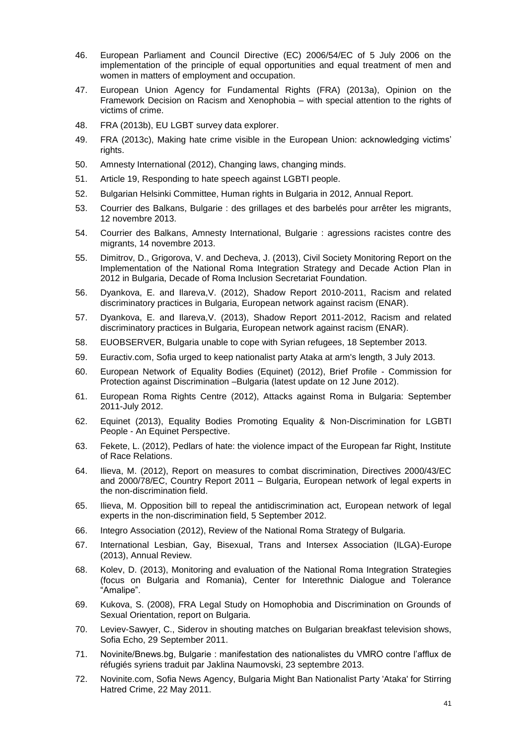46. European Parliament and Council Directive (EC) 2006/54/EC of 5 July 2006 on the implementation of the principle of equal opportunities and equal treatment of men and women in matters of employment and occupation.
47. European Union Agency for Fundamental Rights (FRA) (2013a), Opinion on the Framework Decision on Racism and Xenophobia – with special attention to the rights of victims of crime.
48. FRA (2013b), EU LGBT survey data explorer.
49. FRA (2013c), Making hate crime visible in the European Union: acknowledging victims' rights.
50. Amnesty International (2012), Changing laws, changing minds.
51. Article 19, Responding to hate speech against LGBTI people.
52. Bulgarian Helsinki Committee, Human rights in Bulgaria in 2012, Annual Report.
53. Courrier des Balkans, Bulgarie : des grillages et des barbelés pour arrêter les migrants, 12 novembre 2013.
54. Courrier des Balkans, Amnesty International, Bulgarie : agressions racistes contre des migrants, 14 novembre 2013.
55. Dimitrov, D., Grigorova, V. and Decheva, J. (2013), Civil Society Monitoring Report on the Implementation of the National Roma Integration Strategy and Decade Action Plan in 2012 in Bulgaria, Decade of Roma Inclusion Secretariat Foundation.
56. Dyankova, E. and Ilareva,V. (2012), Shadow Report 2010-2011, Racism and related discriminatory practices in Bulgaria, European network against racism (ENAR).
57. Dyankova, E. and Ilareva,V. (2013), Shadow Report 2011-2012, Racism and related discriminatory practices in Bulgaria, European network against racism (ENAR).
58. EUOBSERVER, Bulgaria unable to cope with Syrian refugees, 18 September 2013.
59. Euractiv.com, Sofia urged to keep nationalist party Ataka at arm's length, 3 July 2013.
60. European Network of Equality Bodies (Equinet) (2012), Brief Profile - Commission for Protection against Discrimination –Bulgaria (latest update on 12 June 2012).
61. European Roma Rights Centre (2012), Attacks against Roma in Bulgaria: September 2011-July 2012.
62. Equinet (2013), Equality Bodies Promoting Equality & Non-Discrimination for LGBTI People - An Equinet Perspective.
63. Fekete, L. (2012), Pedlars of hate: the violence impact of the European far Right, Institute of Race Relations.
64. Ilieva, M. (2012), Report on measures to combat discrimination, Directives 2000/43/EC and 2000/78/EC, Country Report 2011 – Bulgaria, European network of legal experts in the non-discrimination field.
65. Ilieva, M. Opposition bill to repeal the antidiscrimination act, European network of legal experts in the non-discrimination field, 5 September 2012.
66. Integro Association (2012), Review of the National Roma Strategy of Bulgaria.
67. International Lesbian, Gay, Bisexual, Trans and Intersex Association (ILGA)-Europe (2013), Annual Review.
68. Kolev, D. (2013), Monitoring and evaluation of the National Roma Integration Strategies (focus on Bulgaria and Romania), Center for Interethnic Dialogue and Tolerance "Amalipe".
69. Kukova, S. (2008), FRA Legal Study on Homophobia and Discrimination on Grounds of Sexual Orientation, report on Bulgaria.
70. Leviev-Sawyer, C., Siderov in shouting matches on Bulgarian breakfast television shows, Sofia Echo, 29 September 2011.
71. Novinite/Bnews.bg, Bulgarie : manifestation des nationalistes du VMRO contre l'afflux de réfugiés syriens traduit par Jaklina Naumovski, 23 septembre 2013.
72. Novinite.com, Sofia News Agency, Bulgaria Might Ban Nationalist Party 'Ataka' for Stirring Hatred Crime, 22 May 2011.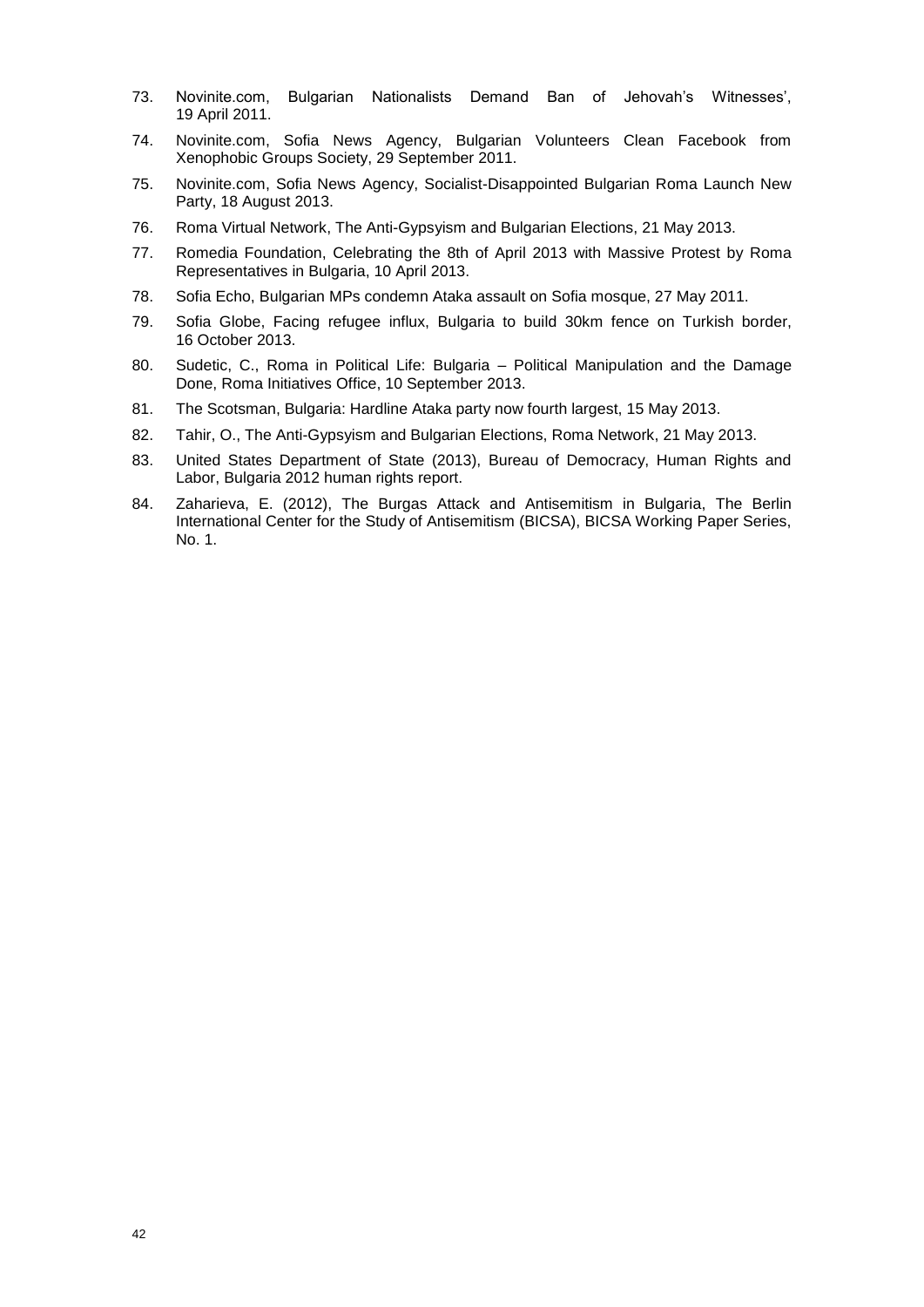73. Novinite.com, Bulgarian Nationalists Demand Ban of Jehovah's Witnesses', 19 April 2011.
74. Novinite.com, Sofia News Agency, Bulgarian Volunteers Clean Facebook from Xenophobic Groups Society, 29 September 2011.
75. Novinite.com, Sofia News Agency, Socialist-Disappointed Bulgarian Roma Launch New Party, 18 August 2013.
76. Roma Virtual Network, The Anti-Gypsyism and Bulgarian Elections, 21 May 2013.
77. Romedia Foundation, Celebrating the 8th of April 2013 with Massive Protest by Roma Representatives in Bulgaria, 10 April 2013.
78. Sofia Echo, Bulgarian MPs condemn Ataka assault on Sofia mosque, 27 May 2011.
79. Sofia Globe, Facing refugee influx, Bulgaria to build 30km fence on Turkish border, 16 October 2013.
80. Sudetic, C., Roma in Political Life: Bulgaria – Political Manipulation and the Damage Done, Roma Initiatives Office, 10 September 2013.
81. The Scotsman, Bulgaria: Hardline Ataka party now fourth largest, 15 May 2013.
82. Tahir, O., The Anti-Gypsyism and Bulgarian Elections, Roma Network, 21 May 2013.
83. United States Department of State (2013), Bureau of Democracy, Human Rights and Labor, Bulgaria 2012 human rights report.
84. Zaharieva, E. (2012), The Burgas Attack and Antisemitism in Bulgaria, The Berlin International Center for the Study of Antisemitism (BICSA), BICSA Working Paper Series, No. 1.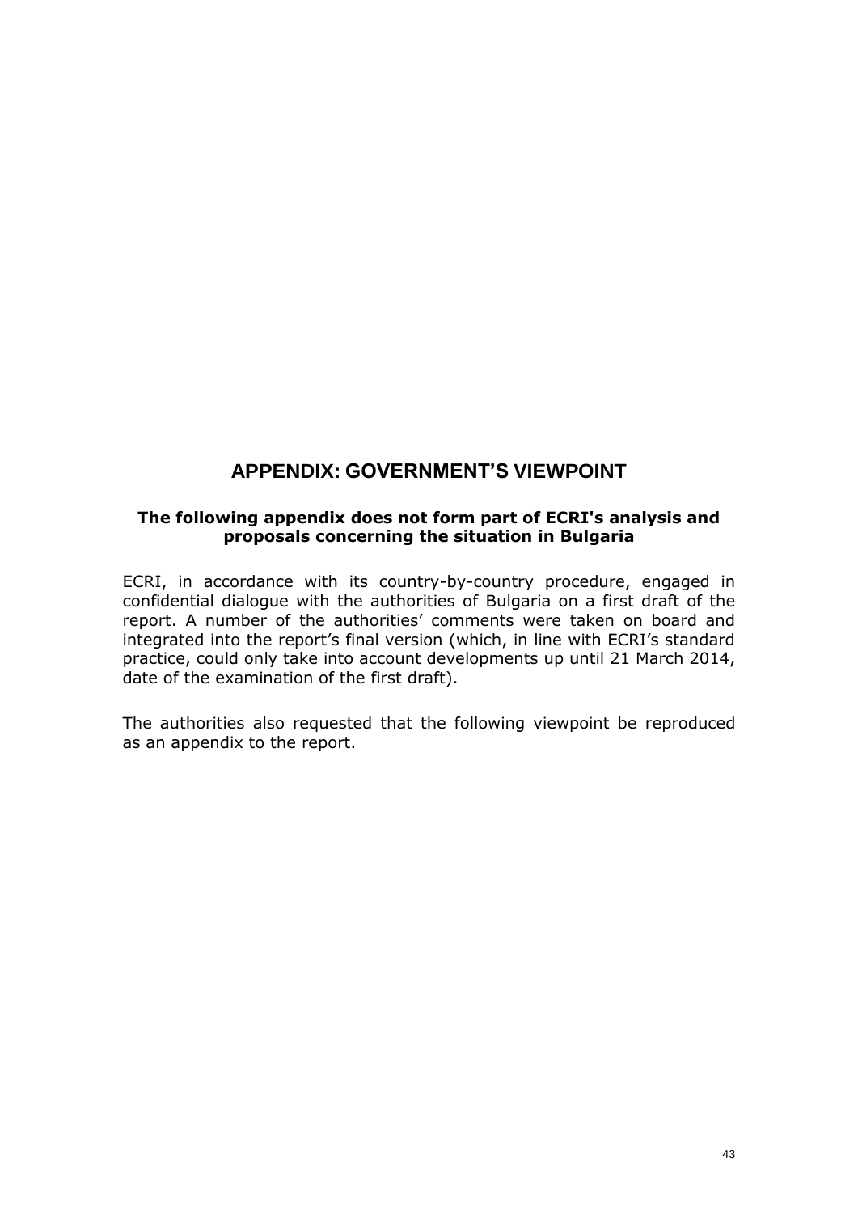# APPENDIX: GOVERNMENT'S VIEWPOINT

**The following appendix does not form part of ECRI's analysis and proposals concerning the situation in Bulgaria**

ECRI, in accordance with its country-by-country procedure, engaged in confidential dialogue with the authorities of Bulgaria on a first draft of the report. A number of the authorities' comments were taken on board and integrated into the report's final version (which, in line with ECRI's standard practice, could only take into account developments up until 21 March 2014, date of the examination of the first draft).

The authorities also requested that the following viewpoint be reproduced as an appendix to the report.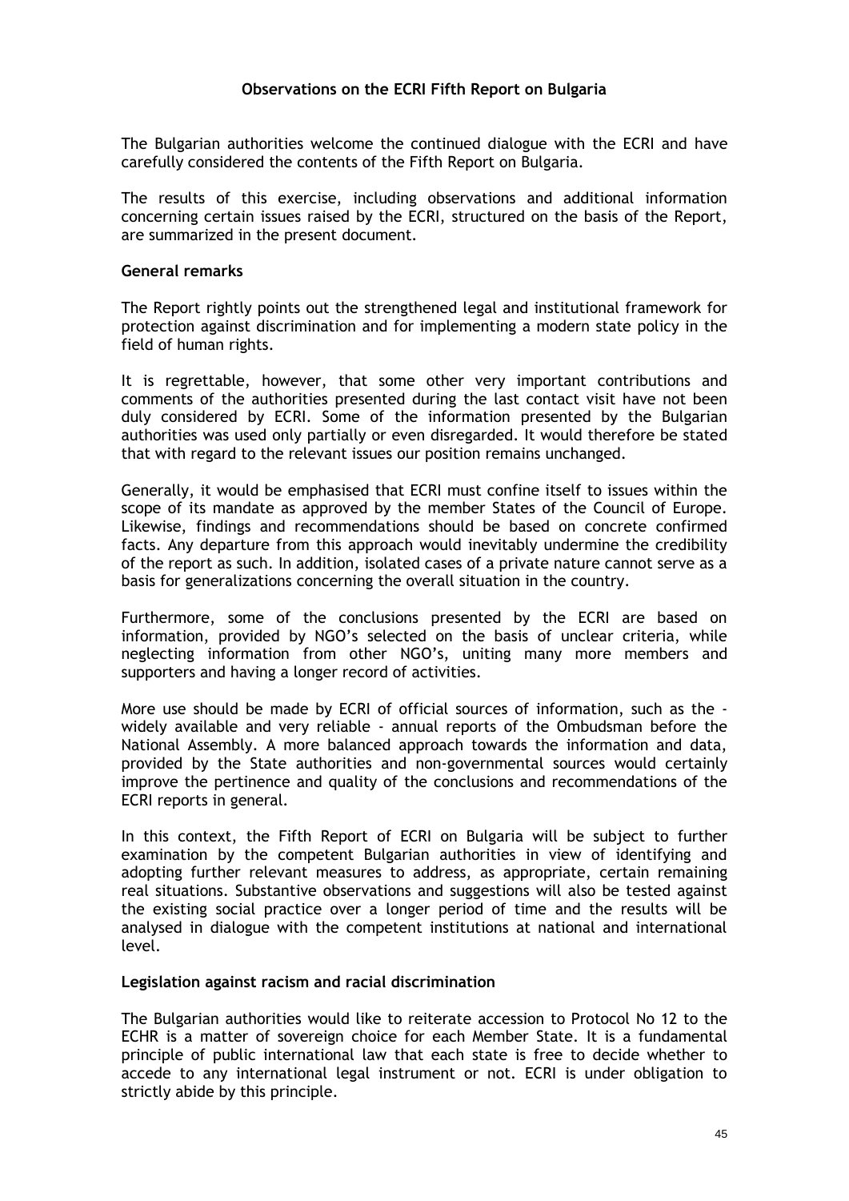## Observations on the ECRI Fifth Report on Bulgaria

The Bulgarian authorities welcome the continued dialogue with the ECRI and have carefully considered the contents of the Fifth Report on Bulgaria.

The results of this exercise, including observations and additional information concerning certain issues raised by the ECRI, structured on the basis of the Report, are summarized in the present document.

### General remarks

The Report rightly points out the strengthened legal and institutional framework for protection against discrimination and for implementing a modern state policy in the field of human rights.

It is regrettable, however, that some other very important contributions and comments of the authorities presented during the last contact visit have not been duly considered by ECRI. Some of the information presented by the Bulgarian authorities was used only partially or even disregarded. It would therefore be stated that with regard to the relevant issues our position remains unchanged.

Generally, it would be emphasised that ECRI must confine itself to issues within the scope of its mandate as approved by the member States of the Council of Europe. Likewise, findings and recommendations should be based on concrete confirmed facts. Any departure from this approach would inevitably undermine the credibility of the report as such. In addition, isolated cases of a private nature cannot serve as a basis for generalizations concerning the overall situation in the country.

Furthermore, some of the conclusions presented by the ECRI are based on information, provided by NGO's selected on the basis of unclear criteria, while neglecting information from other NGO's, uniting many more members and supporters and having a longer record of activities.

More use should be made by ECRI of official sources of information, such as the - widely available and very reliable - annual reports of the Ombudsman before the National Assembly. A more balanced approach towards the information and data, provided by the State authorities and non-governmental sources would certainly improve the pertinence and quality of the conclusions and recommendations of the ECRI reports in general.

In this context, the Fifth Report of ECRI on Bulgaria will be subject to further examination by the competent Bulgarian authorities in view of identifying and adopting further relevant measures to address, as appropriate, certain remaining real situations. Substantive observations and suggestions will also be tested against the existing social practice over a longer period of time and the results will be analysed in dialogue with the competent institutions at national and international level.

### Legislation against racism and racial discrimination

The Bulgarian authorities would like to reiterate accession to Protocol No 12 to the ECHR is a matter of sovereign choice for each Member State. It is a fundamental principle of public international law that each state is free to decide whether to accede to any international legal instrument or not. ECRI is under obligation to strictly abide by this principle.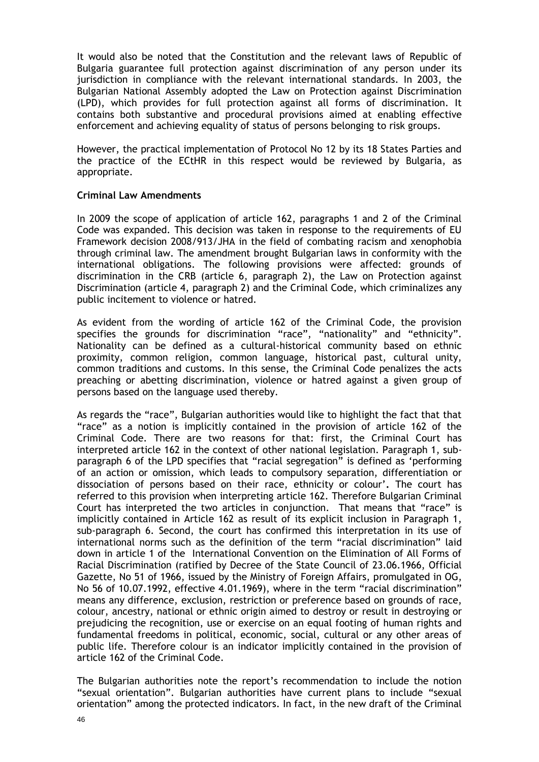It would also be noted that the Constitution and the relevant laws of Republic of Bulgaria guarantee full protection against discrimination of any person under its jurisdiction in compliance with the relevant international standards. In 2003, the Bulgarian National Assembly adopted the Law on Protection against Discrimination (LPD), which provides for full protection against all forms of discrimination. It contains both substantive and procedural provisions aimed at enabling effective enforcement and achieving equality of status of persons belonging to risk groups.

However, the practical implementation of Protocol No 12 by its 18 States Parties and the practice of the ECtHR in this respect would be reviewed by Bulgaria, as appropriate.

**Criminal Law Amendments**

In 2009 the scope of application of article 162, paragraphs 1 and 2 of the Criminal Code was expanded. This decision was taken in response to the requirements of EU Framework decision 2008/913/JHA in the field of combating racism and xenophobia through criminal law. The amendment brought Bulgarian laws in conformity with the international obligations. The following provisions were affected: grounds of discrimination in the CRB (article 6, paragraph 2), the Law on Protection against Discrimination (article 4, paragraph 2) and the Criminal Code, which criminalizes any public incitement to violence or hatred.

As evident from the wording of article 162 of the Criminal Code, the provision specifies the grounds for discrimination "race", "nationality" and "ethnicity". Nationality can be defined as a cultural-historical community based on ethnic proximity, common religion, common language, historical past, cultural unity, common traditions and customs. In this sense, the Criminal Code penalizes the acts preaching or abetting discrimination, violence or hatred against a given group of persons based on the language used thereby.

As regards the "race", Bulgarian authorities would like to highlight the fact that that "race" as a notion is implicitly contained in the provision of article 162 of the Criminal Code. There are two reasons for that: first, the Criminal Court has interpreted article 162 in the context of other national legislation. Paragraph 1, sub-paragraph 6 of the LPD specifies that "racial segregation" is defined as 'performing of an action or omission, which leads to compulsory separation, differentiation or dissociation of persons based on their race, ethnicity or colour'**.** The court has referred to this provision when interpreting article 162. Therefore Bulgarian Criminal Court has interpreted the two articles in conjunction. That means that "race" is implicitly contained in Article 162 as result of its explicit inclusion in Paragraph 1, sub-paragraph 6. Second, the court has confirmed this interpretation in its use of international norms such as the definition of the term "racial discrimination" laid down in article 1 of the International Convention on the Elimination of All Forms of Racial Discrimination (ratified by Decree of the State Council of 23.06.1966, Official Gazette, No 51 of 1966, issued by the Ministry of Foreign Affairs, promulgated in OG, No 56 of 10.07.1992, effective 4.01.1969), where in the term "racial discrimination" means any difference, exclusion, restriction or preference based on grounds of race, colour, ancestry, national or ethnic origin aimed to destroy or result in destroying or prejudicing the recognition, use or exercise on an equal footing of human rights and fundamental freedoms in political, economic, social, cultural or any other areas of public life. Therefore colour is an indicator implicitly contained in the provision of article 162 of the Criminal Code.

The Bulgarian authorities note the report's recommendation to include the notion "sexual orientation". Bulgarian authorities have current plans to include "sexual orientation" among the protected indicators. In fact, in the new draft of the Criminal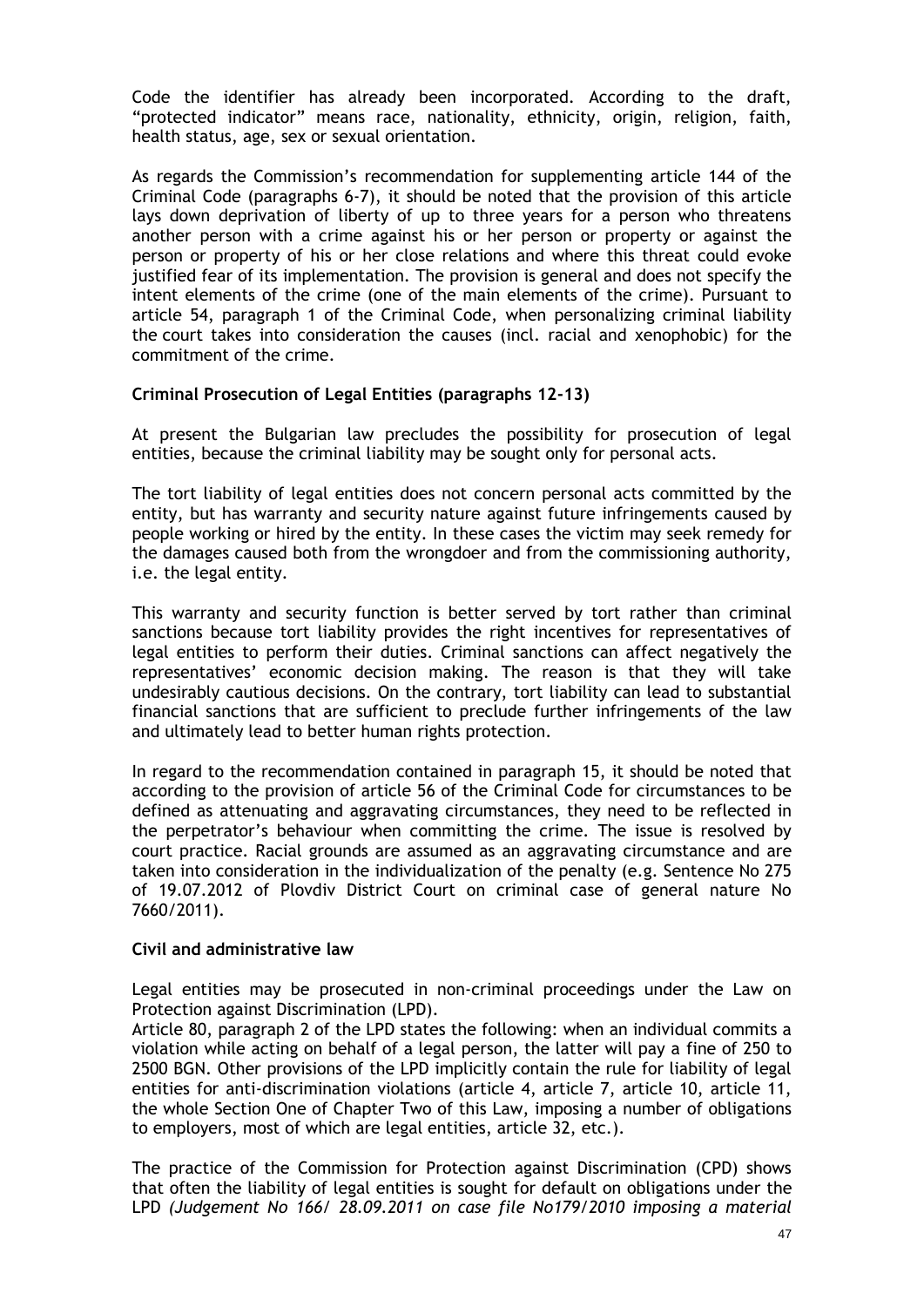Code the identifier has already been incorporated. According to the draft, "protected indicator" means race, nationality, ethnicity, origin, religion, faith, health status, age, sex or sexual orientation.

As regards the Commission's recommendation for supplementing article 144 of the Criminal Code (paragraphs 6-7), it should be noted that the provision of this article lays down deprivation of liberty of up to three years for a person who threatens another person with a crime against his or her person or property or against the person or property of his or her close relations and where this threat could evoke justified fear of its implementation. The provision is general and does not specify the intent elements of the crime (one of the main elements of the crime). Pursuant to article 54, paragraph 1 of the Criminal Code, when personalizing criminal liability the court takes into consideration the causes (incl. racial and xenophobic) for the commitment of the crime.

**Criminal Prosecution of Legal Entities (paragraphs 12-13)**

At present the Bulgarian law precludes the possibility for prosecution of legal entities, because the criminal liability may be sought only for personal acts.

The tort liability of legal entities does not concern personal acts committed by the entity, but has warranty and security nature against future infringements caused by people working or hired by the entity. In these cases the victim may seek remedy for the damages caused both from the wrongdoer and from the commissioning authority, i.e. the legal entity.

This warranty and security function is better served by tort rather than criminal sanctions because tort liability provides the right incentives for representatives of legal entities to perform their duties. Criminal sanctions can affect negatively the representatives' economic decision making. The reason is that they will take undesirably cautious decisions. On the contrary, tort liability can lead to substantial financial sanctions that are sufficient to preclude further infringements of the law and ultimately lead to better human rights protection.

In regard to the recommendation contained in paragraph 15, it should be noted that according to the provision of article 56 of the Criminal Code for circumstances to be defined as attenuating and aggravating circumstances, they need to be reflected in the perpetrator's behaviour when committing the crime. The issue is resolved by court practice. Racial grounds are assumed as an aggravating circumstance and are taken into consideration in the individualization of the penalty (e.g. Sentence No 275 of 19.07.2012 of Plovdiv District Court on criminal case of general nature No 7660/2011).

**Civil and administrative law**

Legal entities may be prosecuted in non-criminal proceedings under the Law on Protection against Discrimination (LPD).

Article 80, paragraph 2 of the LPD states the following: when an individual commits a violation while acting on behalf of a legal person, the latter will pay a fine of 250 to 2500 BGN. Other provisions of the LPD implicitly contain the rule for liability of legal entities for anti-discrimination violations (article 4, article 7, article 10, article 11, the whole Section One of Chapter Two of this Law, imposing a number of obligations to employers, most of which are legal entities, article 32, etc.).

The practice of the Commission for Protection against Discrimination (CPD) shows that often the liability of legal entities is sought for default on obligations under the LPD *(Judgement No 166/ 28.09.2011 on case file No179/2010 imposing a material*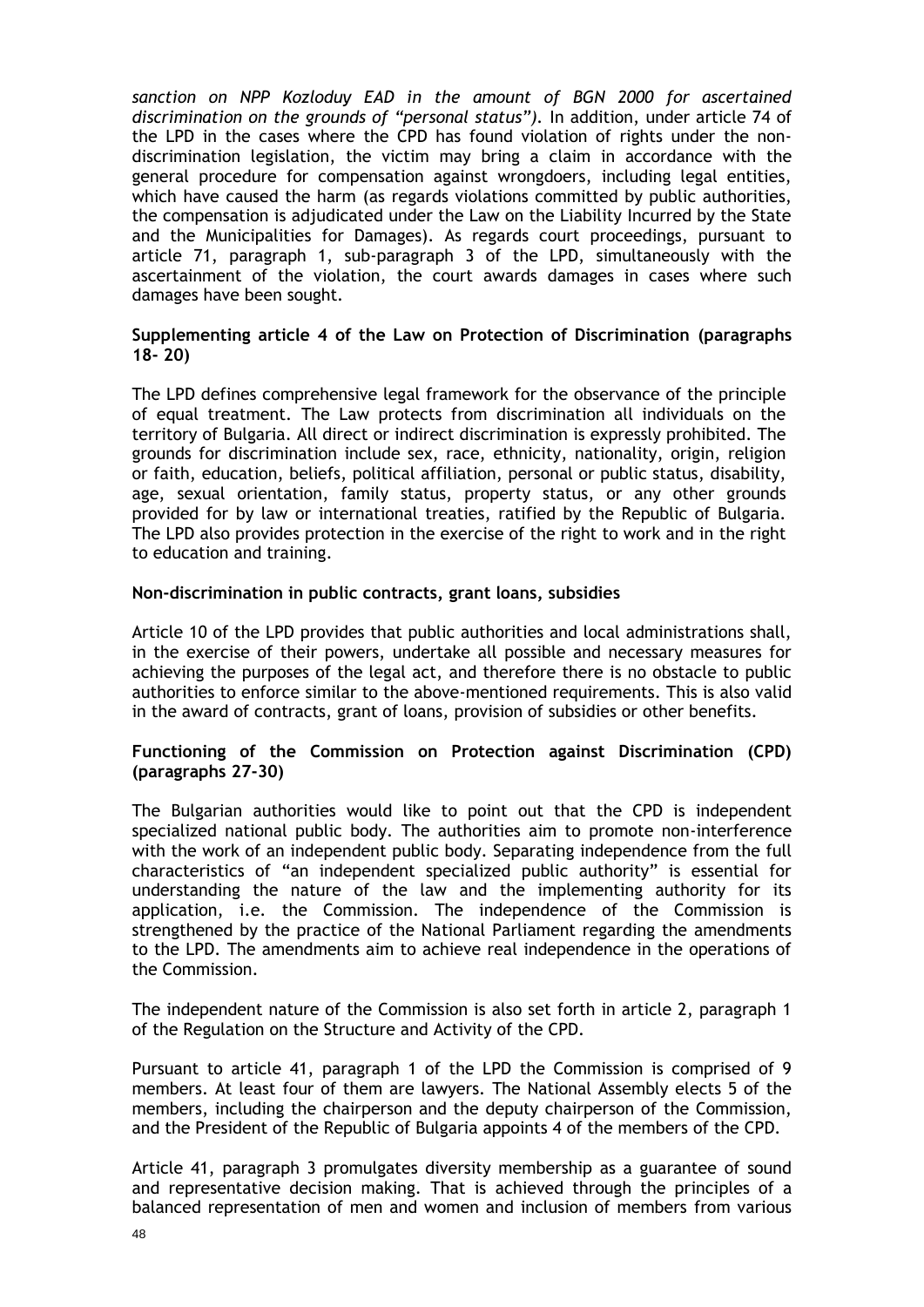*sanction on NPP Kozloduy EAD in the amount of BGN 2000 for ascertained discrimination on the grounds of "personal status").* In addition, under article 74 of the LPD in the cases where the CPD has found violation of rights under the non-discrimination legislation, the victim may bring a claim in accordance with the general procedure for compensation against wrongdoers, including legal entities, which have caused the harm (as regards violations committed by public authorities, the compensation is adjudicated under the Law on the Liability Incurred by the State and the Municipalities for Damages). As regards court proceedings, pursuant to article 71, paragraph 1, sub-paragraph 3 of the LPD, simultaneously with the ascertainment of the violation, the court awards damages in cases where such damages have been sought.

**Supplementing article 4 of the Law on Protection of Discrimination (paragraphs 18- 20)**

The LPD defines comprehensive legal framework for the observance of the principle of equal treatment. The Law protects from discrimination all individuals on the territory of Bulgaria. All direct or indirect discrimination is expressly prohibited. The grounds for discrimination include sex, race, ethnicity, nationality, origin, religion or faith, education, beliefs, political affiliation, personal or public status, disability, age, sexual orientation, family status, property status, or any other grounds provided for by law or international treaties, ratified by the Republic of Bulgaria. The LPD also provides protection in the exercise of the right to work and in the right to education and training.

**Non-discrimination in public contracts, grant loans, subsidies**

Article 10 of the LPD provides that public authorities and local administrations shall, in the exercise of their powers, undertake all possible and necessary measures for achieving the purposes of the legal act, and therefore there is no obstacle to public authorities to enforce similar to the above-mentioned requirements. This is also valid in the award of contracts, grant of loans, provision of subsidies or other benefits.

**Functioning of the Commission on Protection against Discrimination (CPD) (paragraphs 27-30)**

The Bulgarian authorities would like to point out that the CPD is independent specialized national public body. The authorities aim to promote non-interference with the work of an independent public body. Separating independence from the full characteristics of "an independent specialized public authority" is essential for understanding the nature of the law and the implementing authority for its application, i.e. the Commission. The independence of the Commission is strengthened by the practice of the National Parliament regarding the amendments to the LPD. The amendments aim to achieve real independence in the operations of the Commission.

The independent nature of the Commission is also set forth in article 2, paragraph 1 of the Regulation on the Structure and Activity of the CPD.

Pursuant to article 41, paragraph 1 of the LPD the Commission is comprised of 9 members. At least four of them are lawyers. The National Assembly elects 5 of the members, including the chairperson and the deputy chairperson of the Commission, and the President of the Republic of Bulgaria appoints 4 of the members of the CPD.

Article 41, paragraph 3 promulgates diversity membership as a guarantee of sound and representative decision making. That is achieved through the principles of a balanced representation of men and women and inclusion of members from various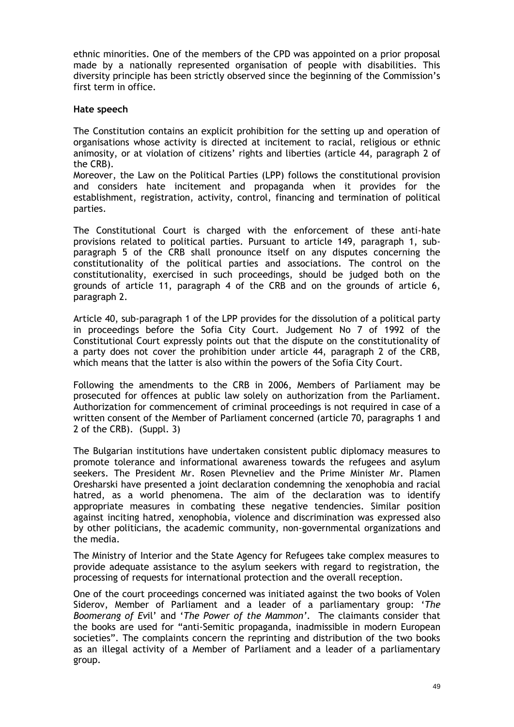ethnic minorities. One of the members of the CPD was appointed on a prior proposal made by a nationally represented organisation of people with disabilities. This diversity principle has been strictly observed since the beginning of the Commission's first term in office.

**Hate speech**

The Constitution contains an explicit prohibition for the setting up and operation of organisations whose activity is directed at incitement to racial, religious or ethnic animosity, or at violation of citizens' rights and liberties (article 44, paragraph 2 of the CRB).

Moreover, the Law on the Political Parties (LPP) follows the constitutional provision and considers hate incitement and propaganda when it provides for the establishment, registration, activity, control, financing and termination of political parties.

The Constitutional Court is charged with the enforcement of these anti-hate provisions related to political parties. Pursuant to article 149, paragraph 1, sub-paragraph 5 of the CRB shall pronounce itself on any disputes concerning the constitutionality of the political parties and associations. The control on the constitutionality, exercised in such proceedings, should be judged both on the grounds of article 11, paragraph 4 of the CRB and on the grounds of article 6, paragraph 2.

Article 40, sub-paragraph 1 of the LPP provides for the dissolution of a political party in proceedings before the Sofia City Court. Judgement No 7 of 1992 of the Constitutional Court expressly points out that the dispute on the constitutionality of a party does not cover the prohibition under article 44, paragraph 2 of the CRB, which means that the latter is also within the powers of the Sofia City Court.

Following the amendments to the CRB in 2006, Members of Parliament may be prosecuted for offences at public law solely on authorization from the Parliament. Authorization for commencement of criminal proceedings is not required in case of a written consent of the Member of Parliament concerned (article 70, paragraphs 1 and 2 of the CRB). (Suppl. 3)

The Bulgarian institutions have undertaken consistent public diplomacy measures to promote tolerance and informational awareness towards the refugees and asylum seekers. The President Mr. Rosen Plevneliev and the Prime Minister Mr. Plamen Oresharski have presented a joint declaration condemning the xenophobia and racial hatred, as a world phenomena. The aim of the declaration was to identify appropriate measures in combating these negative tendencies. Similar position against inciting hatred, xenophobia, violence and discrimination was expressed also by other politicians, the academic community, non-governmental organizations and the media.

The Ministry of Interior and the State Agency for Refugees take complex measures to provide adequate assistance to the asylum seekers with regard to registration, the processing of requests for international protection and the overall reception.

One of the court proceedings concerned was initiated against the two books of Volen Siderov, Member of Parliament and a leader of a parliamentary group: '*The Boomerang of Evil*' and '*The Power of the Mammon*'. The claimants consider that the books are used for "anti-Semitic propaganda, inadmissible in modern European societies". The complaints concern the reprinting and distribution of the two books as an illegal activity of a Member of Parliament and a leader of a parliamentary group.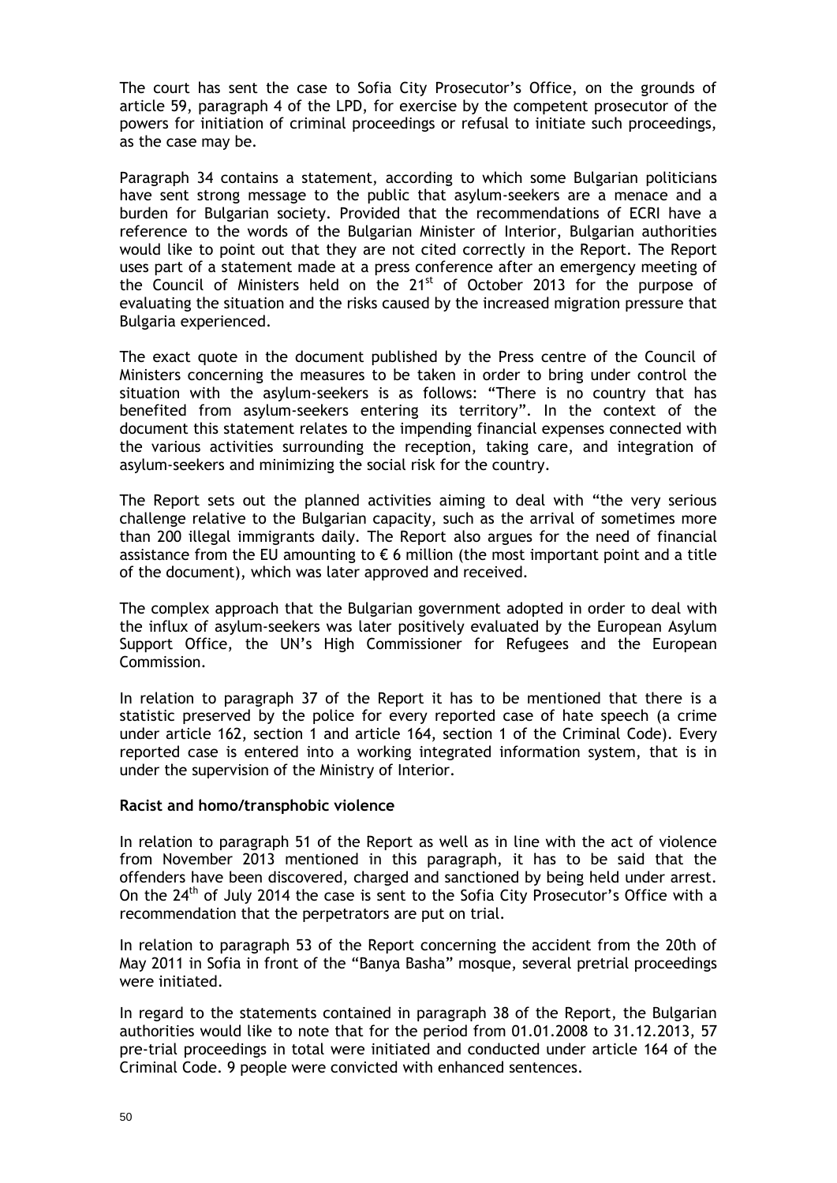The court has sent the case to Sofia City Prosecutor's Office, on the grounds of article 59, paragraph 4 of the LPD, for exercise by the competent prosecutor of the powers for initiation of criminal proceedings or refusal to initiate such proceedings, as the case may be.

Paragraph 34 contains a statement, according to which some Bulgarian politicians have sent strong message to the public that asylum-seekers are a menace and a burden for Bulgarian society. Provided that the recommendations of ECRI have a reference to the words of the Bulgarian Minister of Interior, Bulgarian authorities would like to point out that they are not cited correctly in the Report. The Report uses part of a statement made at a press conference after an emergency meeting of the Council of Ministers held on the 21st of October 2013 for the purpose of evaluating the situation and the risks caused by the increased migration pressure that Bulgaria experienced.

The exact quote in the document published by the Press centre of the Council of Ministers concerning the measures to be taken in order to bring under control the situation with the asylum-seekers is as follows: "There is no country that has benefited from asylum-seekers entering its territory". In the context of the document this statement relates to the impending financial expenses connected with the various activities surrounding the reception, taking care, and integration of asylum-seekers and minimizing the social risk for the country.

The Report sets out the planned activities aiming to deal with "the very serious challenge relative to the Bulgarian capacity, such as the arrival of sometimes more than 200 illegal immigrants daily. The Report also argues for the need of financial assistance from the EU amounting to € 6 million (the most important point and a title of the document), which was later approved and received.

The complex approach that the Bulgarian government adopted in order to deal with the influx of asylum-seekers was later positively evaluated by the European Asylum Support Office, the UN's High Commissioner for Refugees and the European Commission.

In relation to paragraph 37 of the Report it has to be mentioned that there is a statistic preserved by the police for every reported case of hate speech (a crime under article 162, section 1 and article 164, section 1 of the Criminal Code). Every reported case is entered into a working integrated information system, that is in under the supervision of the Ministry of Interior.

**Racist and homo/transphobic violence**

In relation to paragraph 51 of the Report as well as in line with the act of violence from November 2013 mentioned in this paragraph, it has to be said that the offenders have been discovered, charged and sanctioned by being held under arrest. On the 24th of July 2014 the case is sent to the Sofia City Prosecutor's Office with a recommendation that the perpetrators are put on trial.

In relation to paragraph 53 of the Report concerning the accident from the 20th of May 2011 in Sofia in front of the "Banya Basha" mosque, several pretrial proceedings were initiated.

In regard to the statements contained in paragraph 38 of the Report, the Bulgarian authorities would like to note that for the period from 01.01.2008 to 31.12.2013, 57 pre-trial proceedings in total were initiated and conducted under article 164 of the Criminal Code. 9 people were convicted with enhanced sentences.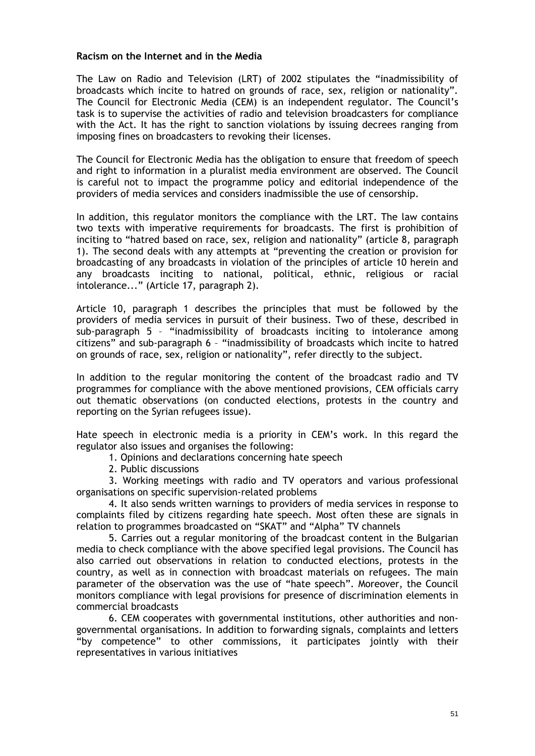**Racism on the Internet and in the Media**

The Law on Radio and Television (LRT) of 2002 stipulates the "inadmissibility of broadcasts which incite to hatred on grounds of race, sex, religion or nationality". The Council for Electronic Media (CEM) is an independent regulator. The Council's task is to supervise the activities of radio and television broadcasters for compliance with the Act. It has the right to sanction violations by issuing decrees ranging from imposing fines on broadcasters to revoking their licenses.

The Council for Electronic Media has the obligation to ensure that freedom of speech and right to information in a pluralist media environment are observed. The Council is careful not to impact the programme policy and editorial independence of the providers of media services and considers inadmissible the use of censorship.

In addition, this regulator monitors the compliance with the LRT. The law contains two texts with imperative requirements for broadcasts. The first is prohibition of inciting to "hatred based on race, sex, religion and nationality" (article 8, paragraph 1). The second deals with any attempts at "preventing the creation or provision for broadcasting of any broadcasts in violation of the principles of article 10 herein and any broadcasts inciting to national, political, ethnic, religious or racial intolerance..." (Article 17, paragraph 2).

Article 10, paragraph 1 describes the principles that must be followed by the providers of media services in pursuit of their business. Two of these, described in sub-paragraph 5 – "inadmissibility of broadcasts inciting to intolerance among citizens" and sub-paragraph 6 – "inadmissibility of broadcasts which incite to hatred on grounds of race, sex, religion or nationality", refer directly to the subject.

In addition to the regular monitoring the content of the broadcast radio and TV programmes for compliance with the above mentioned provisions, CEM officials carry out thematic observations (on conducted elections, protests in the country and reporting on the Syrian refugees issue).

Hate speech in electronic media is a priority in CEM's work. In this regard the regulator also issues and organises the following:

1. Opinions and declarations concerning hate speech
2. Public discussions
3. Working meetings with radio and TV operators and various professional organisations on specific supervision-related problems
4. It also sends written warnings to providers of media services in response to complaints filed by citizens regarding hate speech. Most often these are signals in relation to programmes broadcasted on "SKAT" and "Alpha" TV channels
5. Carries out a regular monitoring of the broadcast content in the Bulgarian media to check compliance with the above specified legal provisions. The Council has also carried out observations in relation to conducted elections, protests in the country, as well as in connection with broadcast materials on refugees. The main parameter of the observation was the use of "hate speech". Moreover, the Council monitors compliance with legal provisions for presence of discrimination elements in commercial broadcasts
6. CEM cooperates with governmental institutions, other authorities and non-governmental organisations. In addition to forwarding signals, complaints and letters "by competence" to other commissions, it participates jointly with their representatives in various initiatives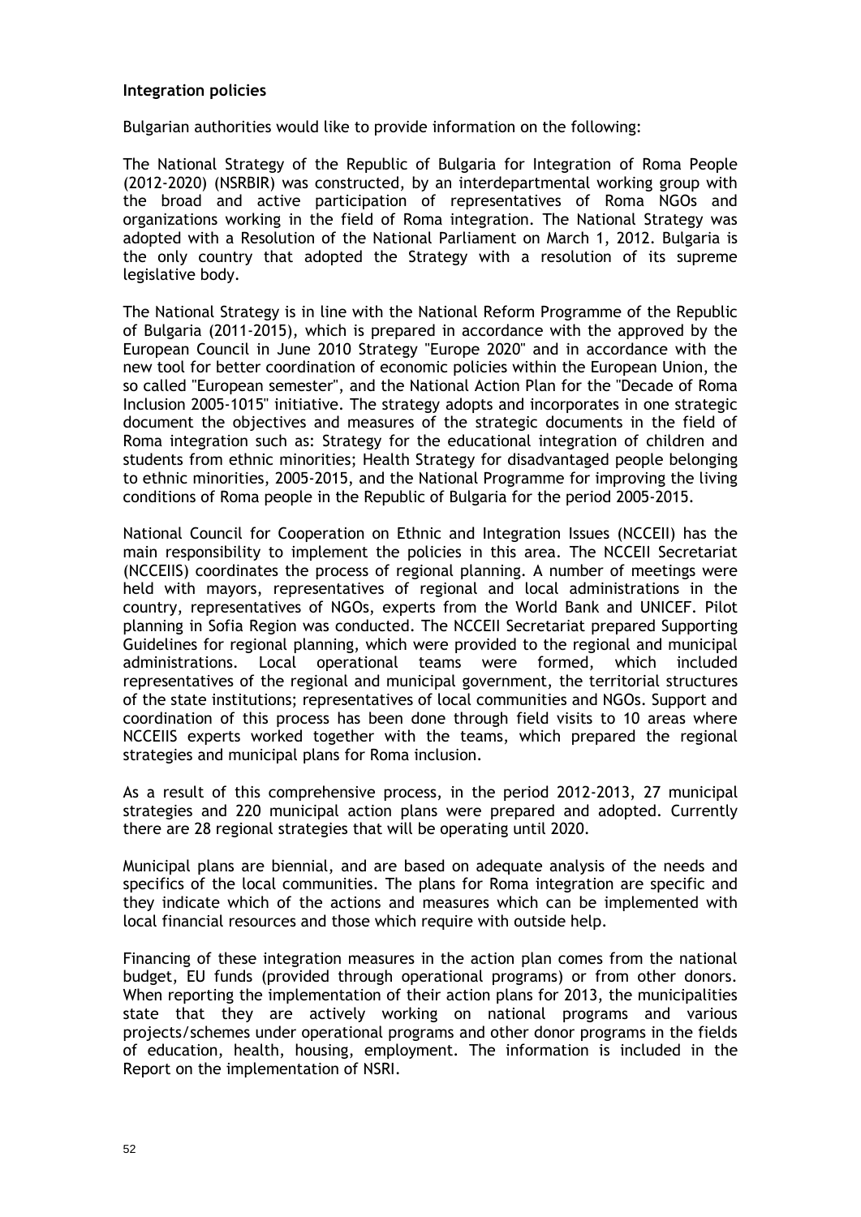**Integration policies**

Bulgarian authorities would like to provide information on the following:

The National Strategy of the Republic of Bulgaria for Integration of Roma People (2012-2020) (NSRBIR) was constructed, by an interdepartmental working group with the broad and active participation of representatives of Roma NGOs and organizations working in the field of Roma integration. The National Strategy was adopted with a Resolution of the National Parliament on March 1, 2012. Bulgaria is the only country that adopted the Strategy with a resolution of its supreme legislative body.

The National Strategy is in line with the National Reform Programme of the Republic of Bulgaria (2011-2015), which is prepared in accordance with the approved by the European Council in June 2010 Strategy "Europe 2020" and in accordance with the new tool for better coordination of economic policies within the European Union, the so called "European semester", and the National Action Plan for the "Decade of Roma Inclusion 2005-1015" initiative. The strategy adopts and incorporates in one strategic document the objectives and measures of the strategic documents in the field of Roma integration such as: Strategy for the educational integration of children and students from ethnic minorities; Health Strategy for disadvantaged people belonging to ethnic minorities, 2005-2015, and the National Programme for improving the living conditions of Roma people in the Republic of Bulgaria for the period 2005-2015.

National Council for Cooperation on Ethnic and Integration Issues (NCCEII) has the main responsibility to implement the policies in this area. The NCCEII Secretariat (NCCEIIS) coordinates the process of regional planning. A number of meetings were held with mayors, representatives of regional and local administrations in the country, representatives of NGOs, experts from the World Bank and UNICEF. Pilot planning in Sofia Region was conducted. The NCCEII Secretariat prepared Supporting Guidelines for regional planning, which were provided to the regional and municipal administrations. Local operational teams were formed, which included representatives of the regional and municipal government, the territorial structures of the state institutions; representatives of local communities and NGOs. Support and coordination of this process has been done through field visits to 10 areas where NCCEIIS experts worked together with the teams, which prepared the regional strategies and municipal plans for Roma inclusion.

As a result of this comprehensive process, in the period 2012-2013, 27 municipal strategies and 220 municipal action plans were prepared and adopted. Currently there are 28 regional strategies that will be operating until 2020.

Municipal plans are biennial, and are based on adequate analysis of the needs and specifics of the local communities. The plans for Roma integration are specific and they indicate which of the actions and measures which can be implemented with local financial resources and those which require with outside help.

Financing of these integration measures in the action plan comes from the national budget, EU funds (provided through operational programs) or from other donors. When reporting the implementation of their action plans for 2013, the municipalities state that they are actively working on national programs and various projects/schemes under operational programs and other donor programs in the fields of education, health, housing, employment. The information is included in the Report on the implementation of NSRI.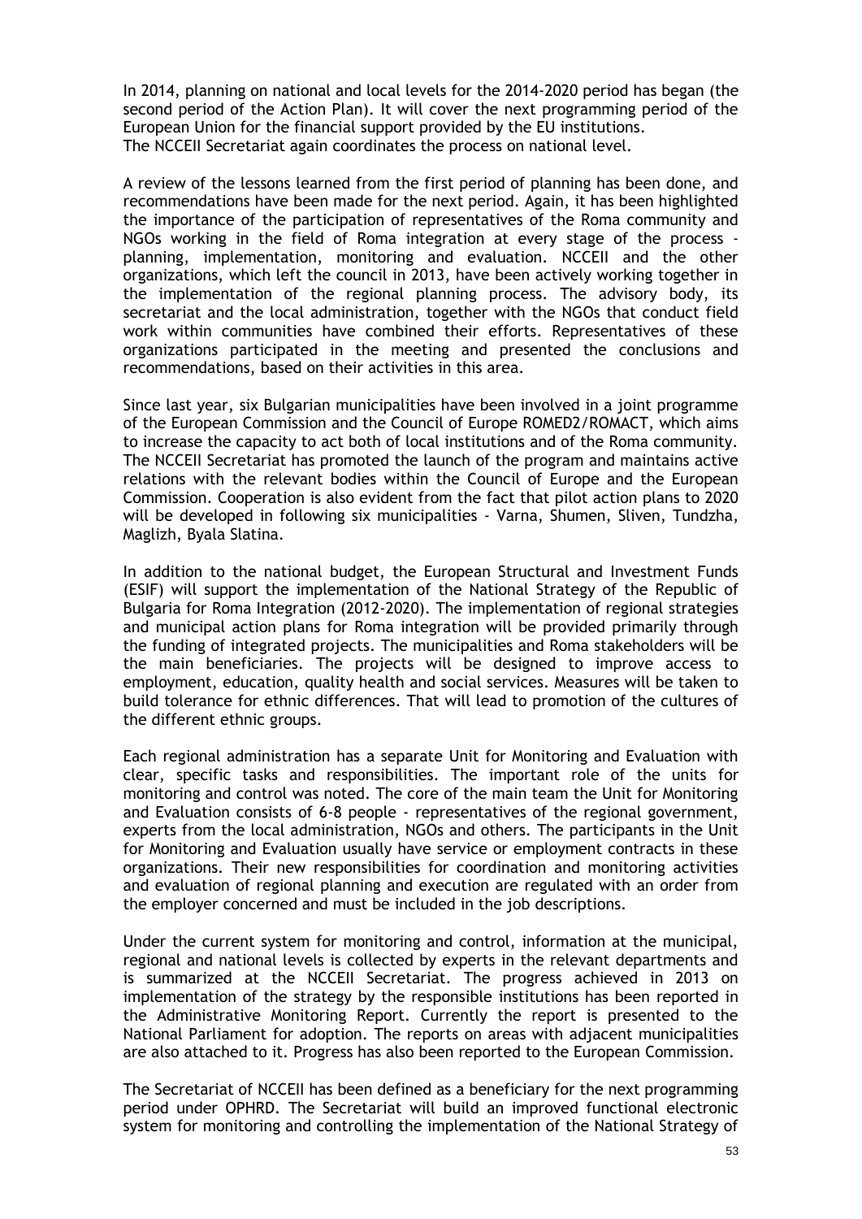In 2014, planning on national and local levels for the 2014-2020 period has began (the second period of the Action Plan). It will cover the next programming period of the European Union for the financial support provided by the EU institutions.
The NCCEII Secretariat again coordinates the process on national level.

A review of the lessons learned from the first period of planning has been done, and recommendations have been made for the next period. Again, it has been highlighted the importance of the participation of representatives of the Roma community and NGOs working in the field of Roma integration at every stage of the process - planning, implementation, monitoring and evaluation. NCCEII and the other organizations, which left the council in 2013, have been actively working together in the implementation of the regional planning process. The advisory body, its secretariat and the local administration, together with the NGOs that conduct field work within communities have combined their efforts. Representatives of these organizations participated in the meeting and presented the conclusions and recommendations, based on their activities in this area.

Since last year, six Bulgarian municipalities have been involved in a joint programme of the European Commission and the Council of Europe ROMED2/ROMACT, which aims to increase the capacity to act both of local institutions and of the Roma community. The NCCEII Secretariat has promoted the launch of the program and maintains active relations with the relevant bodies within the Council of Europe and the European Commission. Cooperation is also evident from the fact that pilot action plans to 2020 will be developed in following six municipalities - Varna, Shumen, Sliven, Tundzha, Maglizh, Byala Slatina.

In addition to the national budget, the European Structural and Investment Funds (ESIF) will support the implementation of the National Strategy of the Republic of Bulgaria for Roma Integration (2012-2020). The implementation of regional strategies and municipal action plans for Roma integration will be provided primarily through the funding of integrated projects. The municipalities and Roma stakeholders will be the main beneficiaries. The projects will be designed to improve access to employment, education, quality health and social services. Measures will be taken to build tolerance for ethnic differences. That will lead to promotion of the cultures of the different ethnic groups.

Each regional administration has a separate Unit for Monitoring and Evaluation with clear, specific tasks and responsibilities. The important role of the units for monitoring and control was noted. The core of the main team the Unit for Monitoring and Evaluation consists of 6-8 people - representatives of the regional government, experts from the local administration, NGOs and others. The participants in the Unit for Monitoring and Evaluation usually have service or employment contracts in these organizations. Their new responsibilities for coordination and monitoring activities and evaluation of regional planning and execution are regulated with an order from the employer concerned and must be included in the job descriptions.

Under the current system for monitoring and control, information at the municipal, regional and national levels is collected by experts in the relevant departments and is summarized at the NCCEII Secretariat. The progress achieved in 2013 on implementation of the strategy by the responsible institutions has been reported in the Administrative Monitoring Report. Currently the report is presented to the National Parliament for adoption. The reports on areas with adjacent municipalities are also attached to it. Progress has also been reported to the European Commission.

The Secretariat of NCCEII has been defined as a beneficiary for the next programming period under OPHRD. The Secretariat will build an improved functional electronic system for monitoring and controlling the implementation of the National Strategy of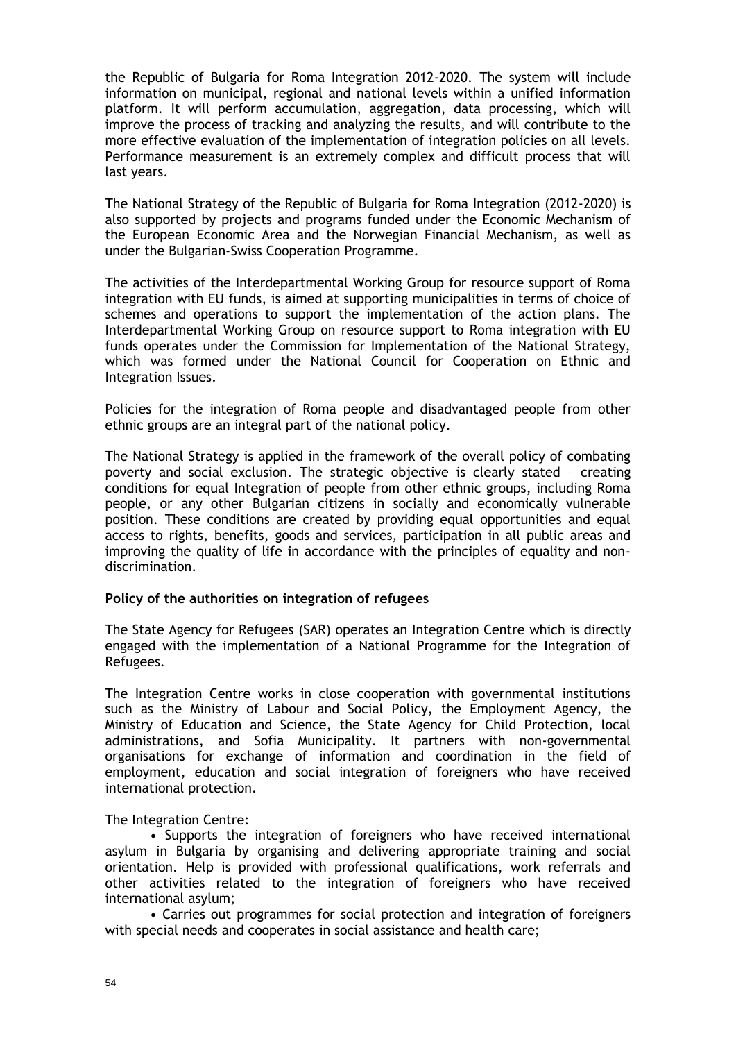the Republic of Bulgaria for Roma Integration 2012-2020. The system will include information on municipal, regional and national levels within a unified information platform. It will perform accumulation, aggregation, data processing, which will improve the process of tracking and analyzing the results, and will contribute to the more effective evaluation of the implementation of integration policies on all levels. Performance measurement is an extremely complex and difficult process that will last years.

The National Strategy of the Republic of Bulgaria for Roma Integration (2012-2020) is also supported by projects and programs funded under the Economic Mechanism of the European Economic Area and the Norwegian Financial Mechanism, as well as under the Bulgarian-Swiss Cooperation Programme.

The activities of the Interdepartmental Working Group for resource support of Roma integration with EU funds, is aimed at supporting municipalities in terms of choice of schemes and operations to support the implementation of the action plans. The Interdepartmental Working Group on resource support to Roma integration with EU funds operates under the Commission for Implementation of the National Strategy, which was formed under the National Council for Cooperation on Ethnic and Integration Issues.

Policies for the integration of Roma people and disadvantaged people from other ethnic groups are an integral part of the national policy.

The National Strategy is applied in the framework of the overall policy of combating poverty and social exclusion. The strategic objective is clearly stated – creating conditions for equal Integration of people from other ethnic groups, including Roma people, or any other Bulgarian citizens in socially and economically vulnerable position. These conditions are created by providing equal opportunities and equal access to rights, benefits, goods and services, participation in all public areas and improving the quality of life in accordance with the principles of equality and non-discrimination.

**Policy of the authorities on integration of refugees**

The State Agency for Refugees (SAR) operates an Integration Centre which is directly engaged with the implementation of a National Programme for the Integration of Refugees.

The Integration Centre works in close cooperation with governmental institutions such as the Ministry of Labour and Social Policy, the Employment Agency, the Ministry of Education and Science, the State Agency for Child Protection, local administrations, and Sofia Municipality. It partners with non-governmental organisations for exchange of information and coordination in the field of employment, education and social integration of foreigners who have received international protection.

The Integration Centre:

- Supports the integration of foreigners who have received international asylum in Bulgaria by organising and delivering appropriate training and social orientation. Help is provided with professional qualifications, work referrals and other activities related to the integration of foreigners who have received international asylum;
- Carries out programmes for social protection and integration of foreigners with special needs and cooperates in social assistance and health care;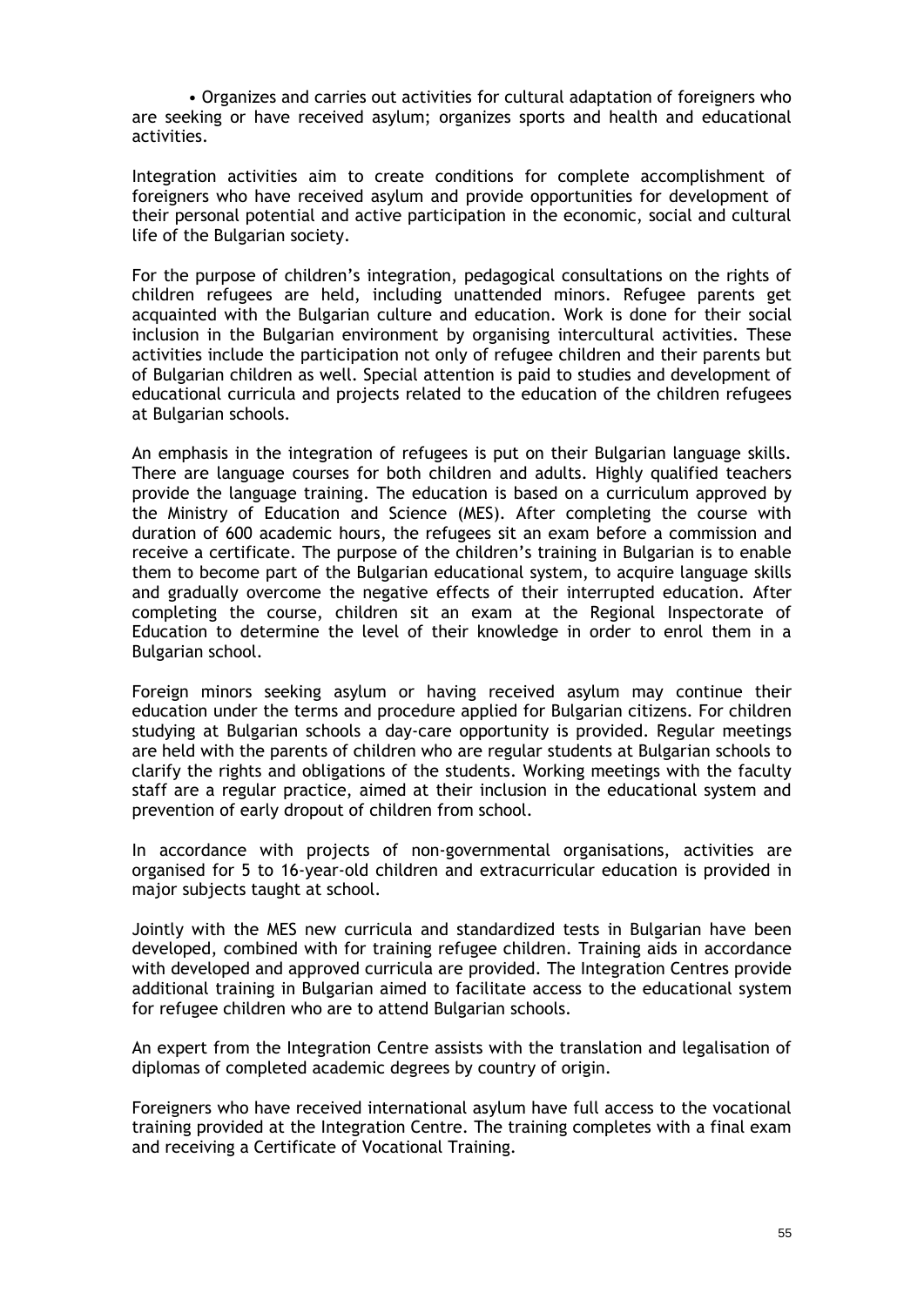• Organizes and carries out activities for cultural adaptation of foreigners who are seeking or have received asylum; organizes sports and health and educational activities.

Integration activities aim to create conditions for complete accomplishment of foreigners who have received asylum and provide opportunities for development of their personal potential and active participation in the economic, social and cultural life of the Bulgarian society.

For the purpose of children's integration, pedagogical consultations on the rights of children refugees are held, including unattended minors. Refugee parents get acquainted with the Bulgarian culture and education. Work is done for their social inclusion in the Bulgarian environment by organising intercultural activities. These activities include the participation not only of refugee children and their parents but of Bulgarian children as well. Special attention is paid to studies and development of educational curricula and projects related to the education of the children refugees at Bulgarian schools.

An emphasis in the integration of refugees is put on their Bulgarian language skills. There are language courses for both children and adults. Highly qualified teachers provide the language training. The education is based on a curriculum approved by the Ministry of Education and Science (MES). After completing the course with duration of 600 academic hours, the refugees sit an exam before a commission and receive a certificate. The purpose of the children's training in Bulgarian is to enable them to become part of the Bulgarian educational system, to acquire language skills and gradually overcome the negative effects of their interrupted education. After completing the course, children sit an exam at the Regional Inspectorate of Education to determine the level of their knowledge in order to enrol them in a Bulgarian school.

Foreign minors seeking asylum or having received asylum may continue their education under the terms and procedure applied for Bulgarian citizens. For children studying at Bulgarian schools a day-care opportunity is provided. Regular meetings are held with the parents of children who are regular students at Bulgarian schools to clarify the rights and obligations of the students. Working meetings with the faculty staff are a regular practice, aimed at their inclusion in the educational system and prevention of early dropout of children from school.

In accordance with projects of non-governmental organisations, activities are organised for 5 to 16-year-old children and extracurricular education is provided in major subjects taught at school.

Jointly with the MES new curricula and standardized tests in Bulgarian have been developed, combined with for training refugee children. Training aids in accordance with developed and approved curricula are provided. The Integration Centres provide additional training in Bulgarian aimed to facilitate access to the educational system for refugee children who are to attend Bulgarian schools.

An expert from the Integration Centre assists with the translation and legalisation of diplomas of completed academic degrees by country of origin.

Foreigners who have received international asylum have full access to the vocational training provided at the Integration Centre. The training completes with a final exam and receiving a Certificate of Vocational Training.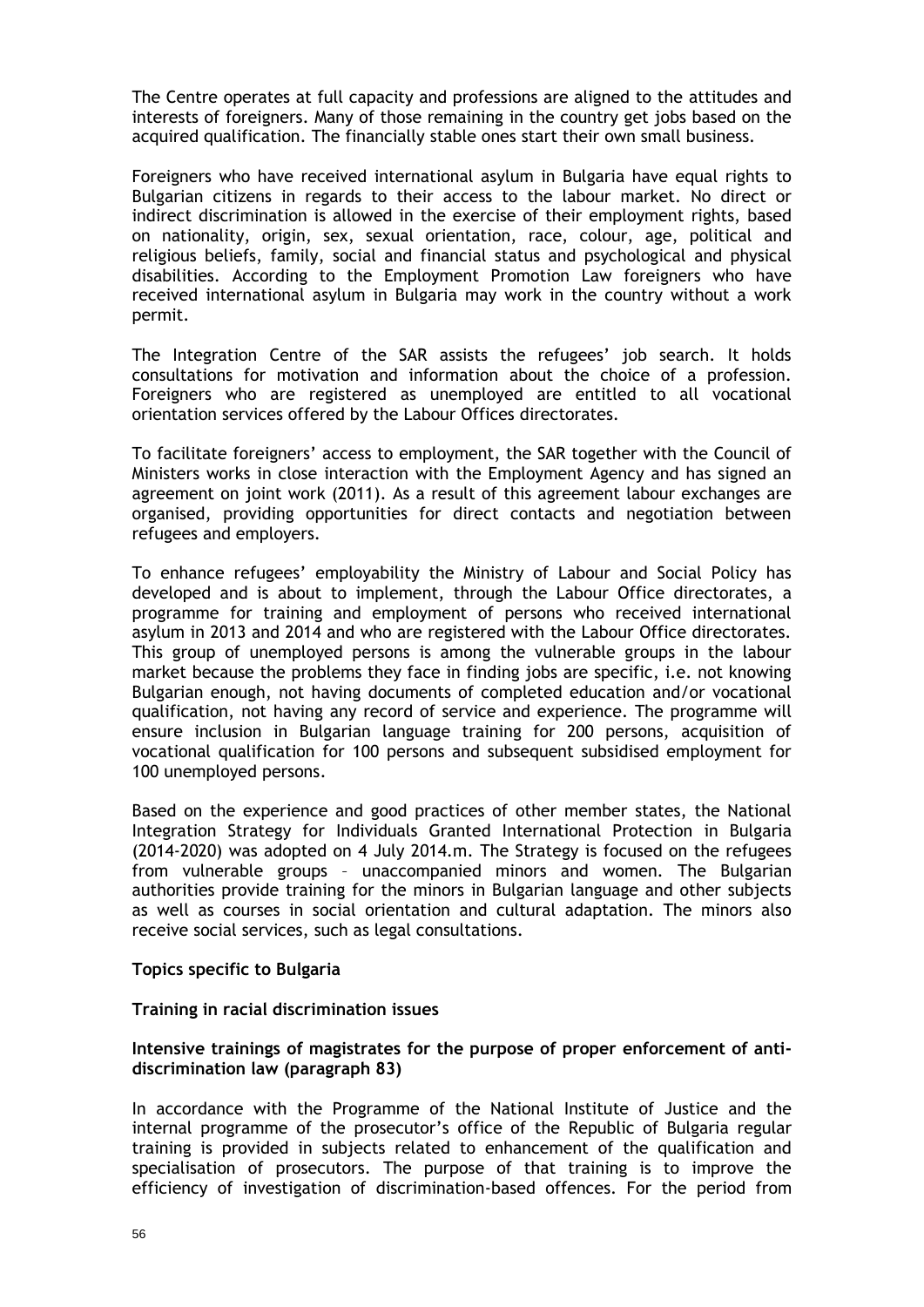The Centre operates at full capacity and professions are aligned to the attitudes and interests of foreigners. Many of those remaining in the country get jobs based on the acquired qualification. The financially stable ones start their own small business.

Foreigners who have received international asylum in Bulgaria have equal rights to Bulgarian citizens in regards to their access to the labour market. No direct or indirect discrimination is allowed in the exercise of their employment rights, based on nationality, origin, sex, sexual orientation, race, colour, age, political and religious beliefs, family, social and financial status and psychological and physical disabilities. According to the Employment Promotion Law foreigners who have received international asylum in Bulgaria may work in the country without a work permit.

The Integration Centre of the SAR assists the refugees' job search. It holds consultations for motivation and information about the choice of a profession. Foreigners who are registered as unemployed are entitled to all vocational orientation services offered by the Labour Offices directorates.

To facilitate foreigners' access to employment, the SAR together with the Council of Ministers works in close interaction with the Employment Agency and has signed an agreement on joint work (2011). As a result of this agreement labour exchanges are organised, providing opportunities for direct contacts and negotiation between refugees and employers.

To enhance refugees' employability the Ministry of Labour and Social Policy has developed and is about to implement, through the Labour Office directorates, a programme for training and employment of persons who received international asylum in 2013 and 2014 and who are registered with the Labour Office directorates. This group of unemployed persons is among the vulnerable groups in the labour market because the problems they face in finding jobs are specific, i.e. not knowing Bulgarian enough, not having documents of completed education and/or vocational qualification, not having any record of service and experience. The programme will ensure inclusion in Bulgarian language training for 200 persons, acquisition of vocational qualification for 100 persons and subsequent subsidised employment for 100 unemployed persons.

Based on the experience and good practices of other member states, the National Integration Strategy for Individuals Granted International Protection in Bulgaria (2014-2020) was adopted on 4 July 2014.m. The Strategy is focused on the refugees from vulnerable groups – unaccompanied minors and women. The Bulgarian authorities provide training for the minors in Bulgarian language and other subjects as well as courses in social orientation and cultural adaptation. The minors also receive social services, such as legal consultations.

**Topics specific to Bulgaria**

**Training in racial discrimination issues**

**Intensive trainings of magistrates for the purpose of proper enforcement of anti-discrimination law (paragraph 83)**

In accordance with the Programme of the National Institute of Justice and the internal programme of the prosecutor's office of the Republic of Bulgaria regular training is provided in subjects related to enhancement of the qualification and specialisation of prosecutors. The purpose of that training is to improve the efficiency of investigation of discrimination-based offences. For the period from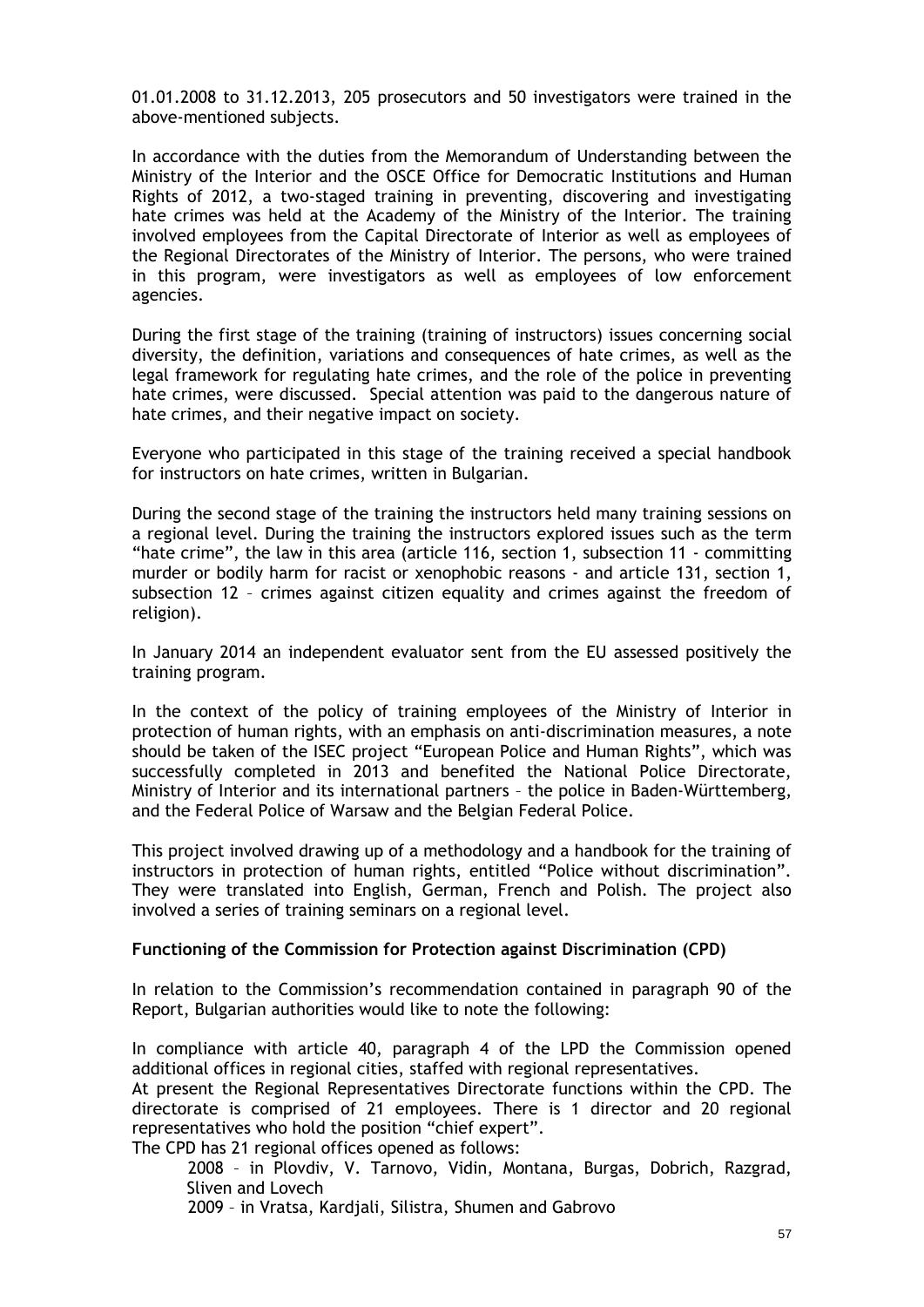01.01.2008 to 31.12.2013, 205 prosecutors and 50 investigators were trained in the above-mentioned subjects.

In accordance with the duties from the Memorandum of Understanding between the Ministry of the Interior and the OSCE Office for Democratic Institutions and Human Rights of 2012, a two-staged training in preventing, discovering and investigating hate crimes was held at the Academy of the Ministry of the Interior. The training involved employees from the Capital Directorate of Interior as well as employees of the Regional Directorates of the Ministry of Interior. The persons, who were trained in this program, were investigators as well as employees of low enforcement agencies.

During the first stage of the training (training of instructors) issues concerning social diversity, the definition, variations and consequences of hate crimes, as well as the legal framework for regulating hate crimes, and the role of the police in preventing hate crimes, were discussed. Special attention was paid to the dangerous nature of hate crimes, and their negative impact on society.

Everyone who participated in this stage of the training received a special handbook for instructors on hate crimes, written in Bulgarian.

During the second stage of the training the instructors held many training sessions on a regional level. During the training the instructors explored issues such as the term "hate crime", the law in this area (article 116, section 1, subsection 11 - committing murder or bodily harm for racist or xenophobic reasons - and article 131, section 1, subsection 12 – crimes against citizen equality and crimes against the freedom of religion).

In January 2014 an independent evaluator sent from the EU assessed positively the training program.

In the context of the policy of training employees of the Ministry of Interior in protection of human rights, with an emphasis on anti-discrimination measures, a note should be taken of the ISEC project "European Police and Human Rights", which was successfully completed in 2013 and benefited the National Police Directorate, Ministry of Interior and its international partners – the police in Baden-Württemberg, and the Federal Police of Warsaw and the Belgian Federal Police.

This project involved drawing up of a methodology and a handbook for the training of instructors in protection of human rights, entitled "Police without discrimination". They were translated into English, German, French and Polish. The project also involved a series of training seminars on a regional level.

**Functioning of the Commission for Protection against Discrimination (CPD)**

In relation to the Commission's recommendation contained in paragraph 90 of the Report, Bulgarian authorities would like to note the following:

In compliance with article 40, paragraph 4 of the LPD the Commission opened additional offices in regional cities, staffed with regional representatives.
At present the Regional Representatives Directorate functions within the CPD. The directorate is comprised of 21 employees. There is 1 director and 20 regional representatives who hold the position "chief expert".
The CPD has 21 regional offices opened as follows:

2008 – in Plovdiv, V. Tarnovo, Vidin, Montana, Burgas, Dobrich, Razgrad, Sliven and Lovech

2009 – in Vratsa, Kardjali, Silistra, Shumen and Gabrovo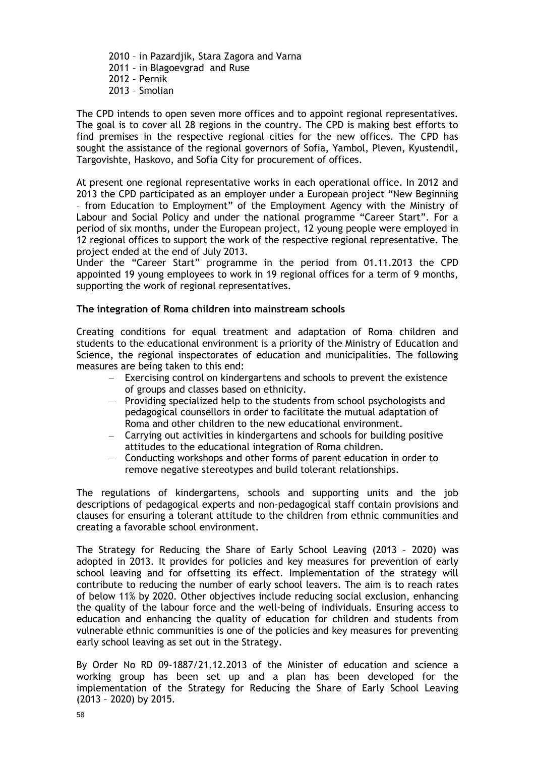2010 – in Pazardjik, Stara Zagora and Varna
2011 – in Blagoevgrad and Ruse
2012 – Pernik
2013 – Smolian

The CPD intends to open seven more offices and to appoint regional representatives. The goal is to cover all 28 regions in the country. The CPD is making best efforts to find premises in the respective regional cities for the new offices. The CPD has sought the assistance of the regional governors of Sofia, Yambol, Pleven, Kyustendil, Targovishte, Haskovo, and Sofia City for procurement of offices.

At present one regional representative works in each operational office. In 2012 and 2013 the CPD participated as an employer under a European project "New Beginning – from Education to Employment" of the Employment Agency with the Ministry of Labour and Social Policy and under the national programme "Career Start". For a period of six months, under the European project, 12 young people were employed in 12 regional offices to support the work of the respective regional representative. The project ended at the end of July 2013.
Under the "Career Start" programme in the period from 01.11.2013 the CPD appointed 19 young employees to work in 19 regional offices for a term of 9 months, supporting the work of regional representatives.

**The integration of Roma children into mainstream schools**

Creating conditions for equal treatment and adaptation of Roma children and students to the educational environment is a priority of the Ministry of Education and Science, the regional inspectorates of education and municipalities. The following measures are being taken to this end:

- Exercising control on kindergartens and schools to prevent the existence of groups and classes based on ethnicity.
- Providing specialized help to the students from school psychologists and pedagogical counsellors in order to facilitate the mutual adaptation of Roma and other children to the new educational environment.
- Carrying out activities in kindergartens and schools for building positive attitudes to the educational integration of Roma children.
- Conducting workshops and other forms of parent education in order to remove negative stereotypes and build tolerant relationships.

The regulations of kindergartens, schools and supporting units and the job descriptions of pedagogical experts and non-pedagogical staff contain provisions and clauses for ensuring a tolerant attitude to the children from ethnic communities and creating a favorable school environment.

The Strategy for Reducing the Share of Early School Leaving (2013 – 2020) was adopted in 2013. It provides for policies and key measures for prevention of early school leaving and for offsetting its effect. Implementation of the strategy will contribute to reducing the number of early school leavers. The aim is to reach rates of below 11% by 2020. Other objectives include reducing social exclusion, enhancing the quality of the labour force and the well-being of individuals. Ensuring access to education and enhancing the quality of education for children and students from vulnerable ethnic communities is one of the policies and key measures for preventing early school leaving as set out in the Strategy.

By Order No RD 09-1887/21.12.2013 of the Minister of education and science a working group has been set up and a plan has been developed for the implementation of the Strategy for Reducing the Share of Early School Leaving (2013 – 2020) by 2015.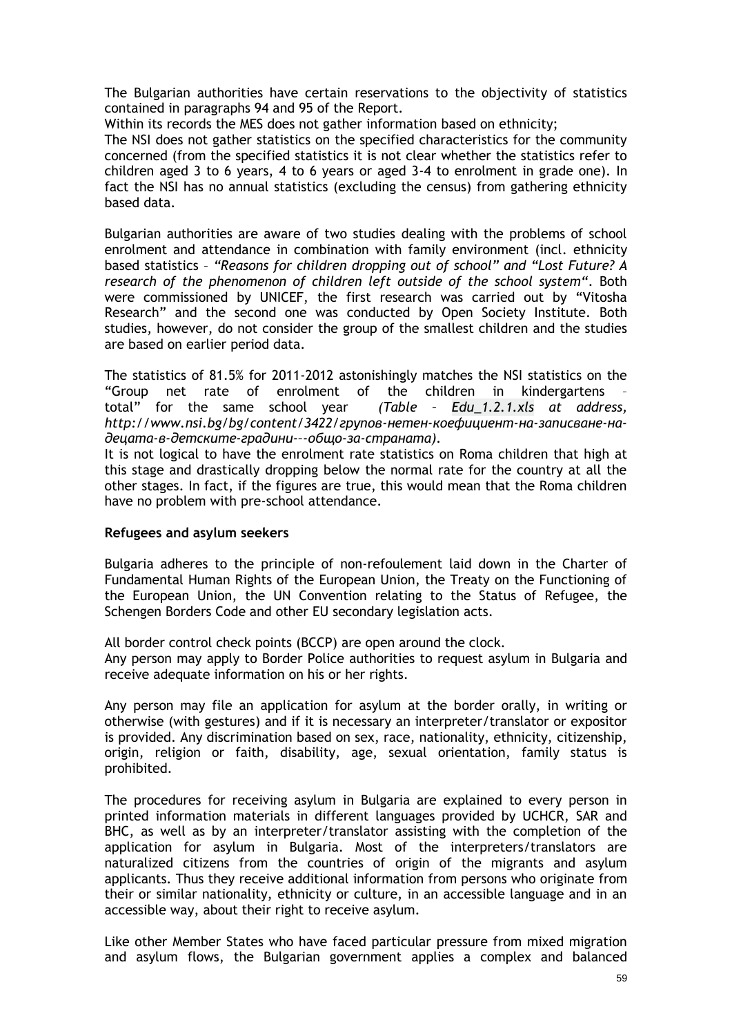The Bulgarian authorities have certain reservations to the objectivity of statistics contained in paragraphs 94 and 95 of the Report.

Within its records the MES does not gather information based on ethnicity;

The NSI does not gather statistics on the specified characteristics for the community concerned (from the specified statistics it is not clear whether the statistics refer to children aged 3 to 6 years, 4 to 6 years or aged 3-4 to enrolment in grade one). In fact the NSI has no annual statistics (excluding the census) from gathering ethnicity based data.

Bulgarian authorities are aware of two studies dealing with the problems of school enrolment and attendance in combination with family environment (incl. ethnicity based statistics – *"Reasons for children dropping out of school" and "Lost Future? A research of the phenomenon of children left outside of the school system"*. Both were commissioned by UNICEF, the first research was carried out by "Vitosha Research" and the second one was conducted by Open Society Institute. Both studies, however, do not consider the group of the smallest children and the studies are based on earlier period data.

The statistics of 81.5% for 2011-2012 astonishingly matches the NSI statistics on the "Group net rate of enrolment of the children in kindergartens – total" for the same school year *(Table – Edu_1.2.1.xls at address, http://www.nsi.bg/bg/content/3422/групов-нетен-коефициент-на-записване-на-децата-в-детските-градини---общо-за-страната).*

It is not logical to have the enrolment rate statistics on Roma children that high at this stage and drastically dropping below the normal rate for the country at all the other stages. In fact, if the figures are true, this would mean that the Roma children have no problem with pre-school attendance.

**Refugees and asylum seekers**

Bulgaria adheres to the principle of non-refoulement laid down in the Charter of Fundamental Human Rights of the European Union, the Treaty on the Functioning of the European Union, the UN Convention relating to the Status of Refugee, the Schengen Borders Code and other EU secondary legislation acts.

All border control check points (BCCP) are open around the clock.

Any person may apply to Border Police authorities to request asylum in Bulgaria and receive adequate information on his or her rights.

Any person may file an application for asylum at the border orally, in writing or otherwise (with gestures) and if it is necessary an interpreter/translator or expositor is provided. Any discrimination based on sex, race, nationality, ethnicity, citizenship, origin, religion or faith, disability, age, sexual orientation, family status is prohibited.

The procedures for receiving asylum in Bulgaria are explained to every person in printed information materials in different languages provided by UCHCR, SAR and BHC, as well as by an interpreter/translator assisting with the completion of the application for asylum in Bulgaria. Most of the interpreters/translators are naturalized citizens from the countries of origin of the migrants and asylum applicants. Thus they receive additional information from persons who originate from their or similar nationality, ethnicity or culture, in an accessible language and in an accessible way, about their right to receive asylum.

Like other Member States who have faced particular pressure from mixed migration and asylum flows, the Bulgarian government applies a complex and balanced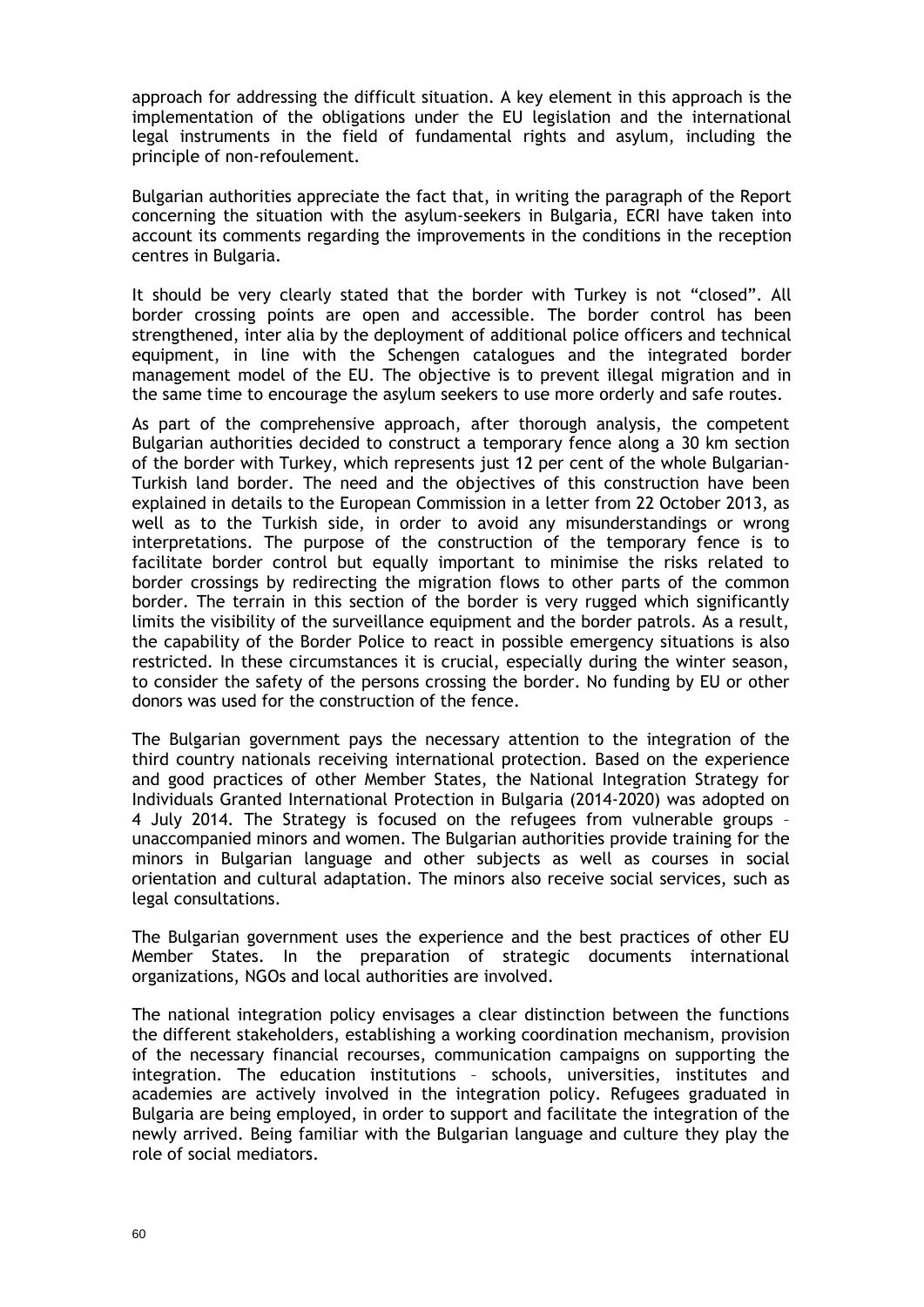approach for addressing the difficult situation. A key element in this approach is the implementation of the obligations under the EU legislation and the international legal instruments in the field of fundamental rights and asylum, including the principle of non-refoulement.

Bulgarian authorities appreciate the fact that, in writing the paragraph of the Report concerning the situation with the asylum-seekers in Bulgaria, ECRI have taken into account its comments regarding the improvements in the conditions in the reception centres in Bulgaria.

It should be very clearly stated that the border with Turkey is not "closed". All border crossing points are open and accessible. The border control has been strengthened, inter alia by the deployment of additional police officers and technical equipment, in line with the Schengen catalogues and the integrated border management model of the EU. The objective is to prevent illegal migration and in the same time to encourage the asylum seekers to use more orderly and safe routes.

As part of the comprehensive approach, after thorough analysis, the competent Bulgarian authorities decided to construct a temporary fence along a 30 km section of the border with Turkey, which represents just 12 per cent of the whole Bulgarian-Turkish land border. The need and the objectives of this construction have been explained in details to the European Commission in a letter from 22 October 2013, as well as to the Turkish side, in order to avoid any misunderstandings or wrong interpretations. The purpose of the construction of the temporary fence is to facilitate border control but equally important to minimise the risks related to border crossings by redirecting the migration flows to other parts of the common border. The terrain in this section of the border is very rugged which significantly limits the visibility of the surveillance equipment and the border patrols. As a result, the capability of the Border Police to react in possible emergency situations is also restricted. In these circumstances it is crucial, especially during the winter season, to consider the safety of the persons crossing the border. No funding by EU or other donors was used for the construction of the fence.

The Bulgarian government pays the necessary attention to the integration of the third country nationals receiving international protection. Based on the experience and good practices of other Member States, the National Integration Strategy for Individuals Granted International Protection in Bulgaria (2014-2020) was adopted on 4 July 2014. The Strategy is focused on the refugees from vulnerable groups – unaccompanied minors and women. The Bulgarian authorities provide training for the minors in Bulgarian language and other subjects as well as courses in social orientation and cultural adaptation. The minors also receive social services, such as legal consultations.

The Bulgarian government uses the experience and the best practices of other EU Member States. In the preparation of strategic documents international organizations, NGOs and local authorities are involved.

The national integration policy envisages a clear distinction between the functions the different stakeholders, establishing a working coordination mechanism, provision of the necessary financial recourses, communication campaigns on supporting the integration. The education institutions – schools, universities, institutes and academies are actively involved in the integration policy. Refugees graduated in Bulgaria are being employed, in order to support and facilitate the integration of the newly arrived. Being familiar with the Bulgarian language and culture they play the role of social mediators.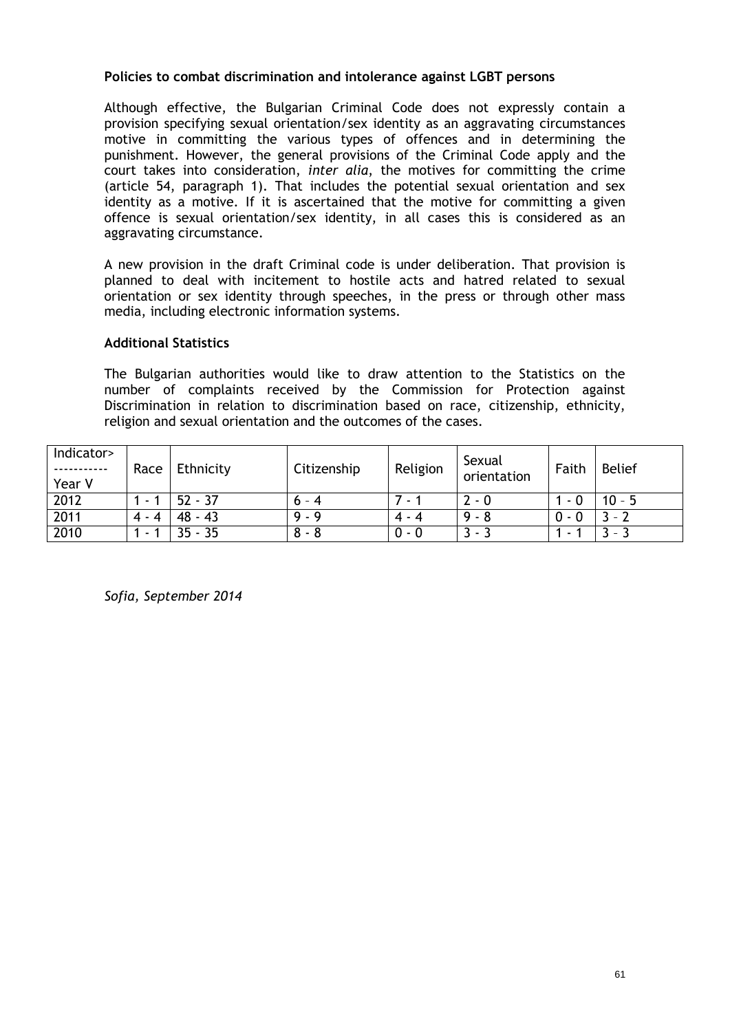**Policies to combat discrimination and intolerance against LGBT persons**

Although effective, the Bulgarian Criminal Code does not expressly contain a provision specifying sexual orientation/sex identity as an aggravating circumstances motive in committing the various types of offences and in determining the punishment. However, the general provisions of the Criminal Code apply and the court takes into consideration, *inter alia*, the motives for committing the crime (article 54, paragraph 1). That includes the potential sexual orientation and sex identity as a motive. If it is ascertained that the motive for committing a given offence is sexual orientation/sex identity, in all cases this is considered as an aggravating circumstance.

A new provision in the draft Criminal code is under deliberation. That provision is planned to deal with incitement to hostile acts and hatred related to sexual orientation or sex identity through speeches, in the press or through other mass media, including electronic information systems.

**Additional Statistics**

The Bulgarian authorities would like to draw attention to the Statistics on the number of complaints received by the Commission for Protection against Discrimination in relation to discrimination based on race, citizenship, ethnicity, religion and sexual orientation and the outcomes of the cases.

| Indicator> ----------- Year V | Race | Ethnicity | Citizenship | Religion | Sexual orientation | Faith | Belief |
|---|---|---|---|---|---|---|---|
| 2012 | 1 - 1 | 52 - 37 | 6 – 4 | 7 - 1 | 2 - 0 | 1 - 0 | 10 – 5 |
| 2011 | 4 - 4 | 48 - 43 | 9 - 9 | 4 - 4 | 9 - 8 | 0 - 0 | 3 – 2 |
| 2010 | 1 - 1 | 35 - 35 | 8 - 8 | 0 - 0 | 3 - 3 | 1 - 1 | 3 – 3 |

*Sofia, September 2014*